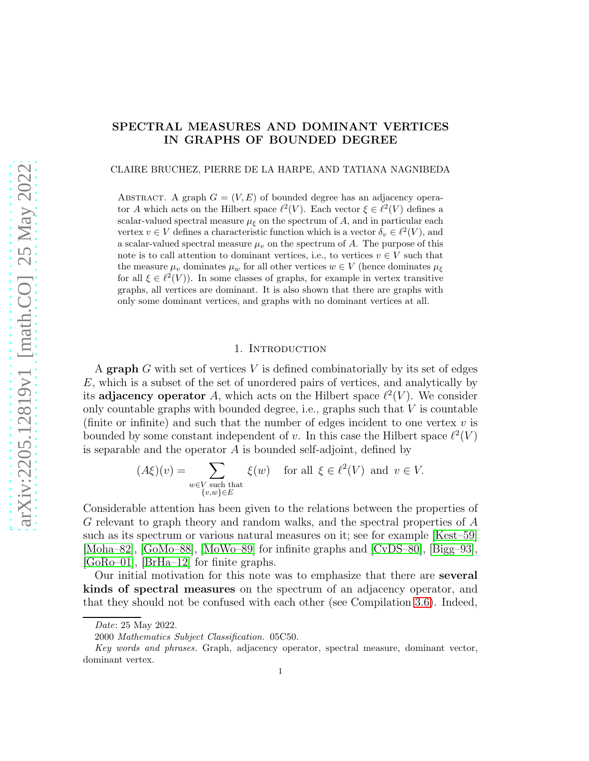# SPECTRAL MEASURES AND DOMINANT VERTICES IN GRAPHS OF BOUNDED DEGREE

CLAIRE BRUCHEZ, PIERRE DE LA HARPE, AND TATIANA NAGNIBEDA

Abstract. A graph $G = (V, E)$ of bounded degree has an adjacency operator $A$ which acts on the Hilbert space $\ell^2(V)$. Each vector $\xi \in \ell^2(V)$ defines a scalar-valued spectral measure $\mu_\xi$ on the spectrum of $A$, and in particular each vertex $v \in V$ defines a characteristic function which is a vector $\delta_v \in \ell^2(V)$, and a scalar-valued spectral measure $\mu_v$ on the spectrum of $A$. The purpose of this note is to call attention to dominant vertices, i.e., to vertices $v \in V$ such that the measure $\mu_v$ dominates $\mu_w$ for all other vertices $w \in V$ (hence dominates $\mu_\xi$ for all $\xi \in \ell^2(V)$). In some classes of graphs, for example in vertex transitive graphs, all vertices are dominant. It is also shown that there are graphs with only some dominant vertices, and graphs with no dominant vertices at all.

## 1. Introduction

A **graph** $G$ with set of vertices $V$ is defined combinatorially by its set of edges $E$, which is a subset of the set of unordered pairs of vertices, and analytically by its **adjacency operator** $A$, which acts on the Hilbert space $\ell^2(V)$. We consider only countable graphs with bounded degree, i.e., graphs such that $V$ is countable (finite or infinite) and such that the number of edges incident to one vertex $v$ is bounded by some constant independent of $v$. In this case the Hilbert space $\ell^2(V)$ is separable and the operator $A$ is bounded self-adjoint, defined by

$$(A\xi)(v) = \sum_{\substack{w \in V \text{ such that} \\ \{v,w\} \in E}} \xi(w) \quad \text{for all } \xi \in \ell^2(V) \text{ and } v \in V.$$

Considerable attention has been given to the relations between the properties of $G$ relevant to graph theory and random walks, and the spectral properties of $A$ such as its spectrum or various natural measures on it; see for example [Kest–59] [Moha–82], [GoMo–88], [MoWo–89] for infinite graphs and [CvDS–80], [Bigg–93], [GoRo–01], [BrHa–12] for finite graphs.

Our initial motivation for this note was to emphasize that there are **several kinds of spectral measures** on the spectrum of an adjacency operator, and that they should not be confused with each other (see Compilation 3.6). Indeed,

*Date*: 25 May 2022.

2000 *Mathematics Subject Classification.* 05C50.

*Key words and phrases.* Graph, adjacency operator, spectral measure, dominant vector, dominant vertex.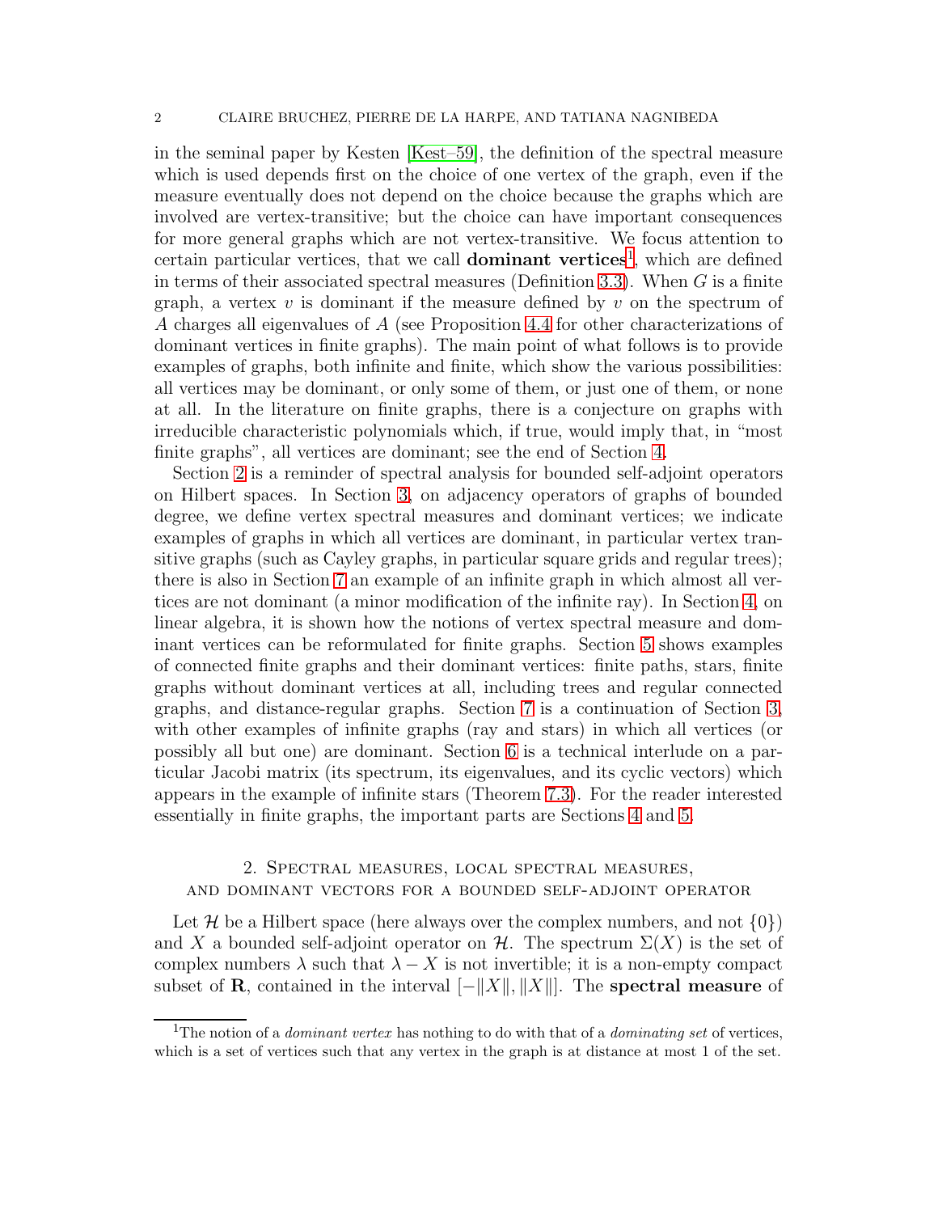in the seminal paper by Kesten [Kest–59], the definition of the spectral measure which is used depends first on the choice of one vertex of the graph, even if the measure eventually does not depend on the choice because the graphs which are involved are vertex-transitive; but the choice can have important consequences for more general graphs which are not vertex-transitive. We focus attention to certain particular vertices, that we call **dominant vertices**[1], which are defined in terms of their associated spectral measures (Definition 3.3). When $G$ is a finite graph, a vertex $v$ is dominant if the measure defined by $v$ on the spectrum of $A$ charges all eigenvalues of $A$ (see Proposition 4.4 for other characterizations of dominant vertices in finite graphs). The main point of what follows is to provide examples of graphs, both infinite and finite, which show the various possibilities: all vertices may be dominant, or only some of them, or just one of them, or none at all. In the literature on finite graphs, there is a conjecture on graphs with irreducible characteristic polynomials which, if true, would imply that, in "most finite graphs", all vertices are dominant; see the end of Section 4.

Section 2 is a reminder of spectral analysis for bounded self-adjoint operators on Hilbert spaces. In Section 3, on adjacency operators of graphs of bounded degree, we define vertex spectral measures and dominant vertices; we indicate examples of graphs in which all vertices are dominant, in particular vertex transitive graphs (such as Cayley graphs, in particular square grids and regular trees); there is also in Section 7 an example of an infinite graph in which almost all vertices are not dominant (a minor modification of the infinite ray). In Section 4, on linear algebra, it is shown how the notions of vertex spectral measure and dominant vertices can be reformulated for finite graphs. Section 5 shows examples of connected finite graphs and their dominant vertices: finite paths, stars, finite graphs without dominant vertices at all, including trees and regular connected graphs, and distance-regular graphs. Section 7 is a continuation of Section 3, with other examples of infinite graphs (ray and stars) in which all vertices (or possibly all but one) are dominant. Section 6 is a technical interlude on a particular Jacobi matrix (its spectrum, its eigenvalues, and its cyclic vectors) which appears in the example of infinite stars (Theorem 7.3). For the reader interested essentially in finite graphs, the important parts are Sections 4 and 5.

## 2. Spectral measures, local spectral measures, and dominant vectors for a bounded self-adjoint operator

Let $\mathcal{H}$ be a Hilbert space (here always over the complex numbers, and not $\{0\}$) and $X$ a bounded self-adjoint operator on $\mathcal{H}$. The spectrum $\Sigma(X)$ is the set of complex numbers $\lambda$ such that $\lambda - X$ is not invertible; it is a non-empty compact subset of $\mathbf{R}$, contained in the interval $[-\|X\|, \|X\|]$. The **spectral measure** of

[1] The notion of a *dominant vertex* has nothing to do with that of a *dominating set* of vertices, which is a set of vertices such that any vertex in the graph is at distance at most 1 of the set.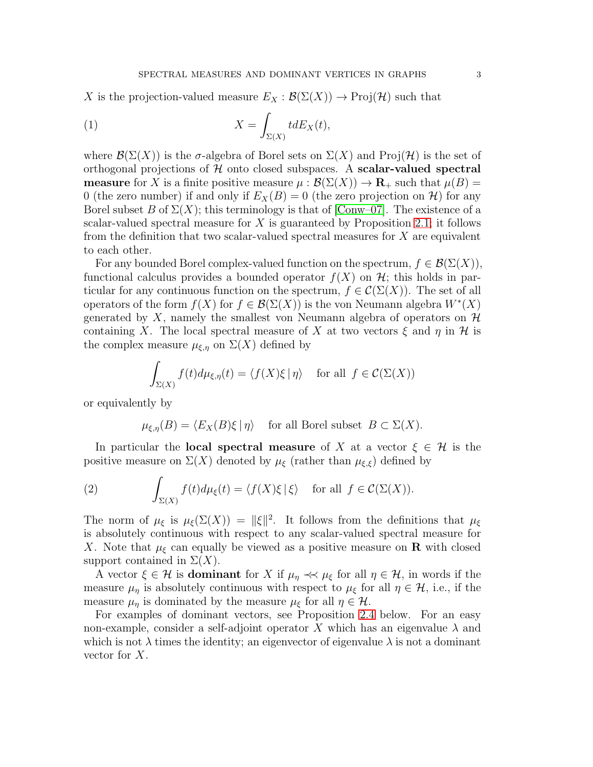$X$ is the projection-valued measure $E_X : \mathcal{B}(\Sigma(X)) \to \mathrm{Proj}(\mathcal{H})$ such that

$$X = \int_{\Sigma(X)} t dE_X(t), \tag{1}$$

where $\mathcal{B}(\Sigma(X))$ is the $\sigma$-algebra of Borel sets on $\Sigma(X)$ and $\mathrm{Proj}(\mathcal{H})$ is the set of orthogonal projections of $\mathcal{H}$ onto closed subspaces. A **scalar-valued spectral measure** for $X$ is a finite positive measure $\mu : \mathcal{B}(\Sigma(X)) \to \mathbf{R}_+$ such that $\mu(B) = 0$ (the zero number) if and only if $E_X(B) = 0$ (the zero projection on $\mathcal{H}$) for any Borel subset $B$ of $\Sigma(X)$; this terminology is that of [Conw–07]. The existence of a scalar-valued spectral measure for $X$ is guaranteed by Proposition 2.1; it follows from the definition that two scalar-valued spectral measures for $X$ are equivalent to each other.

For any bounded Borel complex-valued function on the spectrum, $f \in \mathcal{B}(\Sigma(X))$, functional calculus provides a bounded operator $f(X)$ on $\mathcal{H}$; this holds in particular for any continuous function on the spectrum, $f \in \mathcal{C}(\Sigma(X))$. The set of all operators of the form $f(X)$ for $f \in \mathcal{B}(\Sigma(X))$ is the von Neumann algebra $W^*(X)$ generated by $X$, namely the smallest von Neumann algebra of operators on $\mathcal{H}$ containing $X$. The local spectral measure of $X$ at two vectors $\xi$ and $\eta$ in $\mathcal{H}$ is the complex measure $\mu_{\xi,\eta}$ on $\Sigma(X)$ defined by

$$\int_{\Sigma(X)} f(t) d\mu_{\xi,\eta}(t) = \langle f(X)\xi \,|\, \eta \rangle \quad \text{for all } \; f \in \mathcal{C}(\Sigma(X))$$

or equivalently by

$$\mu_{\xi,\eta}(B) = \langle E_X(B)\xi \,|\, \eta \rangle \quad \text{for all Borel subset } \; B \subset \Sigma(X).$$

In particular the **local spectral measure** of $X$ at a vector $\xi \in \mathcal{H}$ is the positive measure on $\Sigma(X)$ denoted by $\mu_\xi$ (rather than $\mu_{\xi,\xi}$) defined by

$$\int_{\Sigma(X)} f(t) d\mu_\xi(t) = \langle f(X)\xi \,|\, \xi \rangle \quad \text{for all } \; f \in \mathcal{C}(\Sigma(X)). \tag{2}$$

The norm of $\mu_\xi$ is $\mu_\xi(\Sigma(X)) = \|\xi\|^2$. It follows from the definitions that $\mu_\xi$ is absolutely continuous with respect to any scalar-valued spectral measure for $X$. Note that $\mu_\xi$ can equally be viewed as a positive measure on $\mathbf{R}$ with closed support contained in $\Sigma(X)$.

A vector $\xi \in \mathcal{H}$ is **dominant** for $X$ if $\mu_\eta \prec\prec \mu_\xi$ for all $\eta \in \mathcal{H}$, in words if the measure $\mu_\eta$ is absolutely continuous with respect to $\mu_\xi$ for all $\eta \in \mathcal{H}$, i.e., if the measure $\mu_\eta$ is dominated by the measure $\mu_\xi$ for all $\eta \in \mathcal{H}$.

For examples of dominant vectors, see Proposition 2.4 below. For an easy non-example, consider a self-adjoint operator $X$ which has an eigenvalue $\lambda$ and which is not $\lambda$ times the identity; an eigenvector of eigenvalue $\lambda$ is not a dominant vector for $X$.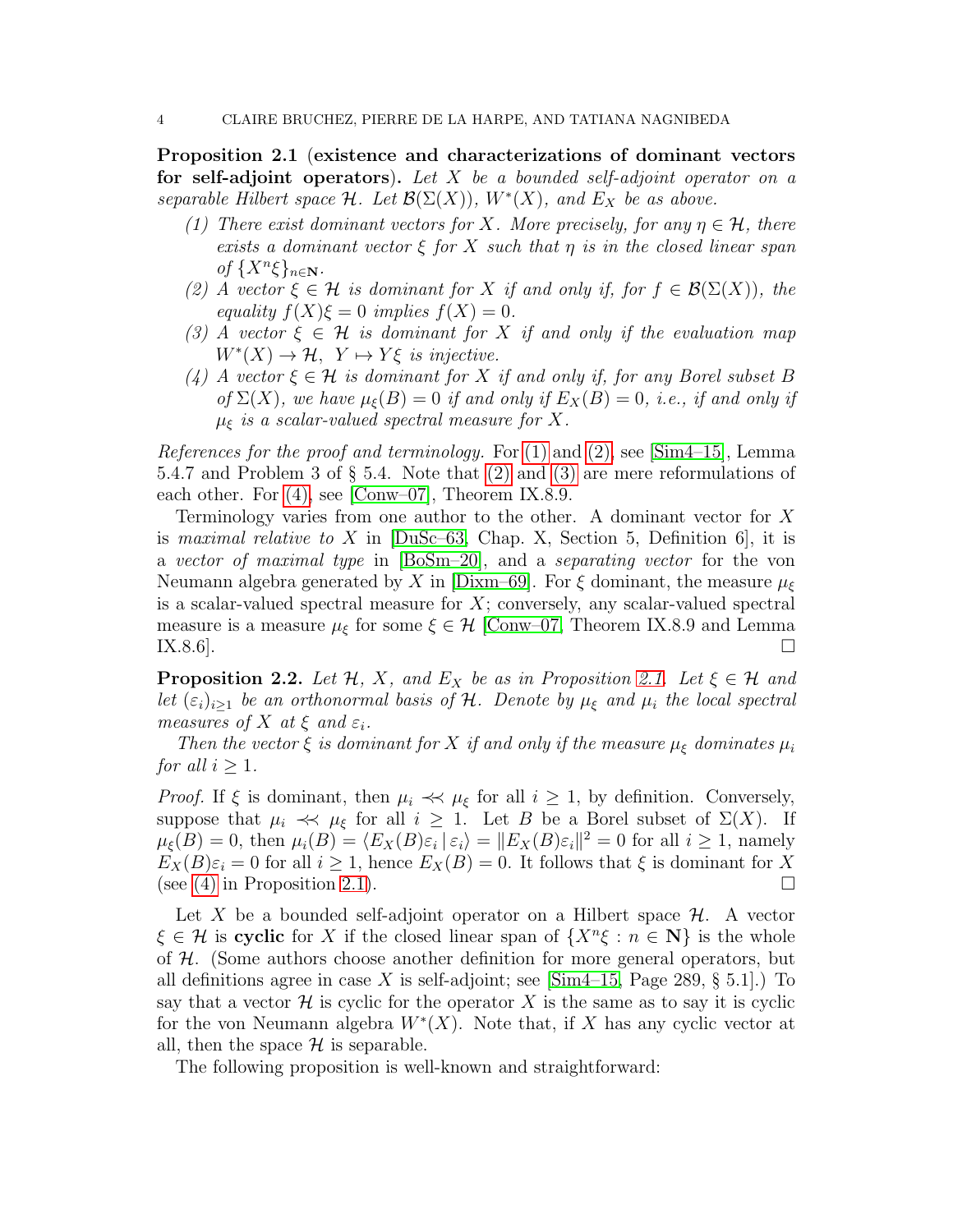**Proposition 2.1** (**existence and characterizations of dominant vectors for self-adjoint operators**). *Let $X$ be a bounded self-adjoint operator on a separable Hilbert space $\mathcal{H}$. Let $\mathcal{B}(\Sigma(X))$, $W^*(X)$, and $E_X$ be as above.*

1. *There exist dominant vectors for $X$. More precisely, for any $\eta \in \mathcal{H}$, there exists a dominant vector $\xi$ for $X$ such that $\eta$ is in the closed linear span of $\{X^n \xi\}_{n \in \mathbf{N}}$.*
2. *A vector $\xi \in \mathcal{H}$ is dominant for $X$ if and only if, for $f \in \mathcal{B}(\Sigma(X))$, the equality $f(X)\xi = 0$ implies $f(X) = 0$.*
3. *A vector $\xi \in \mathcal{H}$ is dominant for $X$ if and only if the evaluation map $W^*(X) \to \mathcal{H}$, $Y \mapsto Y\xi$ is injective.*
4. *A vector $\xi \in \mathcal{H}$ is dominant for $X$ if and only if, for any Borel subset $B$ of $\Sigma(X)$, we have $\mu_\xi(B) = 0$ if and only if $E_X(B) = 0$, i.e., if and only if $\mu_\xi$ is a scalar-valued spectral measure for $X$.*

*References for the proof and terminology.* For (1) and (2), see [Sim4–15], Lemma 5.4.7 and Problem 3 of § 5.4. Note that (2) and (3) are mere reformulations of each other. For (4), see [Conw–07], Theorem IX.8.9.

Terminology varies from one author to the other. A dominant vector for $X$ is *maximal relative to* $X$ in [DuSc–63, Chap. X, Section 5, Definition 6], it is a *vector of maximal type* in [BoSm–20], and a *separating vector* for the von Neumann algebra generated by $X$ in [Dixm–69]. For $\xi$ dominant, the measure $\mu_\xi$ is a scalar-valued spectral measure for $X$; conversely, any scalar-valued spectral measure is a measure $\mu_\xi$ for some $\xi \in \mathcal{H}$ [Conw–07, Theorem IX.8.9 and Lemma IX.8.6]. □

**Proposition 2.2.** *Let $\mathcal{H}$, $X$, and $E_X$ be as in Proposition 2.1. Let $\xi \in \mathcal{H}$ and let $(\varepsilon_i)_{i \geq 1}$ be an orthonormal basis of $\mathcal{H}$. Denote by $\mu_\xi$ and $\mu_i$ the local spectral measures of $X$ at $\xi$ and $\varepsilon_i$.*

*Then the vector $\xi$ is dominant for $X$ if and only if the measure $\mu_\xi$ dominates $\mu_i$ for all $i \geq 1$.*

*Proof.* If $\xi$ is dominant, then $\mu_i \prec\prec \mu_\xi$ for all $i \geq 1$, by definition. Conversely, suppose that $\mu_i \prec\prec \mu_\xi$ for all $i \geq 1$. Let $B$ be a Borel subset of $\Sigma(X)$. If $\mu_\xi(B) = 0$, then $\mu_i(B) = \langle E_X(B)\varepsilon_i \mid \varepsilon_i \rangle = \| E_X(B)\varepsilon_i \|^2 = 0$ for all $i \geq 1$, namely $E_X(B)\varepsilon_i = 0$ for all $i \geq 1$, hence $E_X(B) = 0$. It follows that $\xi$ is dominant for $X$ (see (4) in Proposition 2.1). □

Let $X$ be a bounded self-adjoint operator on a Hilbert space $\mathcal{H}$. A vector $\xi \in \mathcal{H}$ is **cyclic** for $X$ if the closed linear span of $\{X^n \xi : n \in \mathbf{N}\}$ is the whole of $\mathcal{H}$. (Some authors choose another definition for more general operators, but all definitions agree in case $X$ is self-adjoint; see [Sim4–15, Page 289, § 5.1].) To say that a vector $\mathcal{H}$ is cyclic for the operator $X$ is the same as to say it is cyclic for the von Neumann algebra $W^*(X)$. Note that, if $X$ has any cyclic vector at all, then the space $\mathcal{H}$ is separable.

The following proposition is well-known and straightforward: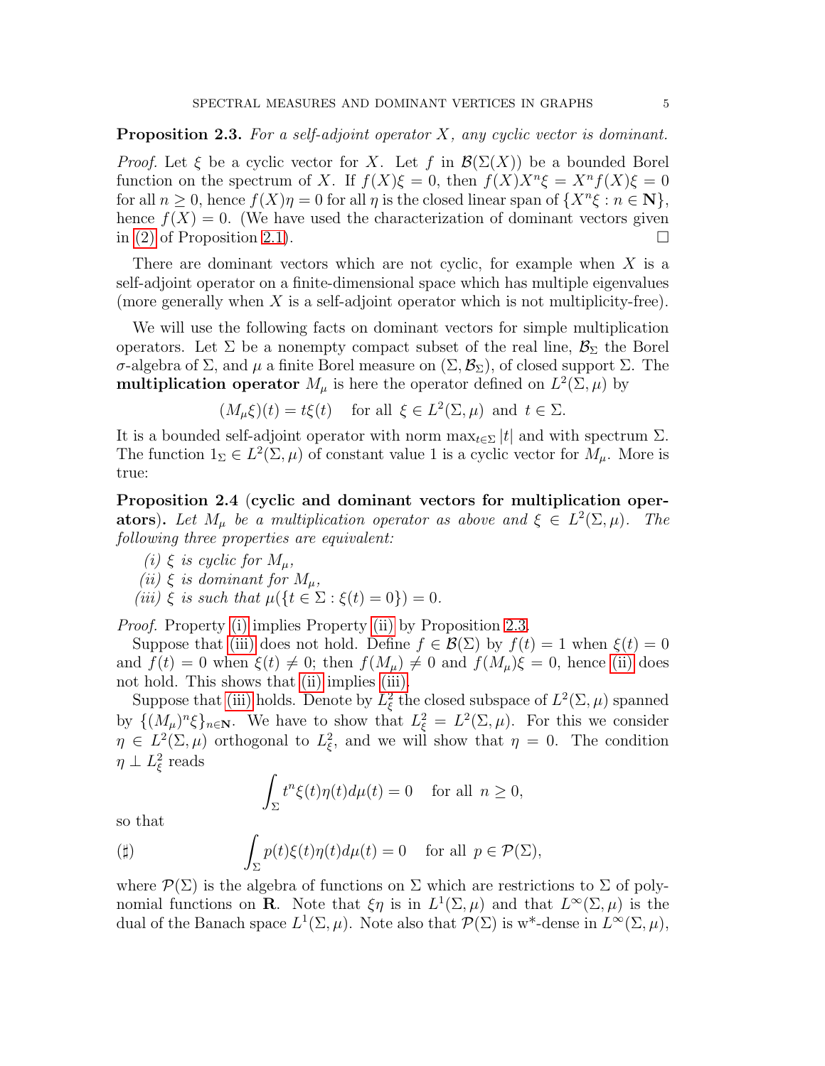**Proposition 2.3.** *For a self-adjoint operator $X$, any cyclic vector is dominant.*

*Proof.* Let $\xi$ be a cyclic vector for $X$. Let $f$ in $\mathcal{B}(\Sigma(X))$ be a bounded Borel function on the spectrum of $X$. If $f(X)\xi = 0$, then $f(X)X^n\xi = X^n f(X)\xi = 0$ for all $n \geq 0$, hence $f(X)\eta = 0$ for all $\eta$ is the closed linear span of $\{X^n\xi : n \in \mathbf{N}\}$, hence $f(X) = 0$. (We have used the characterization of dominant vectors given in (2) of Proposition 2.1). □

There are dominant vectors which are not cyclic, for example when $X$ is a self-adjoint operator on a finite-dimensional space which has multiple eigenvalues (more generally when $X$ is a self-adjoint operator which is not multiplicity-free).

We will use the following facts on dominant vectors for simple multiplication operators. Let $\Sigma$ be a nonempty compact subset of the real line, $\mathcal{B}_\Sigma$ the Borel $\sigma$-algebra of $\Sigma$, and $\mu$ a finite Borel measure on $(\Sigma, \mathcal{B}_\Sigma)$, of closed support $\Sigma$. The **multiplication operator** $M_\mu$ is here the operator defined on $L^2(\Sigma, \mu)$ by

$$(M_\mu\xi)(t) = t\xi(t) \quad \text{for all } \xi \in L^2(\Sigma, \mu) \text{ and } t \in \Sigma.$$

It is a bounded self-adjoint operator with norm $\max_{t\in\Sigma} |t|$ and with spectrum $\Sigma$. The function $1_\Sigma \in L^2(\Sigma, \mu)$ of constant value 1 is a cyclic vector for $M_\mu$. More is true:

**Proposition 2.4 (cyclic and dominant vectors for multiplication operators).** *Let $M_\mu$ be a multiplication operator as above and $\xi \in L^2(\Sigma, \mu)$. The following three properties are equivalent:*

*(i) $\xi$ is cyclic for $M_\mu$,*
*(ii) $\xi$ is dominant for $M_\mu$,*
*(iii) $\xi$ is such that $\mu(\{t \in \Sigma : \xi(t) = 0\}) = 0$.*

*Proof.* Property (i) implies Property (ii) by Proposition 2.3.

Suppose that (iii) does not hold. Define $f \in \mathcal{B}(\Sigma)$ by $f(t) = 1$ when $\xi(t) = 0$ and $f(t) = 0$ when $\xi(t) \neq 0$; then $f(M_\mu) \neq 0$ and $f(M_\mu)\xi = 0$, hence (ii) does not hold. This shows that (ii) implies (iii).

Suppose that (iii) holds. Denote by $L^2_\xi$ the closed subspace of $L^2(\Sigma, \mu)$ spanned by $\{(M_\mu)^n\xi\}_{n\in\mathbf{N}}$. We have to show that $L^2_\xi = L^2(\Sigma, \mu)$. For this we consider $\eta \in L^2(\Sigma, \mu)$ orthogonal to $L^2_\xi$, and we will show that $\eta = 0$. The condition $\eta \perp L^2_\xi$ reads

$$\int_\Sigma t^n \xi(t)\eta(t)d\mu(t) = 0 \quad \text{for all } n \geq 0,$$

so that

$$(\sharp) \qquad \int_\Sigma p(t)\xi(t)\eta(t)d\mu(t) = 0 \quad \text{for all } p \in \mathcal{P}(\Sigma),$$

where $\mathcal{P}(\Sigma)$ is the algebra of functions on $\Sigma$ which are restrictions to $\Sigma$ of polynomial functions on $\mathbf{R}$. Note that $\xi\eta$ is in $L^1(\Sigma, \mu)$ and that $L^\infty(\Sigma, \mu)$ is the dual of the Banach space $L^1(\Sigma, \mu)$. Note also that $\mathcal{P}(\Sigma)$ is w*-dense in $L^\infty(\Sigma, \mu)$,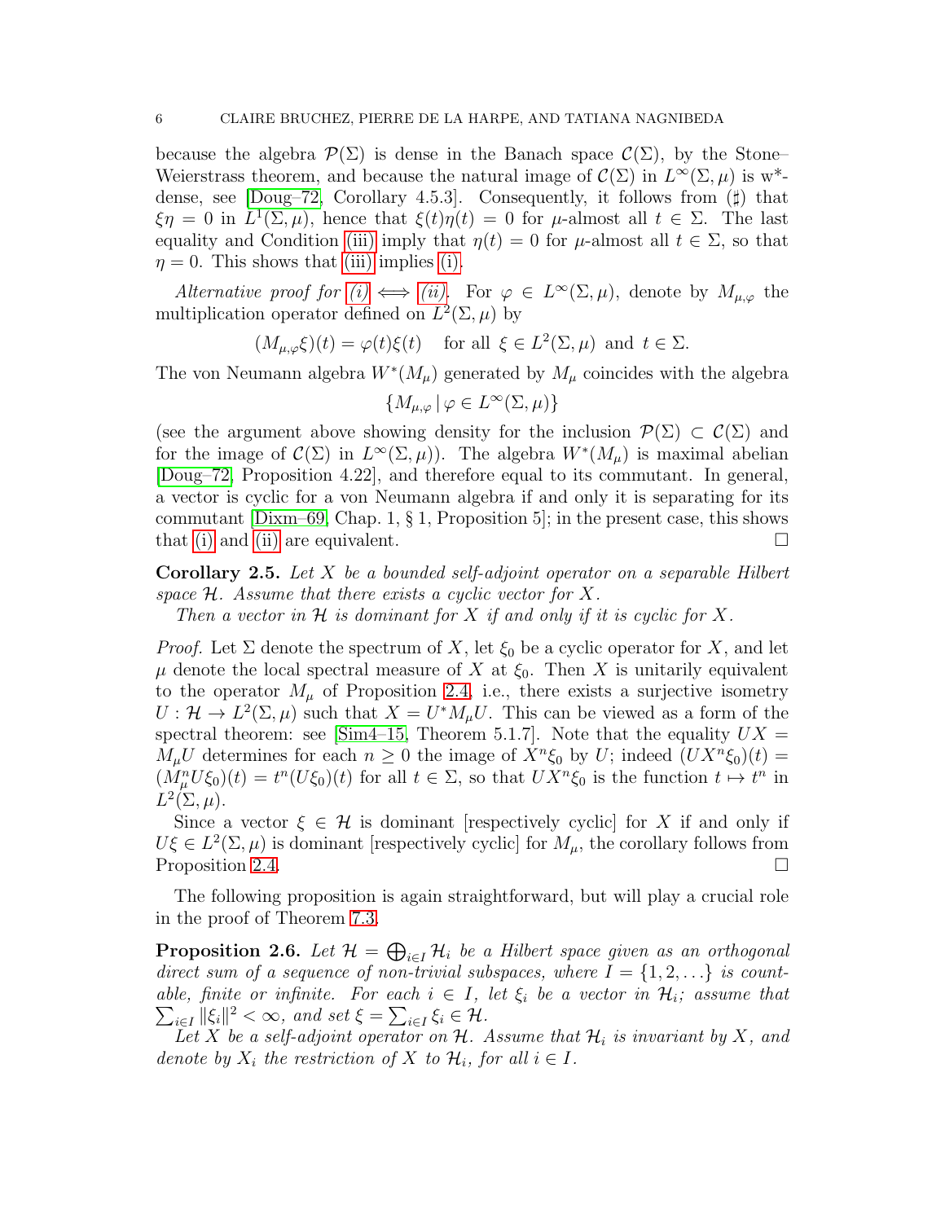because the algebra $\mathcal{P}(\Sigma)$ is dense in the Banach space $\mathcal{C}(\Sigma)$, by the Stone–Weierstrass theorem, and because the natural image of $\mathcal{C}(\Sigma)$ in $L^\infty(\Sigma, \mu)$ is w*-dense, see [Doug–72, Corollary 4.5.3]. Consequently, it follows from ($\sharp$) that $\xi\eta = 0$ in $L^1(\Sigma, \mu)$, hence that $\xi(t)\eta(t) = 0$ for $\mu$-almost all $t \in \Sigma$. The last equality and Condition (iii) imply that $\eta(t) = 0$ for $\mu$-almost all $t \in \Sigma$, so that $\eta = 0$. This shows that (iii) implies (i).

*Alternative proof for (i) $\Longleftrightarrow$ (ii).* For $\varphi \in L^\infty(\Sigma, \mu)$, denote by $M_{\mu,\varphi}$ the multiplication operator defined on $L^2(\Sigma, \mu)$ by

$$(M_{\mu,\varphi}\xi)(t) = \varphi(t)\xi(t) \quad \text{for all } \xi \in L^2(\Sigma, \mu) \text{ and } t \in \Sigma.$$

The von Neumann algebra $W^*(M_\mu)$ generated by $M_\mu$ coincides with the algebra

$$\{M_{\mu,\varphi} \,|\, \varphi \in L^\infty(\Sigma, \mu)\}$$

(see the argument above showing density for the inclusion $\mathcal{P}(\Sigma) \subset \mathcal{C}(\Sigma)$ and for the image of $\mathcal{C}(\Sigma)$ in $L^\infty(\Sigma, \mu)$). The algebra $W^*(M_\mu)$ is maximal abelian [Doug–72, Proposition 4.22], and therefore equal to its commutant. In general, a vector is cyclic for a von Neumann algebra if and only it is separating for its commutant [Dixm–69, Chap. 1, § 1, Proposition 5]; in the present case, this shows that (i) and (ii) are equivalent. $\square$

**Corollary 2.5.** *Let $X$ be a bounded self-adjoint operator on a separable Hilbert space $\mathcal{H}$. Assume that there exists a cyclic vector for $X$.*

*Then a vector in $\mathcal{H}$ is dominant for $X$ if and only if it is cyclic for $X$.*

*Proof.* Let $\Sigma$ denote the spectrum of $X$, let $\xi_0$ be a cyclic operator for $X$, and let $\mu$ denote the local spectral measure of $X$ at $\xi_0$. Then $X$ is unitarily equivalent to the operator $M_\mu$ of Proposition 2.4, i.e., there exists a surjective isometry $U : \mathcal{H} \to L^2(\Sigma, \mu)$ such that $X = U^* M_\mu U$. This can be viewed as a form of the spectral theorem: see [Sim4–15, Theorem 5.1.7]. Note that the equality $UX = M_\mu U$ determines for each $n \geq 0$ the image of $X^n\xi_0$ by $U$; indeed $(UX^n\xi_0)(t) = (M_\mu^n U\xi_0)(t) = t^n(U\xi_0)(t)$ for all $t \in \Sigma$, so that $UX^n\xi_0$ is the function $t \mapsto t^n$ in $L^2(\Sigma, \mu)$.

Since a vector $\xi \in \mathcal{H}$ is dominant [respectively cyclic] for $X$ if and only if $U\xi \in L^2(\Sigma, \mu)$ is dominant [respectively cyclic] for $M_\mu$, the corollary follows from Proposition 2.4. $\square$

The following proposition is again straightforward, but will play a crucial role in the proof of Theorem 7.3.

**Proposition 2.6.** *Let $\mathcal{H} = \bigoplus_{i\in I} \mathcal{H}_i$ be a Hilbert space given as an orthogonal direct sum of a sequence of non-trivial subspaces, where $I = \{1, 2, \ldots\}$ is countable, finite or infinite. For each $i \in I$, let $\xi_i$ be a vector in $\mathcal{H}_i$; assume that $\sum_{i\in I} \|\xi_i\|^2 < \infty$, and set $\xi = \sum_{i\in I} \xi_i \in \mathcal{H}$.*

*Let $X$ be a self-adjoint operator on $\mathcal{H}$. Assume that $\mathcal{H}_i$ is invariant by $X$, and denote by $X_i$ the restriction of $X$ to $\mathcal{H}_i$, for all $i \in I$.*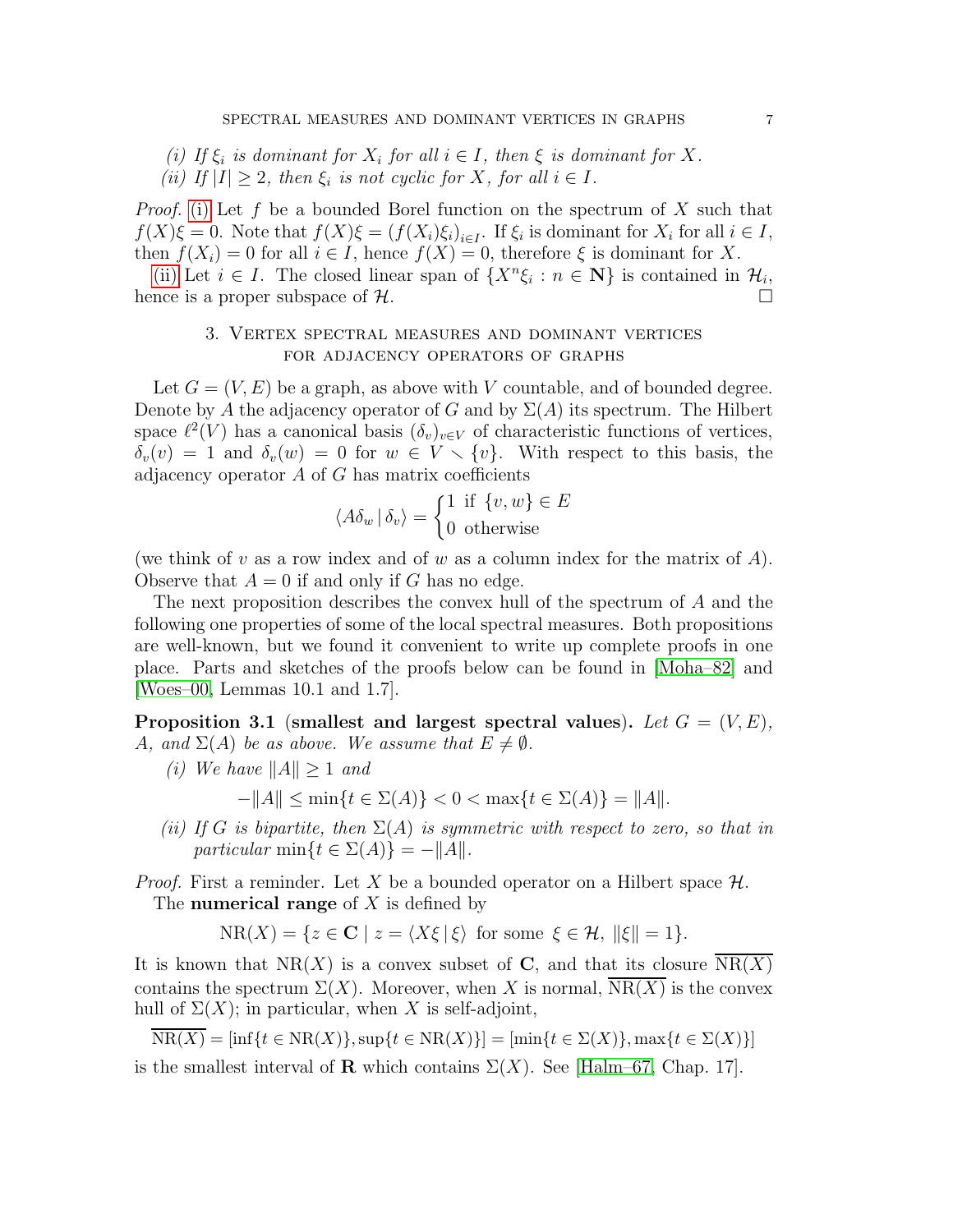*(i) If $\xi_i$ is dominant for $X_i$ for all $i \in I$, then $\xi$ is dominant for $X$.*

*(ii) If $|I| \geq 2$, then $\xi_i$ is not cyclic for $X$, for all $i \in I$.*

*Proof.* (i) Let $f$ be a bounded Borel function on the spectrum of $X$ such that $f(X)\xi = 0$. Note that $f(X)\xi = (f(X_i)\xi_i)_{i \in I}$. If $\xi_i$ is dominant for $X_i$ for all $i \in I$, then $f(X_i) = 0$ for all $i \in I$, hence $f(X) = 0$, therefore $\xi$ is dominant for $X$.

(ii) Let $i \in I$. The closed linear span of $\{X^n \xi_i : n \in \mathbf{N}\}$ is contained in $\mathcal{H}_i$, hence is a proper subspace of $\mathcal{H}$. $\square$

## 3. Vertex spectral measures and dominant vertices for adjacency operators of graphs

Let $G = (V, E)$ be a graph, as above with $V$ countable, and of bounded degree. Denote by $A$ the adjacency operator of $G$ and by $\Sigma(A)$ its spectrum. The Hilbert space $\ell^2(V)$ has a canonical basis $(\delta_v)_{v \in V}$ of characteristic functions of vertices, $\delta_v(v) = 1$ and $\delta_v(w) = 0$ for $w \in V \smallsetminus \{v\}$. With respect to this basis, the adjacency operator $A$ of $G$ has matrix coefficients

$$\langle A\delta_w \mid \delta_v \rangle = \begin{cases} 1 & \text{if } \{v, w\} \in E \\ 0 & \text{otherwise} \end{cases}$$

(we think of $v$ as a row index and of $w$ as a column index for the matrix of $A$). Observe that $A = 0$ if and only if $G$ has no edge.

The next proposition describes the convex hull of the spectrum of $A$ and the following one properties of some of the local spectral measures. Both propositions are well-known, but we found it convenient to write up complete proofs in one place. Parts and sketches of the proofs below can be found in [Moha–82] and [Woes–00, Lemmas 10.1 and 1.7].

**Proposition 3.1** (**smallest and largest spectral values**). *Let $G = (V, E)$, $A$, and $\Sigma(A)$ be as above. We assume that $E \neq \emptyset$.*

*(i) We have $\|A\| \geq 1$ and*

$$-\|A\| \leq \min\{t \in \Sigma(A)\} < 0 < \max\{t \in \Sigma(A)\} = \|A\|.$$

*(ii) If $G$ is bipartite, then $\Sigma(A)$ is symmetric with respect to zero, so that in particular $\min\{t \in \Sigma(A)\} = -\|A\|$.*

*Proof.* First a reminder. Let $X$ be a bounded operator on a Hilbert space $\mathcal{H}$.

The **numerical range** of $X$ is defined by

$$\mathrm{NR}(X) = \{z \in \mathbf{C} \mid z = \langle X\xi \mid \xi \rangle \text{ for some } \xi \in \mathcal{H},\ \|\xi\| = 1\}.$$

It is known that $\mathrm{NR}(X)$ is a convex subset of $\mathbf{C}$, and that its closure $\overline{\mathrm{NR}(X)}$ contains the spectrum $\Sigma(X)$. Moreover, when $X$ is normal, $\overline{\mathrm{NR}(X)}$ is the convex hull of $\Sigma(X)$; in particular, when $X$ is self-adjoint,

$$\overline{\mathrm{NR}(X)} = [\inf\{t \in \mathrm{NR}(X)\}, \sup\{t \in \mathrm{NR}(X)\}] = [\min\{t \in \Sigma(X)\}, \max\{t \in \Sigma(X)\}]$$

is the smallest interval of $\mathbf{R}$ which contains $\Sigma(X)$. See [Halm–67, Chap. 17].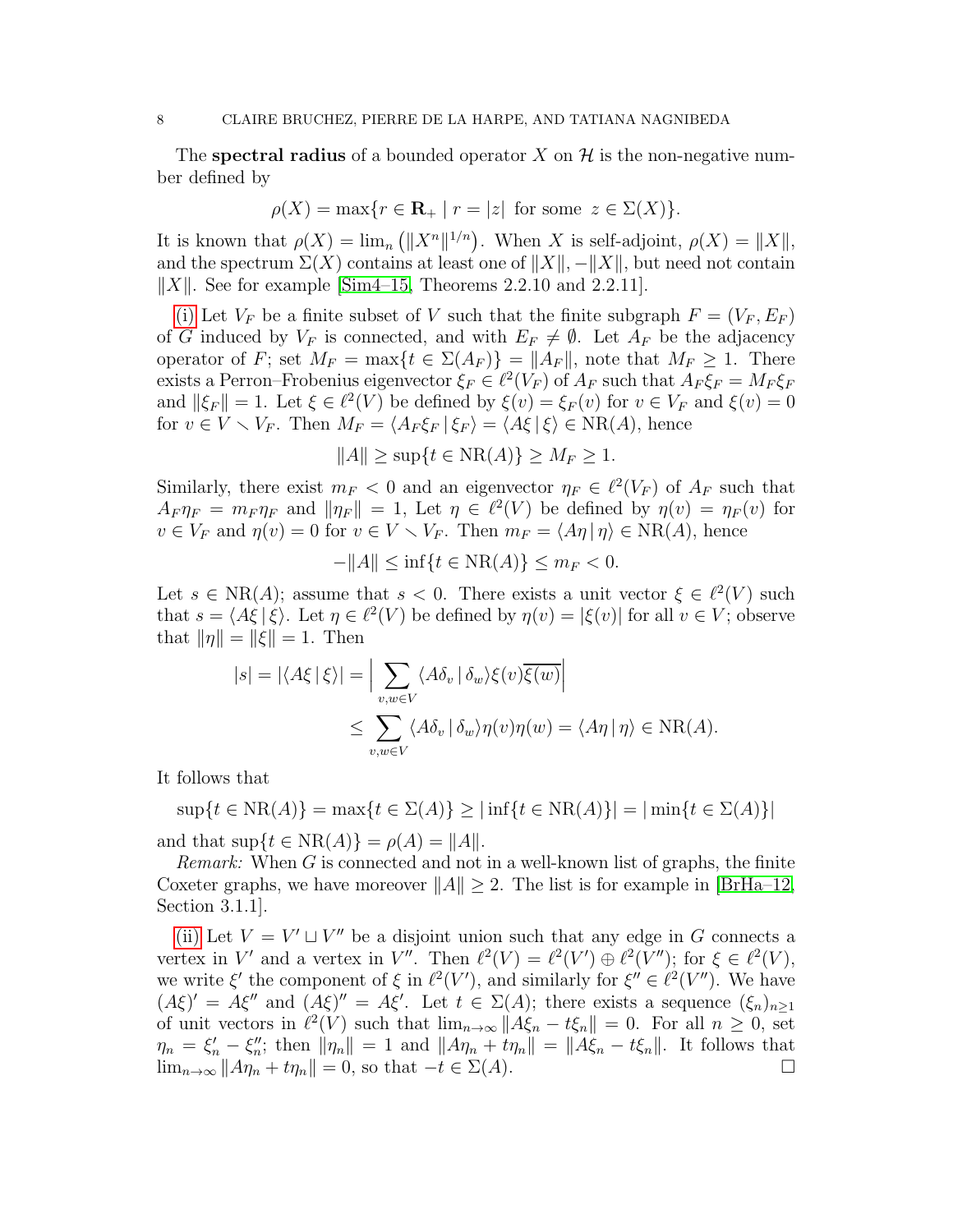The **spectral radius** of a bounded operator $X$ on $\mathcal{H}$ is the non-negative number defined by

$$\rho(X) = \max\{r \in \mathbf{R}_+ \mid r = |z| \text{ for some } z \in \Sigma(X)\}.$$

It is known that $\rho(X) = \lim_n \left(\|X^n\|^{1/n}\right)$. When $X$ is self-adjoint, $\rho(X) = \|X\|$, and the spectrum $\Sigma(X)$ contains at least one of $\|X\|, -\|X\|$, but need not contain $\|X\|$. See for example [Sim4–15, Theorems 2.2.10 and 2.2.11].

(i) Let $V_F$ be a finite subset of $V$ such that the finite subgraph $F = (V_F, E_F)$ of $G$ induced by $V_F$ is connected, and with $E_F \neq \emptyset$. Let $A_F$ be the adjacency operator of $F$; set $M_F = \max\{t \in \Sigma(A_F)\} = \|A_F\|$, note that $M_F \geq 1$. There exists a Perron–Frobenius eigenvector $\xi_F \in \ell^2(V_F)$ of $A_F$ such that $A_F \xi_F = M_F \xi_F$ and $\|\xi_F\| = 1$. Let $\xi \in \ell^2(V)$ be defined by $\xi(v) = \xi_F(v)$ for $v \in V_F$ and $\xi(v) = 0$ for $v \in V \smallsetminus V_F$. Then $M_F = \langle A_F \xi_F \mid \xi_F \rangle = \langle A\xi \mid \xi \rangle \in \mathrm{NR}(A)$, hence

$$\|A\| \geq \sup\{t \in \mathrm{NR}(A)\} \geq M_F \geq 1.$$

Similarly, there exist $m_F < 0$ and an eigenvector $\eta_F \in \ell^2(V_F)$ of $A_F$ such that $A_F \eta_F = m_F \eta_F$ and $\|\eta_F\| = 1$, Let $\eta \in \ell^2(V)$ be defined by $\eta(v) = \eta_F(v)$ for $v \in V_F$ and $\eta(v) = 0$ for $v \in V \smallsetminus V_F$. Then $m_F = \langle A\eta \mid \eta \rangle \in \mathrm{NR}(A)$, hence

$$-\|A\| \leq \inf\{t \in \mathrm{NR}(A)\} \leq m_F < 0.$$

Let $s \in \mathrm{NR}(A)$; assume that $s < 0$. There exists a unit vector $\xi \in \ell^2(V)$ such that $s = \langle A\xi \mid \xi \rangle$. Let $\eta \in \ell^2(V)$ be defined by $\eta(v) = |\xi(v)|$ for all $v \in V$; observe that $\|\eta\| = \|\xi\| = 1$. Then

$$\begin{aligned} |s| = |\langle A\xi \mid \xi \rangle| &= \Big| \sum_{v,w \in V} \langle A\delta_v \mid \delta_w \rangle \xi(v) \overline{\xi(w)} \Big| \\ &\leq \sum_{v,w \in V} \langle A\delta_v \mid \delta_w \rangle \eta(v)\eta(w) = \langle A\eta \mid \eta \rangle \in \mathrm{NR}(A). \end{aligned}$$

It follows that

$$\sup\{t \in \mathrm{NR}(A)\} = \max\{t \in \Sigma(A)\} \geq |\inf\{t \in \mathrm{NR}(A)\}| = |\min\{t \in \Sigma(A)\}|$$

and that $\sup\{t \in \mathrm{NR}(A)\} = \rho(A) = \|A\|$.

*Remark:* When $G$ is connected and not in a well-known list of graphs, the finite Coxeter graphs, we have moreover $\|A\| \geq 2$. The list is for example in [BrHa–12, Section 3.1.1].

(ii) Let $V = V' \sqcup V''$ be a disjoint union such that any edge in $G$ connects a vertex in $V'$ and a vertex in $V''$. Then $\ell^2(V) = \ell^2(V') \oplus \ell^2(V'')$; for $\xi \in \ell^2(V)$, we write $\xi'$ the component of $\xi$ in $\ell^2(V')$, and similarly for $\xi'' \in \ell^2(V'')$. We have $(A\xi)' = A\xi''$ and $(A\xi)'' = A\xi'$. Let $t \in \Sigma(A)$; there exists a sequence $(\xi_n)_{n \geq 1}$ of unit vectors in $\ell^2(V)$ such that $\lim_{n\to\infty} \|A\xi_n - t\xi_n\| = 0$. For all $n \geq 0$, set $\eta_n = \xi_n' - \xi_n''$; then $\|\eta_n\| = 1$ and $\|A\eta_n + t\eta_n\| = \|A\xi_n - t\xi_n\|$. It follows that $\lim_{n\to\infty} \|A\eta_n + t\eta_n\| = 0$, so that $-t \in \Sigma(A)$. $\square$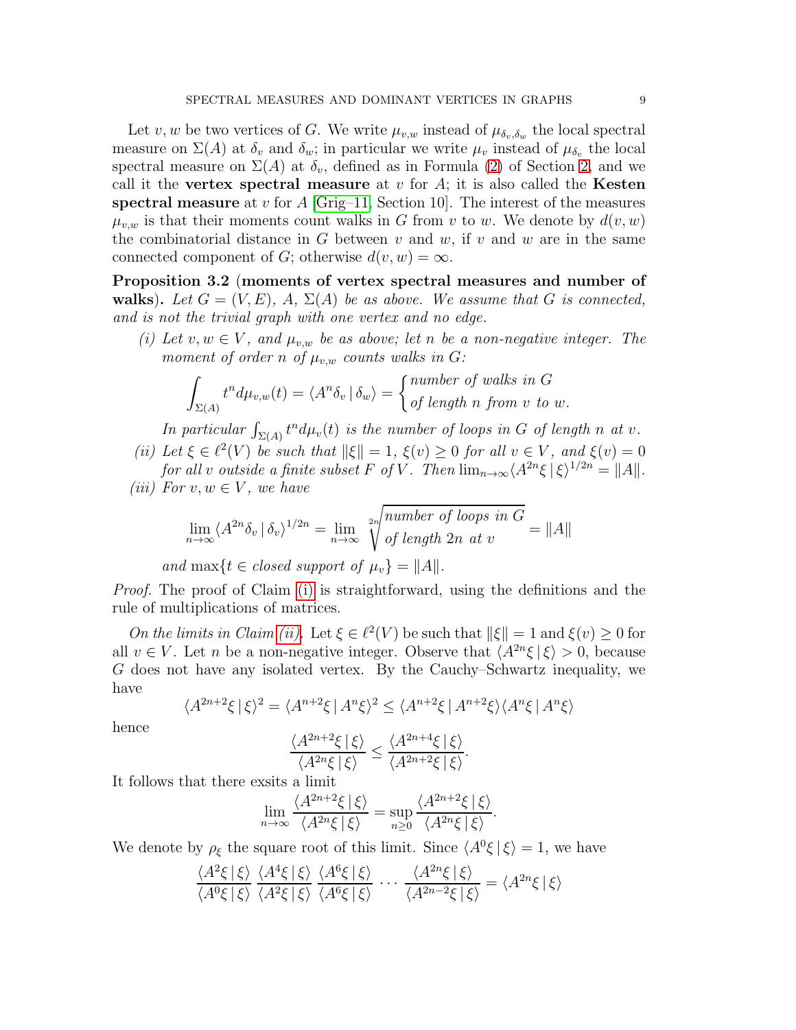Let $v, w$ be two vertices of $G$. We write $\mu_{v,w}$ instead of $\mu_{\delta_v,\delta_w}$ the local spectral measure on $\Sigma(A)$ at $\delta_v$ and $\delta_w$; in particular we write $\mu_v$ instead of $\mu_{\delta_v}$ the local spectral measure on $\Sigma(A)$ at $\delta_v$, defined as in Formula (2) of Section 2, and we call it the **vertex spectral measure** at $v$ for $A$; it is also called the **Kesten spectral measure** at $v$ for $A$ [Grig–11, Section 10]. The interest of the measures $\mu_{v,w}$ is that their moments count walks in $G$ from $v$ to $w$. We denote by $d(v, w)$ the combinatorial distance in $G$ between $v$ and $w$, if $v$ and $w$ are in the same connected component of $G$; otherwise $d(v, w) = \infty$.

**Proposition 3.2 (moments of vertex spectral measures and number of walks).** *Let $G = (V, E)$, $A$, $\Sigma(A)$ be as above. We assume that $G$ is connected, and is not the trivial graph with one vertex and no edge.*

*(i) Let $v, w \in V$, and $\mu_{v,w}$ be as above; let $n$ be a non-negative integer. The moment of order $n$ of $\mu_{v,w}$ counts walks in $G$:*

$$\int_{\Sigma(A)} t^n d\mu_{v,w}(t) = \langle A^n\delta_v \,|\, \delta_w\rangle = \begin{cases} \text{number of walks in } G \\ \text{of length } n \text{ from } v \text{ to } w. \end{cases}$$

*In particular $\int_{\Sigma(A)} t^n d\mu_v(t)$ is the number of loops in $G$ of length $n$ at $v$.*

*(ii) Let $\xi \in \ell^2(V)$ be such that $\|\xi\| = 1$, $\xi(v) \geq 0$ for all $v \in V$, and $\xi(v) = 0$ for all $v$ outside a finite subset $F$ of $V$. Then $\lim_{n\to\infty}\langle A^{2n}\xi \,|\, \xi\rangle^{1/2n} = \|A\|$.*

*(iii) For $v, w \in V$, we have*

$$\lim_{n\to\infty}\langle A^{2n}\delta_v \,|\, \delta_v\rangle^{1/2n} = \lim_{n\to\infty} \sqrt[2n]{\begin{matrix}\text{number of loops in } G \\ \text{of length } 2n \text{ at } v\end{matrix}} = \|A\|$$

*and $\max\{t \in \text{closed support of } \mu_v\} = \|A\|$.*

*Proof.* The proof of Claim (i) is straightforward, using the definitions and the rule of multiplications of matrices.

*On the limits in Claim (ii).* Let $\xi \in \ell^2(V)$ be such that $\|\xi\| = 1$ and $\xi(v) \geq 0$ for all $v \in V$. Let $n$ be a non-negative integer. Observe that $\langle A^{2n}\xi \,|\, \xi\rangle > 0$, because $G$ does not have any isolated vertex. By the Cauchy–Schwartz inequality, we have

$$\langle A^{2n+2}\xi \,|\, \xi\rangle^2 = \langle A^{n+2}\xi \,|\, A^n\xi\rangle^2 \leq \langle A^{n+2}\xi \,|\, A^{n+2}\xi\rangle\langle A^n\xi \,|\, A^n\xi\rangle$$

hence

$$\frac{\langle A^{2n+2}\xi \,|\, \xi\rangle}{\langle A^{2n}\xi \,|\, \xi\rangle} \leq \frac{\langle A^{2n+4}\xi \,|\, \xi\rangle}{\langle A^{2n+2}\xi \,|\, \xi\rangle}.$$

It follows that there exsits a limit

$$\lim_{n\to\infty}\frac{\langle A^{2n+2}\xi \,|\, \xi\rangle}{\langle A^{2n}\xi \,|\, \xi\rangle} = \sup_{n\geq 0}\frac{\langle A^{2n+2}\xi \,|\, \xi\rangle}{\langle A^{2n}\xi \,|\, \xi\rangle}.$$

We denote by $\rho_\xi$ the square root of this limit. Since $\langle A^0\xi \,|\, \xi\rangle = 1$, we have

$$\frac{\langle A^2\xi \,|\, \xi\rangle}{\langle A^0\xi \,|\, \xi\rangle}\,\frac{\langle A^4\xi \,|\, \xi\rangle}{\langle A^2\xi \,|\, \xi\rangle}\,\frac{\langle A^6\xi \,|\, \xi\rangle}{\langle A^6\xi \,|\, \xi\rangle}\cdots\frac{\langle A^{2n}\xi \,|\, \xi\rangle}{\langle A^{2n-2}\xi \,|\, \xi\rangle} = \langle A^{2n}\xi \,|\, \xi\rangle$$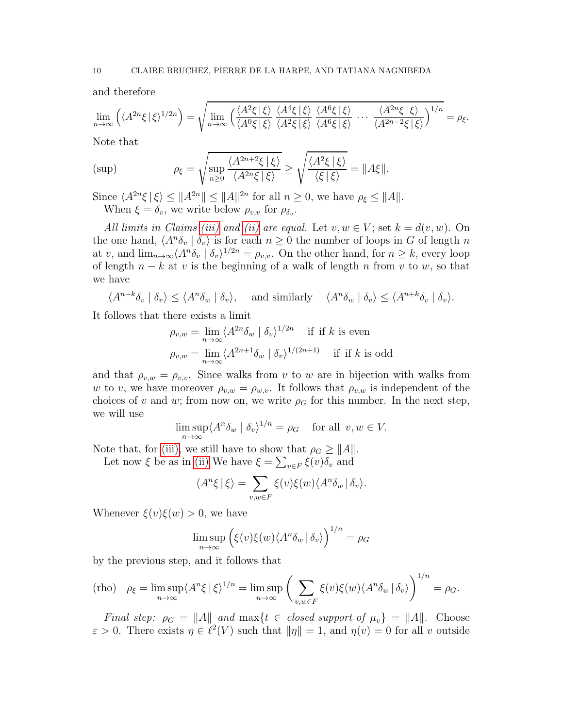and therefore

$$\lim_{n\to\infty}\Big(\langle A^{2n}\xi\,|\,\xi\rangle^{1/2n}\Big) = \sqrt{\lim_{n\to\infty}\Big(\frac{\langle A^2\xi\,|\,\xi\rangle}{\langle A^0\xi\,|\,\xi\rangle}\,\frac{\langle A^4\xi\,|\,\xi\rangle}{\langle A^2\xi\,|\,\xi\rangle}\,\frac{\langle A^6\xi\,|\,\xi\rangle}{\langle A^6\xi\,|\,\xi\rangle}\,\cdots\,\frac{\langle A^{2n}\xi\,|\,\xi\rangle}{\langle A^{2n-2}\xi\,|\,\xi\rangle}\Big)^{1/n}} = \rho_\xi.$$

Note that

$$\text{(sup)}\qquad \rho_\xi = \sqrt{\sup_{n\geq 0}\frac{\langle A^{2n+2}\xi\,|\,\xi\rangle}{\langle A^{2n}\xi\,|\,\xi\rangle}} \geq \sqrt{\frac{\langle A^2\xi\,|\,\xi\rangle}{\langle \xi\,|\,\xi\rangle}} = \|A\xi\|.$$

Since $\langle A^{2n}\xi\,|\,\xi\rangle \leq \|A^{2n}\| \leq \|A\|^{2n}$ for all $n \geq 0$, we have $\rho_\xi \leq \|A\|$.

When $\xi = \delta_v$, we write below $\rho_{v,v}$ for $\rho_{\delta_v}$.

*All limits in Claims (iii) and (ii) are equal.* Let $v, w \in V$; set $k = d(v,w)$. On the one hand, $\langle A^n\delta_v \mid \delta_v\rangle$ is for each $n \geq 0$ the number of loops in $G$ of length $n$ at $v$, and $\lim_{n\to\infty}\langle A^n\delta_v \mid \delta_v\rangle^{1/2n} = \rho_{v,v}$. On the other hand, for $n \geq k$, every loop of length $n-k$ at $v$ is the beginning of a walk of length $n$ from $v$ to $w$, so that we have

$$\langle A^{n-k}\delta_v \mid \delta_v\rangle \leq \langle A^n\delta_w \mid \delta_v\rangle, \quad \text{and similarly} \quad \langle A^n\delta_w \mid \delta_v\rangle \leq \langle A^{n+k}\delta_v \mid \delta_v\rangle.$$

It follows that there exists a limit

$$\rho_{v,w} = \lim_{n\to\infty}\langle A^{2n}\delta_w \mid \delta_v\rangle^{1/2n} \quad \text{if if } k \text{ is even}$$
$$\rho_{v,w} = \lim_{n\to\infty}\langle A^{2n+1}\delta_w \mid \delta_v\rangle^{1/(2n+1)} \quad \text{if if } k \text{ is odd}$$

and that $\rho_{v,w} = \rho_{v,v}$. Since walks from $v$ to $w$ are in bijection with walks from $w$ to $v$, we have moreover $\rho_{v,w} = \rho_{w,v}$. It follows that $\rho_{v,w}$ is independent of the choices of $v$ and $w$; from now on, we write $\rho_G$ for this number. In the next step, we will use

$$\limsup_{n\to\infty}\langle A^n\delta_w \mid \delta_v\rangle^{1/n} = \rho_G \quad \text{for all } v,w \in V.$$

Note that, for (iii), we still have to show that $\rho_G \geq \|A\|$.

Let now $\xi$ be as in (ii) We have $\xi = \sum_{v\in F}\xi(v)\delta_v$ and

$$\langle A^n\xi\,|\,\xi\rangle = \sum_{v,w\in F}\xi(v)\xi(w)\langle A^n\delta_w\,|\,\delta_v\rangle.$$

Whenever $\xi(v)\xi(w) > 0$, we have

$$\limsup_{n\to\infty}\Big(\xi(v)\xi(w)\langle A^n\delta_w\,|\,\delta_v\rangle\Big)^{1/n} = \rho_G$$

by the previous step, and it follows that

$$\text{(rho)}\quad \rho_\xi = \limsup_{n\to\infty}\langle A^n\xi\,|\,\xi\rangle^{1/n} = \limsup_{n\to\infty}\Bigg(\sum_{v,w\in F}\xi(v)\xi(w)\langle A^n\delta_w\,|\,\delta_v\rangle\Bigg)^{1/n} = \rho_G.$$

*Final step: $\rho_G = \|A\|$ and $\max\{t \in$ closed support of $\mu_v\} = \|A\|$.* Choose $\varepsilon > 0$. There exists $\eta \in \ell^2(V)$ such that $\|\eta\| = 1$, and $\eta(v) = 0$ for all $v$ outside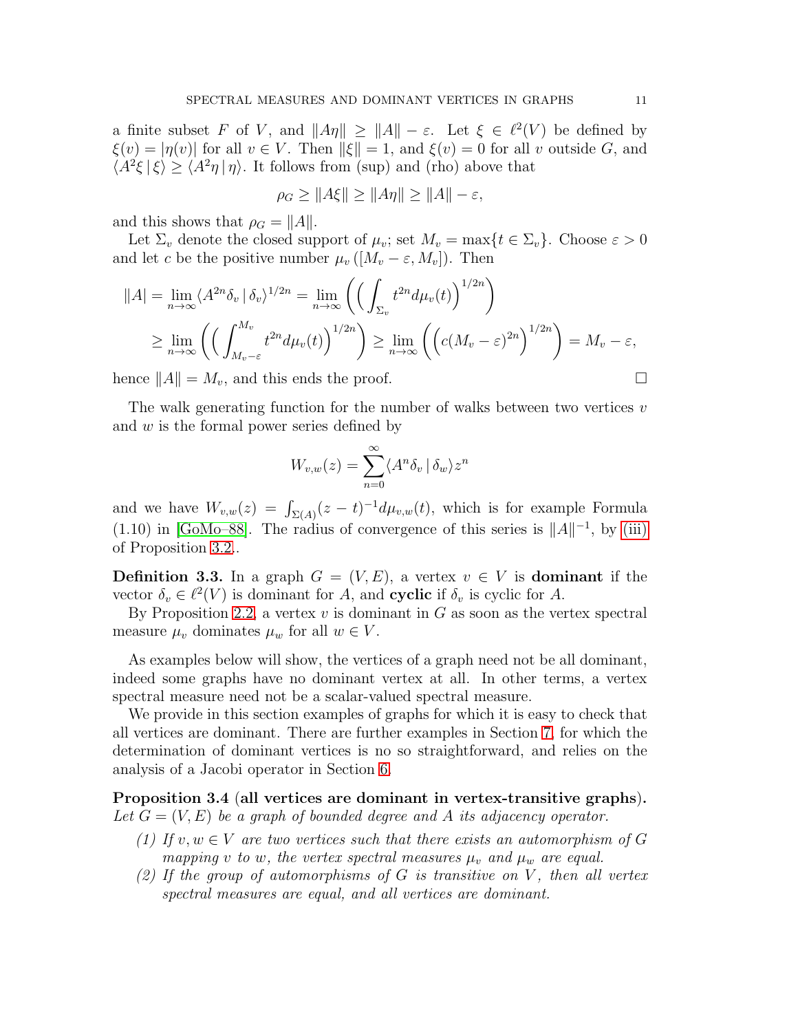a finite subset $F$ of $V$, and $\|A\eta\| \geq \|A\| - \varepsilon$. Let $\xi \in \ell^2(V)$ be defined by $\xi(v) = |\eta(v)|$ for all $v \in V$. Then $\|\xi\| = 1$, and $\xi(v) = 0$ for all $v$ outside $G$, and $\langle A^2\xi \,|\, \xi\rangle \geq \langle A^2\eta \,|\, \eta\rangle$. It follows from (sup) and (rho) above that

$$\rho_G \geq \|A\xi\| \geq \|A\eta\| \geq \|A\| - \varepsilon,$$

and this shows that $\rho_G = \|A\|$.

Let $\Sigma_v$ denote the closed support of $\mu_v$; set $M_v = \max\{t \in \Sigma_v\}$. Choose $\varepsilon > 0$ and let $c$ be the positive number $\mu_v\left([M_v - \varepsilon, M_v]\right)$. Then

$$\begin{aligned}
\|A| &= \lim_{n\to\infty} \langle A^{2n}\delta_v \,|\, \delta_v\rangle^{1/2n} = \lim_{n\to\infty}\left(\Big(\int_{\Sigma_v} t^{2n} d\mu_v(t)\Big)^{1/2n}\right) \\
&\geq \lim_{n\to\infty}\left(\Big(\int_{M_v-\varepsilon}^{M_v} t^{2n} d\mu_v(t)\Big)^{1/2n}\right) \geq \lim_{n\to\infty}\left(\Big(c(M_v-\varepsilon)^{2n}\Big)^{1/2n}\right) = M_v - \varepsilon,
\end{aligned}$$

hence $\|A\| = M_v$, and this ends the proof. □

The walk generating function for the number of walks between two vertices $v$ and $w$ is the formal power series defined by

$$W_{v,w}(z) = \sum_{n=0}^{\infty} \langle A^n\delta_v \,|\, \delta_w\rangle z^n$$

and we have $W_{v,w}(z) = \int_{\Sigma(A)}(z-t)^{-1}d\mu_{v,w}(t)$, which is for example Formula (1.10) in [GoMo–88]. The radius of convergence of this series is $\|A\|^{-1}$, by (iii) of Proposition 3.2..

**Definition 3.3.** In a graph $G = (V, E)$, a vertex $v \in V$ is **dominant** if the vector $\delta_v \in \ell^2(V)$ is dominant for $A$, and **cyclic** if $\delta_v$ is cyclic for $A$.

By Proposition 2.2, a vertex $v$ is dominant in $G$ as soon as the vertex spectral measure $\mu_v$ dominates $\mu_w$ for all $w \in V$.

As examples below will show, the vertices of a graph need not be all dominant, indeed some graphs have no dominant vertex at all. In other terms, a vertex spectral measure need not be a scalar-valued spectral measure.

We provide in this section examples of graphs for which it is easy to check that all vertices are dominant. There are further examples in Section 7, for which the determination of dominant vertices is no so straightforward, and relies on the analysis of a Jacobi operator in Section 6.

**Proposition 3.4** (**all vertices are dominant in vertex-transitive graphs**). *Let $G = (V, E)$ be a graph of bounded degree and $A$ its adjacency operator.*

*(1) If $v, w \in V$ are two vertices such that there exists an automorphism of $G$ mapping $v$ to $w$, the vertex spectral measures $\mu_v$ and $\mu_w$ are equal.*

*(2) If the group of automorphisms of $G$ is transitive on $V$, then all vertex spectral measures are equal, and all vertices are dominant.*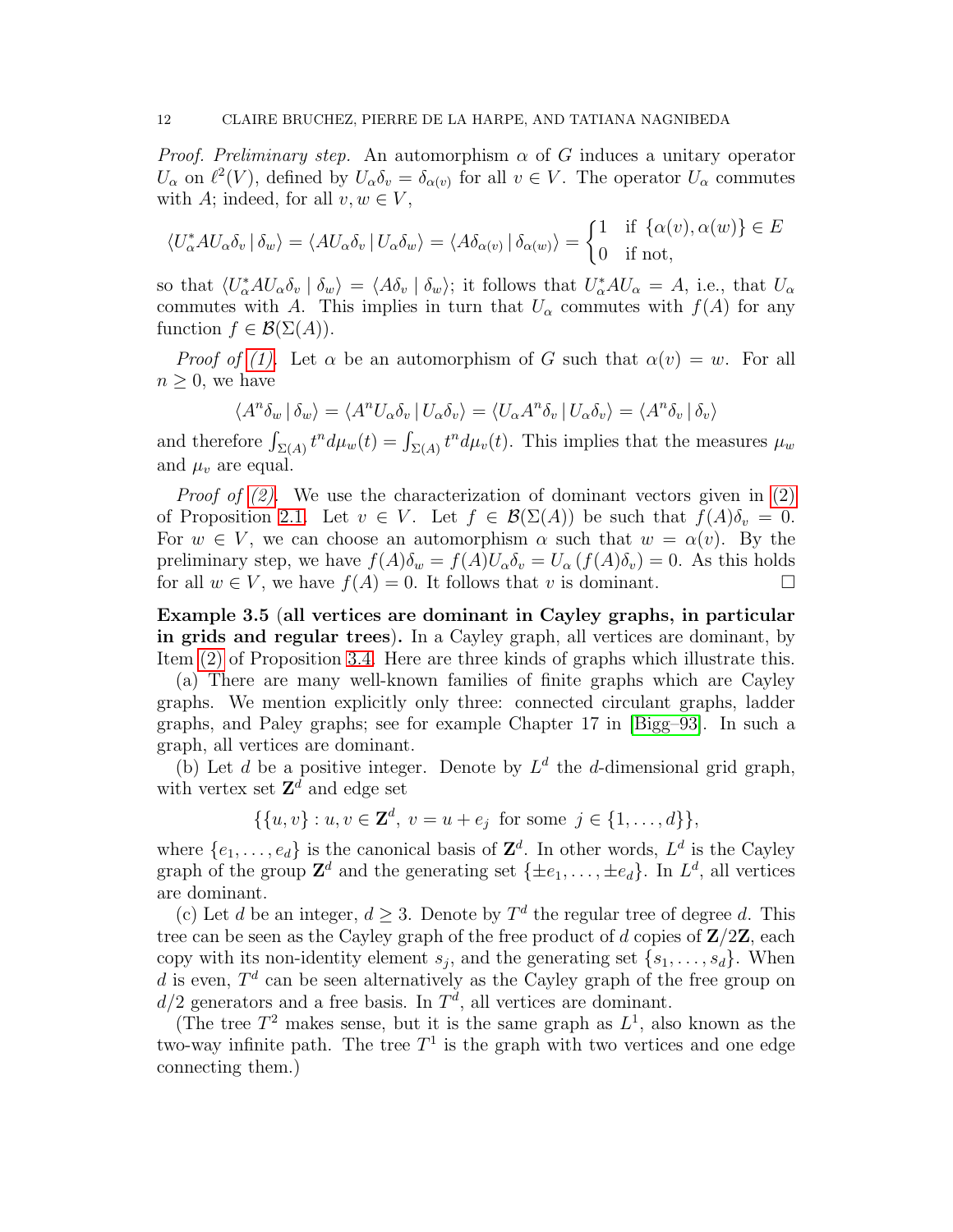*Proof. Preliminary step.* An automorphism $\alpha$ of $G$ induces a unitary operator $U_\alpha$ on $\ell^2(V)$, defined by $U_\alpha \delta_v = \delta_{\alpha(v)}$ for all $v \in V$. The operator $U_\alpha$ commutes with $A$; indeed, for all $v, w \in V$,

$$\langle U_\alpha^* A U_\alpha \delta_v \mid \delta_w \rangle = \langle A U_\alpha \delta_v \mid U_\alpha \delta_w \rangle = \langle A \delta_{\alpha(v)} \mid \delta_{\alpha(w)} \rangle = \begin{cases} 1 & \text{if } \{\alpha(v), \alpha(w)\} \in E \\ 0 & \text{if not,} \end{cases}$$

so that $\langle U_\alpha^* A U_\alpha \delta_v \mid \delta_w \rangle = \langle A \delta_v \mid \delta_w \rangle$; it follows that $U_\alpha^* A U_\alpha = A$, i.e., that $U_\alpha$ commutes with $A$. This implies in turn that $U_\alpha$ commutes with $f(A)$ for any function $f \in \mathcal{B}(\Sigma(A))$.

*Proof of (1).* Let $\alpha$ be an automorphism of $G$ such that $\alpha(v) = w$. For all $n \geq 0$, we have

$$\langle A^n \delta_w \mid \delta_w \rangle = \langle A^n U_\alpha \delta_v \mid U_\alpha \delta_v \rangle = \langle U_\alpha A^n \delta_v \mid U_\alpha \delta_v \rangle = \langle A^n \delta_v \mid \delta_v \rangle$$

and therefore $\int_{\Sigma(A)} t^n d\mu_w(t) = \int_{\Sigma(A)} t^n d\mu_v(t)$. This implies that the measures $\mu_w$ and $\mu_v$ are equal.

*Proof of (2).* We use the characterization of dominant vectors given in (2) of Proposition 2.1. Let $v \in V$. Let $f \in \mathcal{B}(\Sigma(A))$ be such that $f(A)\delta_v = 0$. For $w \in V$, we can choose an automorphism $\alpha$ such that $w = \alpha(v)$. By the preliminary step, we have $f(A)\delta_w = f(A)U_\alpha \delta_v = U_\alpha(f(A)\delta_v) = 0$. As this holds for all $w \in V$, we have $f(A) = 0$. It follows that $v$ is dominant. □

**Example 3.5 (all vertices are dominant in Cayley graphs, in particular in grids and regular trees).** In a Cayley graph, all vertices are dominant, by Item (2) of Proposition 3.4. Here are three kinds of graphs which illustrate this.

(a) There are many well-known families of finite graphs which are Cayley graphs. We mention explicitly only three: connected circulant graphs, ladder graphs, and Paley graphs; see for example Chapter 17 in [Bigg–93]. In such a graph, all vertices are dominant.

(b) Let $d$ be a positive integer. Denote by $L^d$ the $d$-dimensional grid graph, with vertex set $\mathbf{Z}^d$ and edge set

$$\{\{u, v\} : u, v \in \mathbf{Z}^d, \ v = u + e_j \ \text{ for some } j \in \{1, \dots, d\}\},$$

where $\{e_1, \dots, e_d\}$ is the canonical basis of $\mathbf{Z}^d$. In other words, $L^d$ is the Cayley graph of the group $\mathbf{Z}^d$ and the generating set $\{\pm e_1, \dots, \pm e_d\}$. In $L^d$, all vertices are dominant.

(c) Let $d$ be an integer, $d \geq 3$. Denote by $T^d$ the regular tree of degree $d$. This tree can be seen as the Cayley graph of the free product of $d$ copies of $\mathbf{Z}/2\mathbf{Z}$, each copy with its non-identity element $s_j$, and the generating set $\{s_1, \dots, s_d\}$. When $d$ is even, $T^d$ can be seen alternatively as the Cayley graph of the free group on $d/2$ generators and a free basis. In $T^d$, all vertices are dominant.

(The tree $T^2$ makes sense, but it is the same graph as $L^1$, also known as the two-way infinite path. The tree $T^1$ is the graph with two vertices and one edge connecting them.)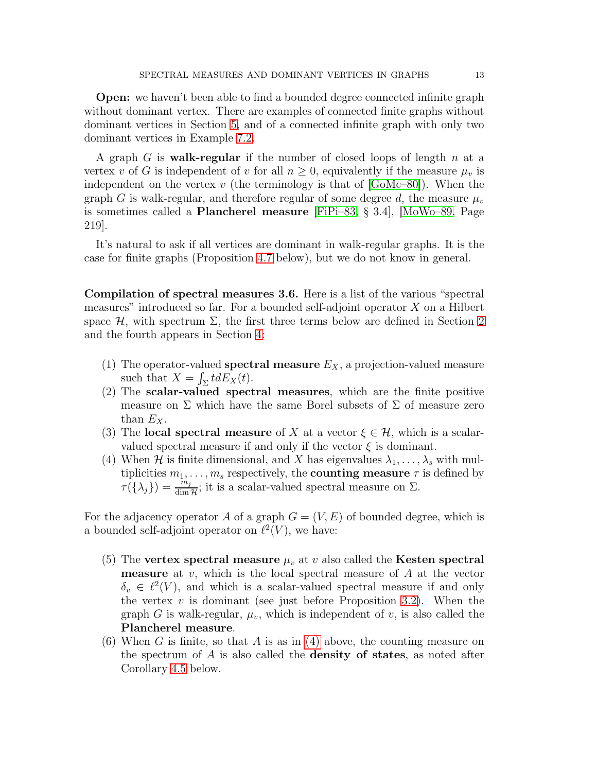**Open:** we haven't been able to find a bounded degree connected infinite graph without dominant vertex. There are examples of connected finite graphs without dominant vertices in Section 5, and of a connected infinite graph with only two dominant vertices in Example 7.2.

A graph $G$ is **walk-regular** if the number of closed loops of length $n$ at a vertex $v$ of $G$ is independent of $v$ for all $n \geq 0$, equivalently if the measure $\mu_v$ is independent on the vertex $v$ (the terminology is that of [GoMc–80]). When the graph $G$ is walk-regular, and therefore regular of some degree $d$, the measure $\mu_v$ is sometimes called a **Plancherel measure** [FiPi–83, § 3.4], [MoWo–89, Page 219].

It's natural to ask if all vertices are dominant in walk-regular graphs. It is the case for finite graphs (Proposition 4.7 below), but we do not know in general.

**Compilation of spectral measures 3.6.** Here is a list of the various "spectral measures" introduced so far. For a bounded self-adjoint operator $X$ on a Hilbert space $\mathcal{H}$, with spectrum $\Sigma$, the first three terms below are defined in Section 2 and the fourth appears in Section 4:

(1) The operator-valued **spectral measure** $E_X$, a projection-valued measure such that $X = \int_\Sigma t dE_X(t)$.
(2) The **scalar-valued spectral measures**, which are the finite positive measure on $\Sigma$ which have the same Borel subsets of $\Sigma$ of measure zero than $E_X$.
(3) The **local spectral measure** of $X$ at a vector $\xi \in \mathcal{H}$, which is a scalar-valued spectral measure if and only if the vector $\xi$ is dominant.
(4) When $\mathcal{H}$ is finite dimensional, and $X$ has eigenvalues $\lambda_1, \dots, \lambda_s$ with multiplicities $m_1, \dots, m_s$ respectively, the **counting measure** $\tau$ is defined by $\tau(\{\lambda_j\}) = \frac{m_j}{\dim \mathcal{H}}$; it is a scalar-valued spectral measure on $\Sigma$.

For the adjacency operator $A$ of a graph $G = (V, E)$ of bounded degree, which is a bounded self-adjoint operator on $\ell^2(V)$, we have:

(5) The **vertex spectral measure** $\mu_v$ at $v$ also called the **Kesten spectral measure** at $v$, which is the local spectral measure of $A$ at the vector $\delta_v \in \ell^2(V)$, and which is a scalar-valued spectral measure if and only the vertex $v$ is dominant (see just before Proposition 3.2). When the graph $G$ is walk-regular, $\mu_v$, which is independent of $v$, is also called the **Plancherel measure**.
(6) When $G$ is finite, so that $A$ is as in (4) above, the counting measure on the spectrum of $A$ is also called the **density of states**, as noted after Corollary 4.5 below.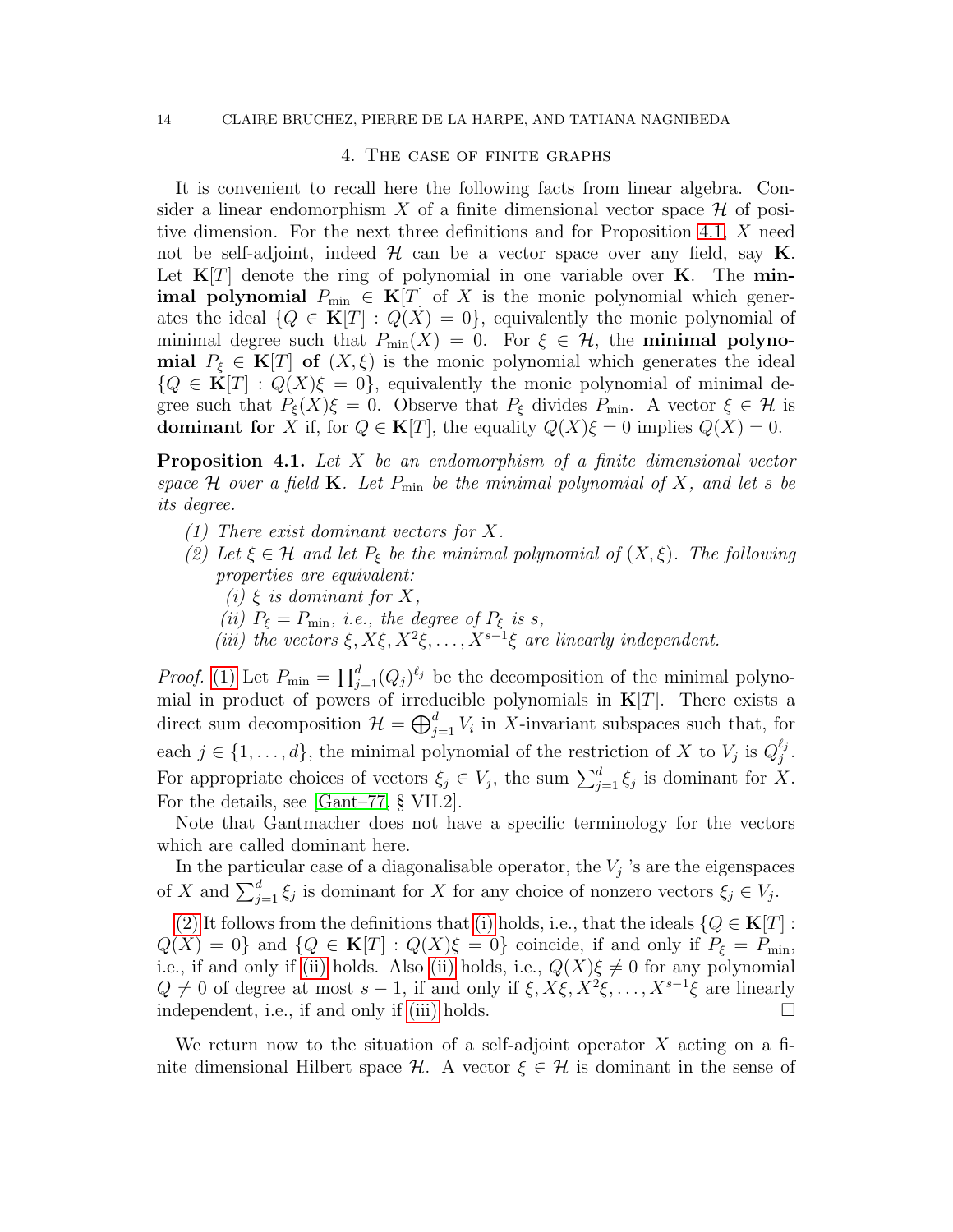## 4. The case of finite graphs

It is convenient to recall here the following facts from linear algebra. Consider a linear endomorphism $X$ of a finite dimensional vector space $\mathcal{H}$ of positive dimension. For the next three definitions and for Proposition 4.1, $X$ need not be self-adjoint, indeed $\mathcal{H}$ can be a vector space over any field, say $\mathbf{K}$. Let $\mathbf{K}[T]$ denote the ring of polynomial in one variable over $\mathbf{K}$. The **minimal polynomial** $P_{\min} \in \mathbf{K}[T]$ of $X$ is the monic polynomial which generates the ideal $\{Q \in \mathbf{K}[T] : Q(X) = 0\}$, equivalently the monic polynomial of minimal degree such that $P_{\min}(X) = 0$. For $\xi \in \mathcal{H}$, the **minimal polynomial** $P_\xi \in \mathbf{K}[T]$ **of** $(X, \xi)$ is the monic polynomial which generates the ideal $\{Q \in \mathbf{K}[T] : Q(X)\xi = 0\}$, equivalently the monic polynomial of minimal degree such that $P_\xi(X)\xi = 0$. Observe that $P_\xi$ divides $P_{\min}$. A vector $\xi \in \mathcal{H}$ is **dominant for** $X$ if, for $Q \in \mathbf{K}[T]$, the equality $Q(X)\xi = 0$ implies $Q(X) = 0$.

**Proposition 4.1.** *Let $X$ be an endomorphism of a finite dimensional vector space $\mathcal{H}$ over a field $\mathbf{K}$. Let $P_{\min}$ be the minimal polynomial of $X$, and let $s$ be its degree.*

*(1) There exist dominant vectors for $X$.*

*(2) Let $\xi \in \mathcal{H}$ and let $P_\xi$ be the minimal polynomial of $(X, \xi)$. The following properties are equivalent:*

- *(i) $\xi$ is dominant for $X$,*
- *(ii) $P_\xi = P_{\min}$, i.e., the degree of $P_\xi$ is $s$,*
- *(iii) the vectors $\xi, X\xi, X^2\xi, \dots, X^{s-1}\xi$ are linearly independent.*

*Proof.* (1) Let $P_{\min} = \prod_{j=1}^{d} (Q_j)^{\ell_j}$ be the decomposition of the minimal polynomial in product of powers of irreducible polynomials in $\mathbf{K}[T]$. There exists a direct sum decomposition $\mathcal{H} = \bigoplus_{j=1}^{d} V_i$ in $X$-invariant subspaces such that, for each $j \in \{1, \dots, d\}$, the minimal polynomial of the restriction of $X$ to $V_j$ is $Q_j^{\ell_j}$. For appropriate choices of vectors $\xi_j \in V_j$, the sum $\sum_{j=1}^{d} \xi_j$ is dominant for $X$. For the details, see [Gant–77, § VII.2].

Note that Gantmacher does not have a specific terminology for the vectors which are called dominant here.

In the particular case of a diagonalisable operator, the $V_j$ 's are the eigenspaces of $X$ and $\sum_{j=1}^{d} \xi_j$ is dominant for $X$ for any choice of nonzero vectors $\xi_j \in V_j$.

(2) It follows from the definitions that (i) holds, i.e., that the ideals $\{Q \in \mathbf{K}[T] : Q(X) = 0\}$ and $\{Q \in \mathbf{K}[T] : Q(X)\xi = 0\}$ coincide, if and only if $P_\xi = P_{\min}$, i.e., if and only if (ii) holds. Also (ii) holds, i.e., $Q(X)\xi \neq 0$ for any polynomial $Q \neq 0$ of degree at most $s - 1$, if and only if $\xi, X\xi, X^2\xi, \dots, X^{s-1}\xi$ are linearly independent, i.e., if and only if (iii) holds. $\square$

We return now to the situation of a self-adjoint operator $X$ acting on a finite dimensional Hilbert space $\mathcal{H}$. A vector $\xi \in \mathcal{H}$ is dominant in the sense of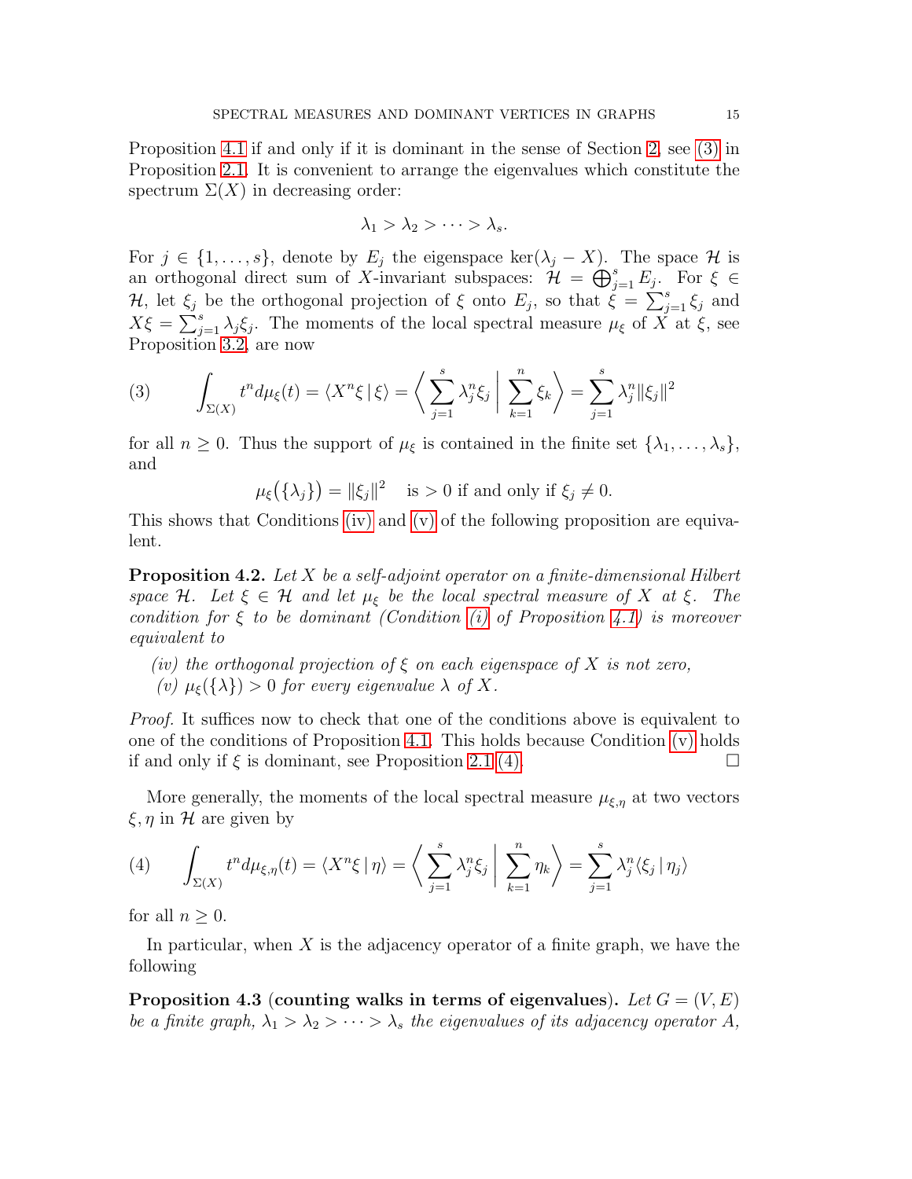Proposition 4.1 if and only if it is dominant in the sense of Section 2, see (3) in Proposition 2.1. It is convenient to arrange the eigenvalues which constitute the spectrum $\Sigma(X)$ in decreasing order:

$$\lambda_1 > \lambda_2 > \cdots > \lambda_s.$$

For $j \in \{1, \dots, s\}$, denote by $E_j$ the eigenspace $\ker(\lambda_j - X)$. The space $\mathcal{H}$ is an orthogonal direct sum of $X$-invariant subspaces: $\mathcal{H} = \bigoplus_{j=1}^s E_j$. For $\xi \in \mathcal{H}$, let $\xi_j$ be the orthogonal projection of $\xi$ onto $E_j$, so that $\xi = \sum_{j=1}^s \xi_j$ and $X\xi = \sum_{j=1}^s \lambda_j \xi_j$. The moments of the local spectral measure $\mu_\xi$ of $X$ at $\xi$, see Proposition 3.2, are now

$$\int_{\Sigma(X)} t^n d\mu_\xi(t) = \langle X^n \xi \,|\, \xi \rangle = \left\langle \sum_{j=1}^s \lambda_j^n \xi_j \,\middle|\, \sum_{k=1}^n \xi_k \right\rangle = \sum_{j=1}^s \lambda_j^n \|\xi_j\|^2 \tag{3}$$

for all $n \geq 0$. Thus the support of $\mu_\xi$ is contained in the finite set $\{\lambda_1, \dots, \lambda_s\}$, and

$$\mu_\xi\big(\{\lambda_j\}\big) = \|\xi_j\|^2 \quad \text{is } > 0 \text{ if and only if } \xi_j \neq 0.$$

This shows that Conditions (iv) and (v) of the following proposition are equivalent.

**Proposition 4.2.** *Let $X$ be a self-adjoint operator on a finite-dimensional Hilbert space $\mathcal{H}$. Let $\xi \in \mathcal{H}$ and let $\mu_\xi$ be the local spectral measure of $X$ at $\xi$. The condition for $\xi$ to be dominant (Condition (i) of Proposition 4.1) is moreover equivalent to*

*(iv) the orthogonal projection of $\xi$ on each eigenspace of $X$ is not zero,*
*(v) $\mu_\xi(\{\lambda\}) > 0$ for every eigenvalue $\lambda$ of $X$.*

*Proof.* It suffices now to check that one of the conditions above is equivalent to one of the conditions of Proposition 4.1. This holds because Condition (v) holds if and only if $\xi$ is dominant, see Proposition 2.1 (4). □

More generally, the moments of the local spectral measure $\mu_{\xi,\eta}$ at two vectors $\xi, \eta$ in $\mathcal{H}$ are given by

$$\int_{\Sigma(X)} t^n d\mu_{\xi,\eta}(t) = \langle X^n \xi \,|\, \eta \rangle = \left\langle \sum_{j=1}^s \lambda_j^n \xi_j \,\middle|\, \sum_{k=1}^n \eta_k \right\rangle = \sum_{j=1}^s \lambda_j^n \langle \xi_j \,|\, \eta_j \rangle \tag{4}$$

for all $n \geq 0$.

In particular, when $X$ is the adjacency operator of a finite graph, we have the following

**Proposition 4.3** (**counting walks in terms of eigenvalues**). *Let $G = (V, E)$ be a finite graph, $\lambda_1 > \lambda_2 > \cdots > \lambda_s$ the eigenvalues of its adjacency operator $A$,*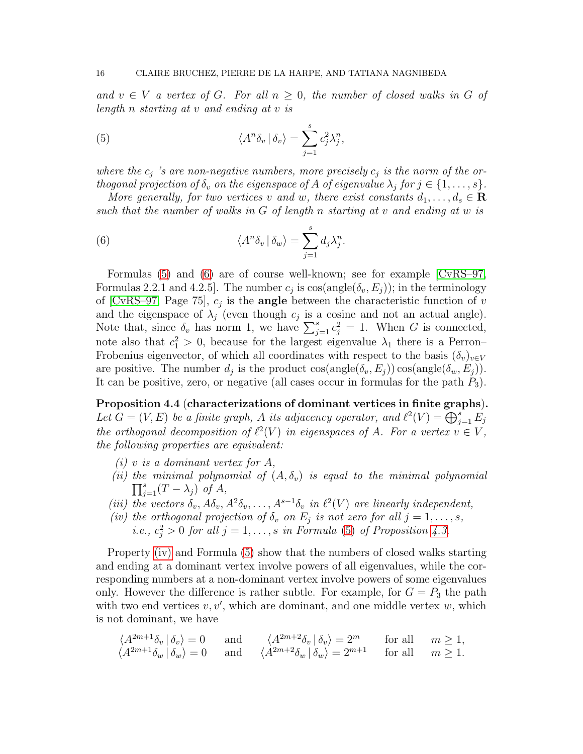*and $v \in V$ a vertex of $G$. For all $n \geq 0$, the number of closed walks in $G$ of length $n$ starting at $v$ and ending at $v$ is*

$$\langle A^n \delta_v \,|\, \delta_v \rangle = \sum_{j=1}^{s} c_j^2 \lambda_j^n, \tag{5}$$

*where the $c_j$ 's are non-negative numbers, more precisely $c_j$ is the norm of the orthogonal projection of $\delta_v$ on the eigenspace of $A$ of eigenvalue $\lambda_j$ for $j \in \{1, \dots, s\}$.*

*More generally, for two vertices $v$ and $w$, there exist constants $d_1, \dots, d_s \in \mathbf{R}$ such that the number of walks in $G$ of length $n$ starting at $v$ and ending at $w$ is*

$$\langle A^n \delta_v \,|\, \delta_w \rangle = \sum_{j=1}^{s} d_j \lambda_j^n. \tag{6}$$

Formulas (5) and (6) are of course well-known; see for example [CvRS–97, Formulas 2.2.1 and 4.2.5]. The number $c_j$ is $\cos(\mathrm{angle}(\delta_v, E_j))$; in the terminology of [CvRS–97, Page 75], $c_j$ is the **angle** between the characteristic function of $v$ and the eigenspace of $\lambda_j$ (even though $c_j$ is a cosine and not an actual angle). Note that, since $\delta_v$ has norm 1, we have $\sum_{j=1}^{s} c_j^2 = 1$. When $G$ is connected, note also that $c_1^2 > 0$, because for the largest eigenvalue $\lambda_1$ there is a Perron–Frobenius eigenvector, of which all coordinates with respect to the basis $(\delta_v)_{v \in V}$ are positive. The number $d_j$ is the product $\cos(\mathrm{angle}(\delta_v, E_j)) \cos(\mathrm{angle}(\delta_w, E_j))$. It can be positive, zero, or negative (all cases occur in formulas for the path $P_3$).

**Proposition 4.4** (**characterizations of dominant vertices in finite graphs**). *Let $G = (V, E)$ be a finite graph, $A$ its adjacency operator, and $\ell^2(V) = \bigoplus_{j=1}^{s} E_j$ the orthogonal decomposition of $\ell^2(V)$ in eigenspaces of $A$. For a vertex $v \in V$, the following properties are equivalent:*

- *(i) $v$ is a dominant vertex for $A$,*
- *(ii) the minimal polynomial of $(A, \delta_v)$ is equal to the minimal polynomial $\prod_{j=1}^{s}(T - \lambda_j)$ of $A$,*
- *(iii) the vectors $\delta_v, A\delta_v, A^2\delta_v, \dots, A^{s-1}\delta_v$ in $\ell^2(V)$ are linearly independent,*
- *(iv) the orthogonal projection of $\delta_v$ on $E_j$ is not zero for all $j = 1, \dots, s$, i.e., $c_j^2 > 0$ for all $j = 1, \dots, s$ in Formula (5) of Proposition 4.3.*

Property (iv) and Formula (5) show that the numbers of closed walks starting and ending at a dominant vertex involve powers of all eigenvalues, while the corresponding numbers at a non-dominant vertex involve powers of some eigenvalues only. However the difference is rather subtle. For example, for $G = P_3$ the path with two end vertices $v, v'$, which are dominant, and one middle vertex $w$, which is not dominant, we have

$$\begin{array}{llll}
\langle A^{2m+1} \delta_v \,|\, \delta_v \rangle = 0 & \text{and} & \langle A^{2m+2} \delta_v \,|\, \delta_v \rangle = 2^m & \text{for all} \quad m \geq 1, \\
\langle A^{2m+1} \delta_w \,|\, \delta_w \rangle = 0 & \text{and} & \langle A^{2m+2} \delta_w \,|\, \delta_w \rangle = 2^{m+1} & \text{for all} \quad m \geq 1.
\end{array}$$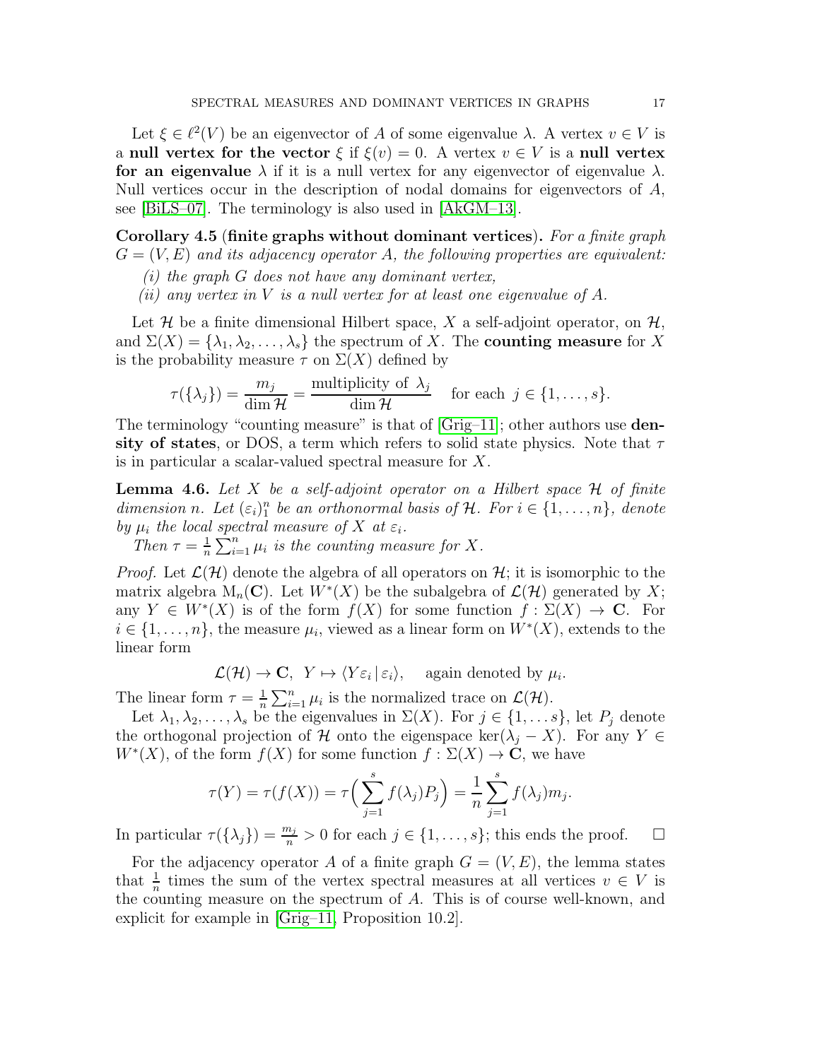Let $\xi \in \ell^2(V)$ be an eigenvector of $A$ of some eigenvalue $\lambda$. A vertex $v \in V$ is a **null vertex for the vector** $\xi$ if $\xi(v) = 0$. A vertex $v \in V$ is a **null vertex for an eigenvalue** $\lambda$ if it is a null vertex for any eigenvector of eigenvalue $\lambda$. Null vertices occur in the description of nodal domains for eigenvectors of $A$, see [BiLS–07]. The terminology is also used in [AkGM–13].

**Corollary 4.5** (**finite graphs without dominant vertices**). *For a finite graph $G = (V, E)$ and its adjacency operator $A$, the following properties are equivalent:*

*(i) the graph $G$ does not have any dominant vertex,*

*(ii) any vertex in $V$ is a null vertex for at least one eigenvalue of $A$.*

Let $\mathcal{H}$ be a finite dimensional Hilbert space, $X$ a self-adjoint operator, on $\mathcal{H}$, and $\Sigma(X) = \{\lambda_1, \lambda_2, \ldots, \lambda_s\}$ the spectrum of $X$. The **counting measure** for $X$ is the probability measure $\tau$ on $\Sigma(X)$ defined by

$$\tau(\{\lambda_j\}) = \frac{m_j}{\dim \mathcal{H}} = \frac{\text{multiplicity of } \lambda_j}{\dim \mathcal{H}} \quad \text{for each } j \in \{1, \ldots, s\}.$$

The terminology "counting measure" is that of [Grig–11]; other authors use **density of states**, or DOS, a term which refers to solid state physics. Note that $\tau$ is in particular a scalar-valued spectral measure for $X$.

**Lemma 4.6.** *Let $X$ be a self-adjoint operator on a Hilbert space $\mathcal{H}$ of finite dimension $n$. Let $(\varepsilon_i)_1^n$ be an orthonormal basis of $\mathcal{H}$. For $i \in \{1, \ldots, n\}$, denote by $\mu_i$ the local spectral measure of $X$ at $\varepsilon_i$.*

*Then $\tau = \frac{1}{n} \sum_{i=1}^n \mu_i$ is the counting measure for $X$.*

*Proof.* Let $\mathcal{L}(\mathcal{H})$ denote the algebra of all operators on $\mathcal{H}$; it is isomorphic to the matrix algebra $\mathrm{M}_n(\mathbf{C})$. Let $W^*(X)$ be the subalgebra of $\mathcal{L}(\mathcal{H})$ generated by $X$; any $Y \in W^*(X)$ is of the form $f(X)$ for some function $f : \Sigma(X) \to \mathbf{C}$. For $i \in \{1, \ldots, n\}$, the measure $\mu_i$, viewed as a linear form on $W^*(X)$, extends to the linear form

$$\mathcal{L}(\mathcal{H}) \to \mathbf{C}, \ \ Y \mapsto \langle Y \varepsilon_i \,|\, \varepsilon_i \rangle, \quad \text{again denoted by } \mu_i.$$

The linear form $\tau = \frac{1}{n} \sum_{i=1}^n \mu_i$ is the normalized trace on $\mathcal{L}(\mathcal{H})$.

Let $\lambda_1, \lambda_2, \ldots, \lambda_s$ be the eigenvalues in $\Sigma(X)$. For $j \in \{1, \ldots s\}$, let $P_j$ denote the orthogonal projection of $\mathcal{H}$ onto the eigenspace $\ker(\lambda_j - X)$. For any $Y \in W^*(X)$, of the form $f(X)$ for some function $f : \Sigma(X) \to \mathbf{C}$, we have

$$\tau(Y) = \tau(f(X)) = \tau\Big( \sum_{j=1}^s f(\lambda_j) P_j \Big) = \frac{1}{n} \sum_{j=1}^s f(\lambda_j) m_j.$$

In particular $\tau(\{\lambda_j\}) = \frac{m_j}{n} > 0$ for each $j \in \{1, \ldots, s\}$; this ends the proof. $\square$

For the adjacency operator $A$ of a finite graph $G = (V, E)$, the lemma states that $\frac{1}{n}$ times the sum of the vertex spectral measures at all vertices $v \in V$ is the counting measure on the spectrum of $A$. This is of course well-known, and explicit for example in [Grig–11, Proposition 10.2].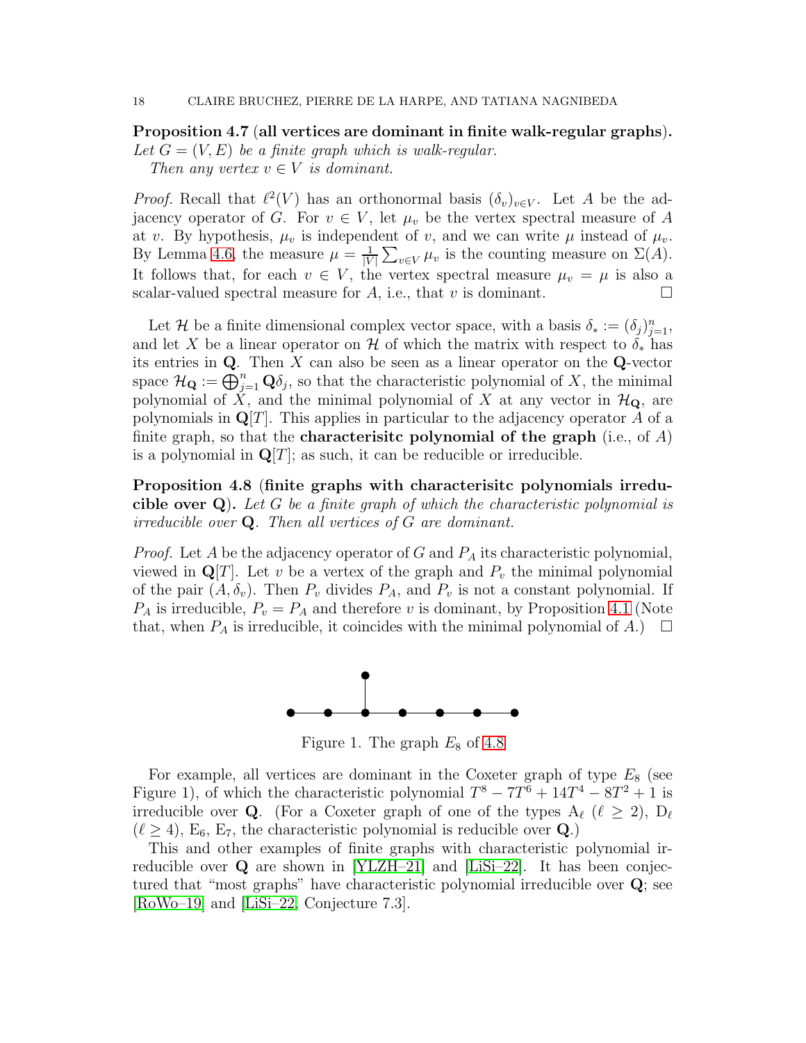**Proposition 4.7** (**all vertices are dominant in finite walk-regular graphs**). *Let $G = (V, E)$ be a finite graph which is walk-regular.*

*Then any vertex $v \in V$ is dominant.*

*Proof.* Recall that $\ell^2(V)$ has an orthonormal basis $(\delta_v)_{v \in V}$. Let $A$ be the adjacency operator of $G$. For $v \in V$, let $\mu_v$ be the vertex spectral measure of $A$ at $v$. By hypothesis, $\mu_v$ is independent of $v$, and we can write $\mu$ instead of $\mu_v$. By Lemma 4.6, the measure $\mu = \frac{1}{|V|} \sum_{v \in V} \mu_v$ is the counting measure on $\Sigma(A)$. It follows that, for each $v \in V$, the vertex spectral measure $\mu_v = \mu$ is also a scalar-valued spectral measure for $A$, i.e., that $v$ is dominant. □

Let $\mathcal{H}$ be a finite dimensional complex vector space, with a basis $\delta_* := (\delta_j)_{j=1}^n$, and let $X$ be a linear operator on $\mathcal{H}$ of which the matrix with respect to $\delta_*$ has its entries in $\mathbf{Q}$. Then $X$ can also be seen as a linear operator on the $\mathbf{Q}$-vector space $\mathcal{H}_{\mathbf{Q}} := \bigoplus_{j=1}^n \mathbf{Q}\delta_j$, so that the characteristic polynomial of $X$, the minimal polynomial of $X$, and the minimal polynomial of $X$ at any vector in $\mathcal{H}_{\mathbf{Q}}$, are polynomials in $\mathbf{Q}[T]$. This applies in particular to the adjacency operator $A$ of a finite graph, so that the **characterisitc polynomial of the graph** (i.e., of $A$) is a polynomial in $\mathbf{Q}[T]$; as such, it can be reducible or irreducible.

**Proposition 4.8** (**finite graphs with characterisitc polynomials irreducible over Q**). *Let $G$ be a finite graph of which the characteristic polynomial is irreducible over $\mathbf{Q}$. Then all vertices of $G$ are dominant.*

*Proof.* Let $A$ be the adjacency operator of $G$ and $P_A$ its characteristic polynomial, viewed in $\mathbf{Q}[T]$. Let $v$ be a vertex of the graph and $P_v$ the minimal polynomial of the pair $(A, \delta_v)$. Then $P_v$ divides $P_A$, and $P_v$ is not a constant polynomial. If $P_A$ is irreducible, $P_v = P_A$ and therefore $v$ is dominant, by Proposition 4.1 (Note that, when $P_A$ is irreducible, it coincides with the minimal polynomial of $A$.) □

Figure 1. The graph $E_8$ of 4.8

For example, all vertices are dominant in the Coxeter graph of type $E_8$ (see Figure 1), of which the characteristic polynomial $T^8 - 7T^6 + 14T^4 - 8T^2 + 1$ is irreducible over $\mathbf{Q}$. (For a Coxeter graph of one of the types $\mathrm{A}_\ell$ ($\ell \geq 2$), $\mathrm{D}_\ell$ ($\ell \geq 4$), $\mathrm{E}_6$, $\mathrm{E}_7$, the characteristic polynomial is reducible over $\mathbf{Q}$.)

This and other examples of finite graphs with characteristic polynomial irreducible over $\mathbf{Q}$ are shown in [YLZH–21] and [LiSi–22]. It has been conjectured that "most graphs" have characteristic polynomial irreducible over $\mathbf{Q}$; see [RoWo–19] and [LiSi–22, Conjecture 7.3].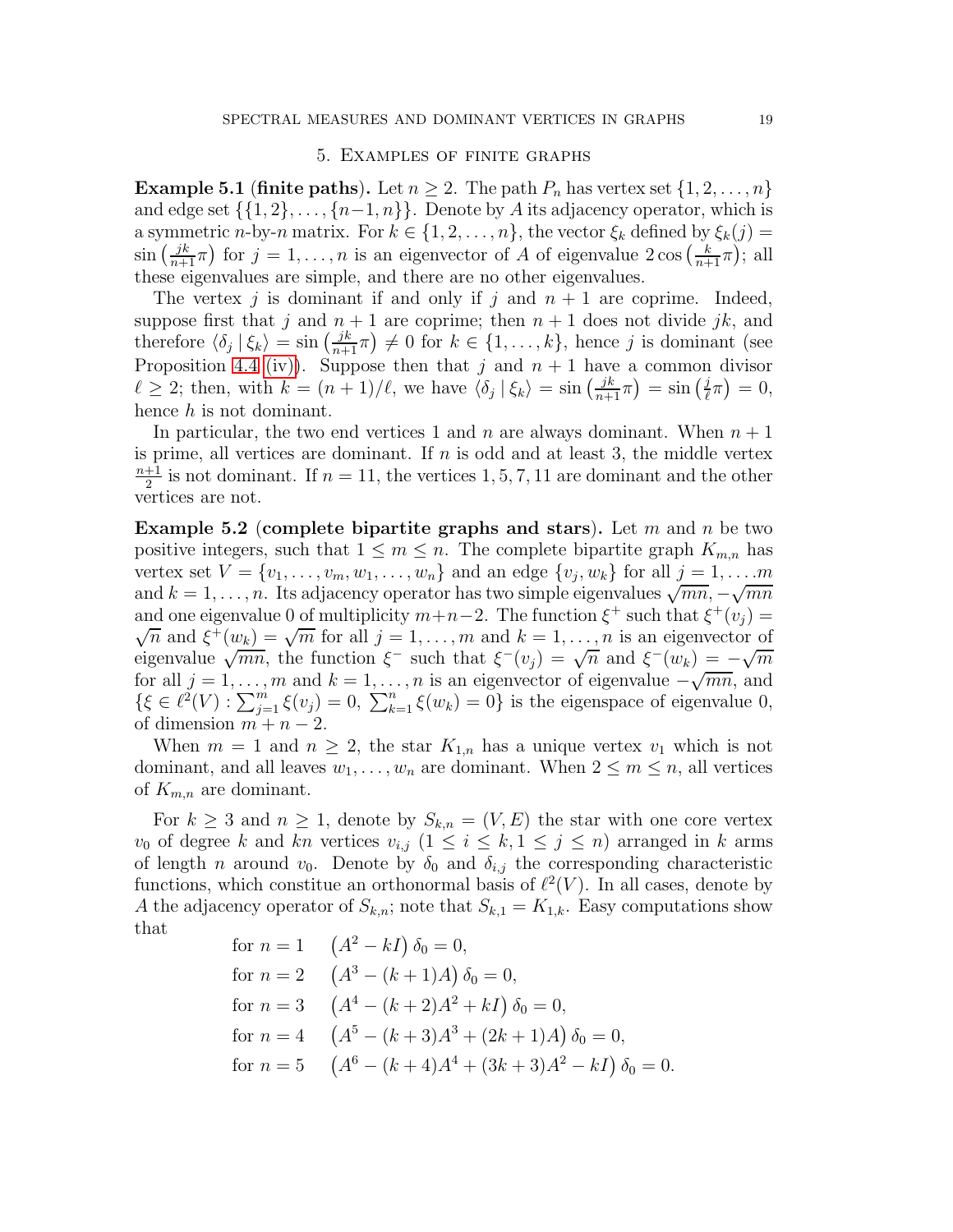## 5. Examples of finite graphs

**Example 5.1** (**finite paths**). Let $n \geq 2$. The path $P_n$ has vertex set $\{1, 2, \dots, n\}$ and edge set $\{\{1,2\}, \dots, \{n-1, n\}\}$. Denote by $A$ its adjacency operator, which is a symmetric $n$-by-$n$ matrix. For $k \in \{1, 2, \dots, n\}$, the vector $\xi_k$ defined by $\xi_k(j) = \sin\left(\frac{jk}{n+1}\pi\right)$ for $j = 1, \dots, n$ is an eigenvector of $A$ of eigenvalue $2\cos\left(\frac{k}{n+1}\pi\right)$; all these eigenvalues are simple, and there are no other eigenvalues.

The vertex $j$ is dominant if and only if $j$ and $n+1$ are coprime. Indeed, suppose first that $j$ and $n+1$ are coprime; then $n+1$ does not divide $jk$, and therefore $\langle \delta_j \mid \xi_k \rangle = \sin\left(\frac{jk}{n+1}\pi\right) \neq 0$ for $k \in \{1, \dots, k\}$, hence $j$ is dominant (see Proposition 4.4 (iv)). Suppose then that $j$ and $n+1$ have a common divisor $\ell \geq 2$; then, with $k = (n+1)/\ell$, we have $\langle \delta_j \mid \xi_k \rangle = \sin\left(\frac{jk}{n+1}\pi\right) = \sin\left(\frac{j}{\ell}\pi\right) = 0$, hence $h$ is not dominant.

In particular, the two end vertices $1$ and $n$ are always dominant. When $n+1$ is prime, all vertices are dominant. If $n$ is odd and at least 3, the middle vertex $\frac{n+1}{2}$ is not dominant. If $n = 11$, the vertices $1, 5, 7, 11$ are dominant and the other vertices are not.

**Example 5.2** (**complete bipartite graphs and stars**). Let $m$ and $n$ be two positive integers, such that $1 \leq m \leq n$. The complete bipartite graph $K_{m,n}$ has vertex set $V = \{v_1, \dots, v_m, w_1, \dots, w_n\}$ and an edge $\{v_j, w_k\}$ for all $j = 1, \dots. m$ and $k = 1, \dots, n$. Its adjacency operator has two simple eigenvalues $\sqrt{mn}, -\sqrt{mn}$ and one eigenvalue 0 of multiplicity $m+n-2$. The function $\xi^+$ such that $\xi^+(v_j) = \sqrt{n}$ and $\xi^+(w_k) = \sqrt{m}$ for all $j = 1, \dots, m$ and $k = 1, \dots, n$ is an eigenvector of eigenvalue $\sqrt{mn}$, the function $\xi^-$ such that $\xi^-(v_j) = \sqrt{n}$ and $\xi^-(w_k) = -\sqrt{m}$ for all $j = 1, \dots, m$ and $k = 1, \dots, n$ is an eigenvector of eigenvalue $-\sqrt{mn}$, and $\{\xi \in \ell^2(V) : \sum_{j=1}^m \xi(v_j) = 0, \ \sum_{k=1}^n \xi(w_k) = 0\}$ is the eigenspace of eigenvalue 0, of dimension $m+n-2$.

When $m = 1$ and $n \geq 2$, the star $K_{1,n}$ has a unique vertex $v_1$ which is not dominant, and all leaves $w_1, \dots, w_n$ are dominant. When $2 \leq m \leq n$, all vertices of $K_{m,n}$ are dominant.

For $k \geq 3$ and $n \geq 1$, denote by $S_{k,n} = (V, E)$ the star with one core vertex $v_0$ of degree $k$ and $kn$ vertices $v_{i,j}$ $(1 \leq i \leq k, 1 \leq j \leq n)$ arranged in $k$ arms of length $n$ around $v_0$. Denote by $\delta_0$ and $\delta_{i,j}$ the corresponding characteristic functions, which constitue an orthonormal basis of $\ell^2(V)$. In all cases, denote by $A$ the adjacency operator of $S_{k,n}$; note that $S_{k,1} = K_{1,k}$. Easy computations show that

$$
\begin{aligned}
&\text{for } n = 1 \quad \left(A^2 - kI\right)\delta_0 = 0, \\
&\text{for } n = 2 \quad \left(A^3 - (k+1)A\right)\delta_0 = 0, \\
&\text{for } n = 3 \quad \left(A^4 - (k+2)A^2 + kI\right)\delta_0 = 0, \\
&\text{for } n = 4 \quad \left(A^5 - (k+3)A^3 + (2k+1)A\right)\delta_0 = 0, \\
&\text{for } n = 5 \quad \left(A^6 - (k+4)A^4 + (3k+3)A^2 - kI\right)\delta_0 = 0.
\end{aligned}
$$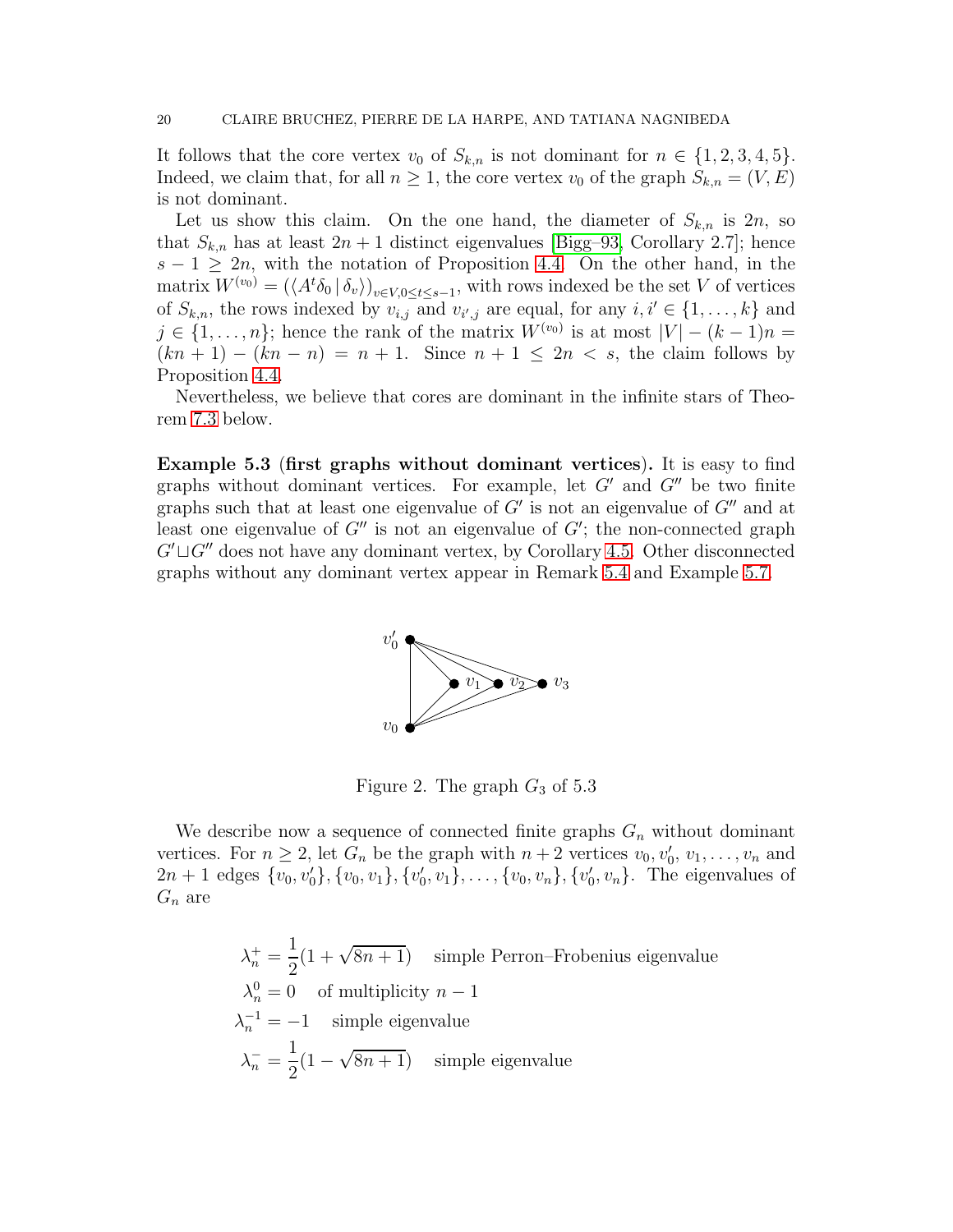It follows that the core vertex $v_0$ of $S_{k,n}$ is not dominant for $n \in \{1, 2, 3, 4, 5\}$. Indeed, we claim that, for all $n \geq 1$, the core vertex $v_0$ of the graph $S_{k,n} = (V, E)$ is not dominant.

Let us show this claim. On the one hand, the diameter of $S_{k,n}$ is $2n$, so that $S_{k,n}$ has at least $2n + 1$ distinct eigenvalues [Bigg–93, Corollary 2.7]; hence $s - 1 \geq 2n$, with the notation of Proposition 4.4. On the other hand, in the matrix $W^{(v_0)} = (\langle A^t \delta_0 \mid \delta_v \rangle)_{v \in V, 0 \leq t \leq s-1}$, with rows indexed be the set $V$ of vertices of $S_{k,n}$, the rows indexed by $v_{i,j}$ and $v_{i',j}$ are equal, for any $i, i' \in \{1, \ldots, k\}$ and $j \in \{1, \ldots, n\}$; hence the rank of the matrix $W^{(v_0)}$ is at most $|V| - (k-1)n = (kn + 1) - (kn - n) = n + 1$. Since $n + 1 \leq 2n < s$, the claim follows by Proposition 4.4.

Nevertheless, we believe that cores are dominant in the infinite stars of Theorem 7.3 below.

**Example 5.3** (**first graphs without dominant vertices**)**.** It is easy to find graphs without dominant vertices. For example, let $G'$ and $G''$ be two finite graphs such that at least one eigenvalue of $G'$ is not an eigenvalue of $G''$ and at least one eigenvalue of $G''$ is not an eigenvalue of $G'$; the non-connected graph $G' \sqcup G''$ does not have any dominant vertex, by Corollary 4.5. Other disconnected graphs without any dominant vertex appear in Remark 5.4 and Example 5.7.

Figure 2. The graph $G_3$ of 5.3

We describe now a sequence of connected finite graphs $G_n$ without dominant vertices. For $n \geq 2$, let $G_n$ be the graph with $n + 2$ vertices $v_0, v_0', v_1, \ldots, v_n$ and $2n + 1$ edges $\{v_0, v_0'\}, \{v_0, v_1\}, \{v_0', v_1\}, \ldots, \{v_0, v_n\}, \{v_0', v_n\}$. The eigenvalues of $G_n$ are

$$\lambda_n^+ = \frac{1}{2}(1 + \sqrt{8n+1}) \quad \text{simple Perron–Frobenius eigenvalue}$$
$$\lambda_n^0 = 0 \quad \text{of multiplicity } n-1$$
$$\lambda_n^{-1} = -1 \quad \text{simple eigenvalue}$$
$$\lambda_n^- = \frac{1}{2}(1 - \sqrt{8n+1}) \quad \text{simple eigenvalue}$$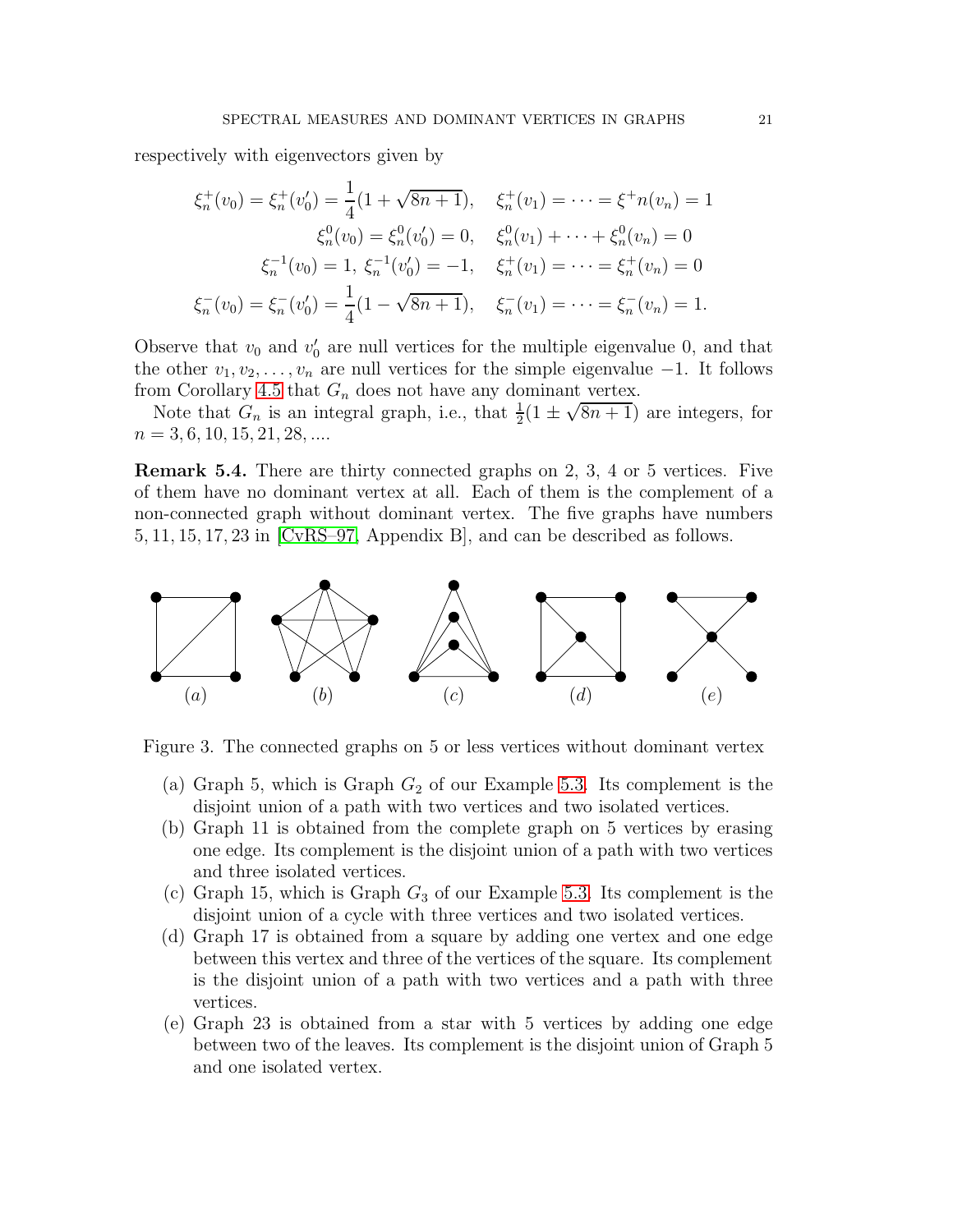respectively with eigenvectors given by

$$
\begin{aligned}
\xi_n^+(v_0) = \xi_n^+(v_0') = \frac{1}{4}(1+\sqrt{8n+1}), &\quad \xi_n^+(v_1) = \cdots = \xi^+n(v_n) = 1 \\
\xi_n^0(v_0) = \xi_n^0(v_0') = 0, &\quad \xi_n^0(v_1) + \cdots + \xi_n^0(v_n) = 0 \\
\xi_n^{-1}(v_0) = 1,\ \xi_n^{-1}(v_0') = -1, &\quad \xi_n^+(v_1) = \cdots = \xi_n^+(v_n) = 0 \\
\xi_n^-(v_0) = \xi_n^-(v_0') = \frac{1}{4}(1-\sqrt{8n+1}), &\quad \xi_n^-(v_1) = \cdots = \xi_n^-(v_n) = 1.
\end{aligned}
$$

Observe that $v_0$ and $v_0'$ are null vertices for the multiple eigenvalue 0, and that the other $v_1, v_2, \ldots, v_n$ are null vertices for the simple eigenvalue $-1$. It follows from Corollary 4.5 that $G_n$ does not have any dominant vertex.

Note that $G_n$ is an integral graph, i.e., that $\frac{1}{2}(1 \pm \sqrt{8n+1})$ are integers, for $n = 3, 6, 10, 15, 21, 28, \ldots$.

**Remark 5.4.** There are thirty connected graphs on 2, 3, 4 or 5 vertices. Five of them have no dominant vertex at all. Each of them is the complement of a non-connected graph without dominant vertex. The five graphs have numbers 5, 11, 15, 17, 23 in [CvRS–97, Appendix B], and can be described as follows.

Figure 3. The connected graphs on 5 or less vertices without dominant vertex

(a) Graph 5, which is Graph $G_2$ of our Example 5.3. Its complement is the disjoint union of a path with two vertices and two isolated vertices.
(b) Graph 11 is obtained from the complete graph on 5 vertices by erasing one edge. Its complement is the disjoint union of a path with two vertices and three isolated vertices.
(c) Graph 15, which is Graph $G_3$ of our Example 5.3. Its complement is the disjoint union of a cycle with three vertices and two isolated vertices.
(d) Graph 17 is obtained from a square by adding one vertex and one edge between this vertex and three of the vertices of the square. Its complement is the disjoint union of a path with two vertices and a path with three vertices.
(e) Graph 23 is obtained from a star with 5 vertices by adding one edge between two of the leaves. Its complement is the disjoint union of Graph 5 and one isolated vertex.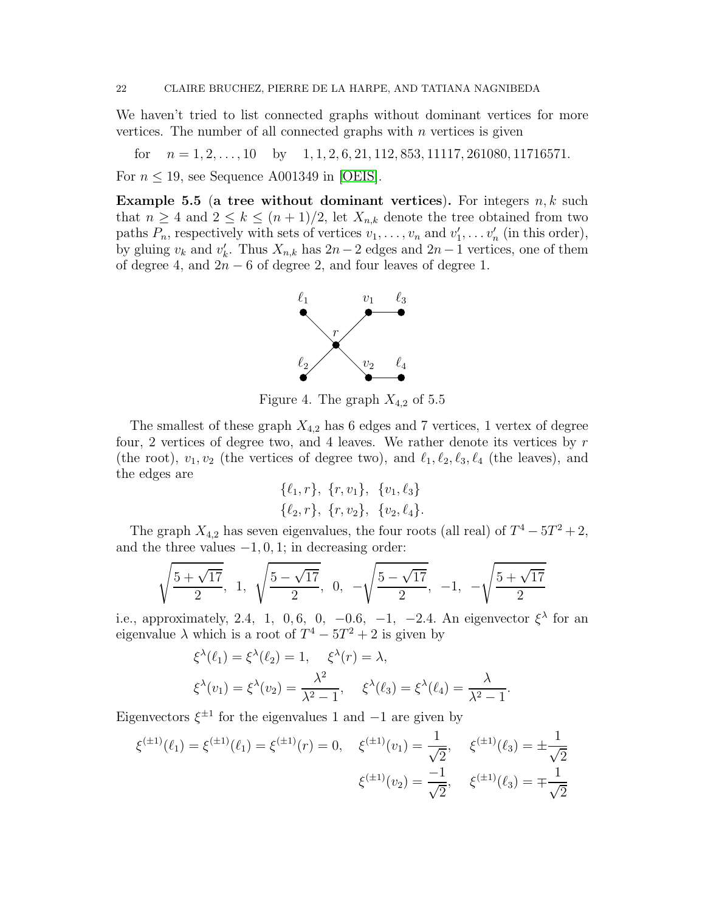We haven't tried to list connected graphs without dominant vertices for more vertices. The number of all connected graphs with $n$ vertices is given

for $\quad n = 1, 2, \dots, 10 \quad$ by $\quad 1, 1, 2, 6, 21, 112, 853, 11117, 261080, 11716571.$

For $n \leq 19$, see Sequence A001349 in [OEIS].

**Example 5.5 (a tree without dominant vertices).** For integers $n, k$ such that $n \geq 4$ and $2 \leq k \leq (n+1)/2$, let $X_{n,k}$ denote the tree obtained from two paths $P_n$, respectively with sets of vertices $v_1, \dots, v_n$ and $v'_1, \dots v'_n$ (in this order), by gluing $v_k$ and $v'_k$. Thus $X_{n,k}$ has $2n-2$ edges and $2n-1$ vertices, one of them of degree 4, and $2n-6$ of degree 2, and four leaves of degree 1.

Figure 4. The graph $X_{4,2}$ of 5.5

The smallest of these graph $X_{4,2}$ has 6 edges and 7 vertices, 1 vertex of degree four, 2 vertices of degree two, and 4 leaves. We rather denote its vertices by $r$ (the root), $v_1, v_2$ (the vertices of degree two), and $\ell_1, \ell_2, \ell_3, \ell_4$ (the leaves), and the edges are

$$\{\ell_1, r\},\ \{r, v_1\},\ \{v_1, \ell_3\}$$
$$\{\ell_2, r\},\ \{r, v_2\},\ \{v_2, \ell_4\}.$$

The graph $X_{4,2}$ has seven eigenvalues, the four roots (all real) of $T^4 - 5T^2 + 2$, and the three values $-1, 0, 1$; in decreasing order:

$$\sqrt{\frac{5+\sqrt{17}}{2}},\ \ 1,\ \ \sqrt{\frac{5-\sqrt{17}}{2}},\ \ 0,\ \ -\sqrt{\frac{5-\sqrt{17}}{2}},\ \ -1,\ \ -\sqrt{\frac{5+\sqrt{17}}{2}}$$

i.e., approximately, 2.4, 1, 0,6, 0, $-0.6$, $-1$, $-2.4$. An eigenvector $\xi^\lambda$ for an eigenvalue $\lambda$ which is a root of $T^4 - 5T^2 + 2$ is given by

$$\xi^\lambda(\ell_1) = \xi^\lambda(\ell_2) = 1, \quad \xi^\lambda(r) = \lambda,$$
$$\xi^\lambda(v_1) = \xi^\lambda(v_2) = \frac{\lambda^2}{\lambda^2 - 1}, \quad \xi^\lambda(\ell_3) = \xi^\lambda(\ell_4) = \frac{\lambda}{\lambda^2 - 1}.$$

Eigenvectors $\xi^{\pm 1}$ for the eigenvalues 1 and $-1$ are given by

$$\xi^{(\pm 1)}(\ell_1) = \xi^{(\pm 1)}(\ell_1) = \xi^{(\pm 1)}(r) = 0, \quad \xi^{(\pm 1)}(v_1) = \frac{1}{\sqrt{2}}, \quad \xi^{(\pm 1)}(\ell_3) = \pm\frac{1}{\sqrt{2}}$$
$$\xi^{(\pm 1)}(v_2) = \frac{-1}{\sqrt{2}}, \quad \xi^{(\pm 1)}(\ell_3) = \mp\frac{1}{\sqrt{2}}$$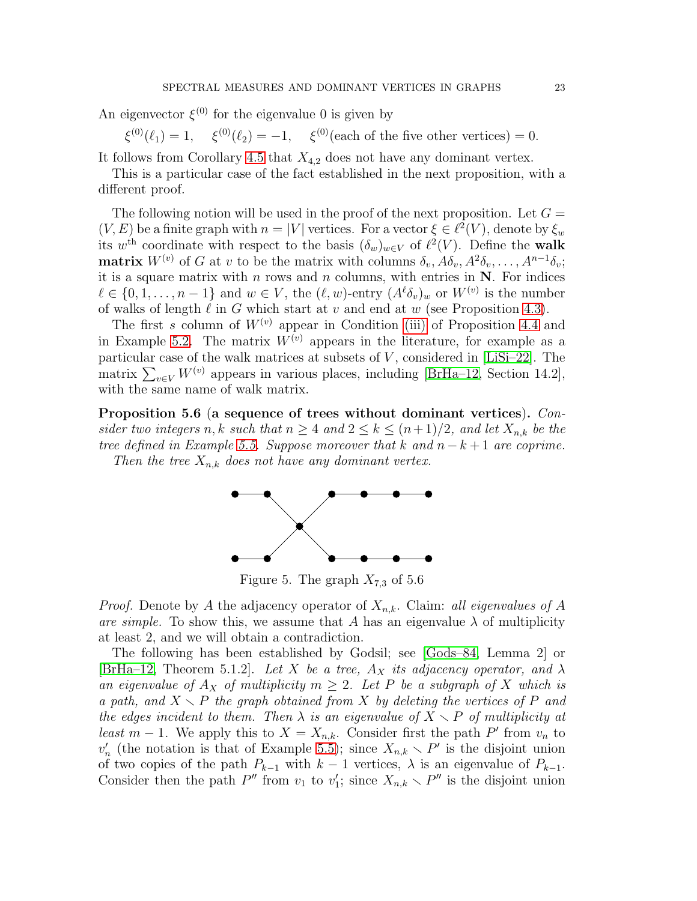An eigenvector $\xi^{(0)}$ for the eigenvalue 0 is given by

$$\xi^{(0)}(\ell_1) = 1, \quad \xi^{(0)}(\ell_2) = -1, \quad \xi^{(0)}(\text{each of the five other vertices}) = 0.$$

It follows from Corollary 4.5 that $X_{4,2}$ does not have any dominant vertex.

This is a particular case of the fact established in the next proposition, with a different proof.

The following notion will be used in the proof of the next proposition. Let $G = (V, E)$ be a finite graph with $n = |V|$ vertices. For a vector $\xi \in \ell^2(V)$, denote by $\xi_w$ its $w^{\text{th}}$ coordinate with respect to the basis $(\delta_w)_{w \in V}$ of $\ell^2(V)$. Define the **walk matrix** $W^{(v)}$ of $G$ at $v$ to be the matrix with columns $\delta_v, A\delta_v, A^2\delta_v, \dots, A^{n-1}\delta_v$; it is a square matrix with $n$ rows and $n$ columns, with entries in $\mathbf{N}$. For indices $\ell \in \{0, 1, \dots, n-1\}$ and $w \in V$, the $(\ell, w)$-entry $(A^\ell \delta_v)_w$ or $W^{(v)}$ is the number of walks of length $\ell$ in $G$ which start at $v$ and end at $w$ (see Proposition 4.3).

The first $s$ column of $W^{(v)}$ appear in Condition (iii) of Proposition 4.4 and in Example 5.2. The matrix $W^{(v)}$ appears in the literature, for example as a particular case of the walk matrices at subsets of $V$, considered in [LiSi–22]. The matrix $\sum_{v \in V} W^{(v)}$ appears in various places, including [BrHa–12, Section 14.2], with the same name of walk matrix.

**Proposition 5.6 (a sequence of trees without dominant vertices).** *Consider two integers $n, k$ such that $n \geq 4$ and $2 \leq k \leq (n+1)/2$, and let $X_{n,k}$ be the tree defined in Example 5.5. Suppose moreover that $k$ and $n-k+1$ are coprime.*

*Then the tree $X_{n,k}$ does not have any dominant vertex.*

Figure 5. The graph $X_{7,3}$ of 5.6

*Proof.* Denote by $A$ the adjacency operator of $X_{n,k}$. Claim: *all eigenvalues of $A$ are simple.* To show this, we assume that $A$ has an eigenvalue $\lambda$ of multiplicity at least 2, and we will obtain a contradiction.

The following has been established by Godsil; see [Gods–84, Lemma 2] or [BrHa–12, Theorem 5.1.2]. *Let $X$ be a tree, $A_X$ its adjacency operator, and $\lambda$ an eigenvalue of $A_X$ of multiplicity $m \geq 2$. Let $P$ be a subgraph of $X$ which is a path, and $X \smallsetminus P$ the graph obtained from $X$ by deleting the vertices of $P$ and the edges incident to them. Then $\lambda$ is an eigenvalue of $X \smallsetminus P$ of multiplicity at least $m-1$.* We apply this to $X = X_{n,k}$. Consider first the path $P'$ from $v_n$ to $v'_n$ (the notation is that of Example 5.5); since $X_{n,k} \smallsetminus P'$ is the disjoint union of two copies of the path $P_{k-1}$ with $k-1$ vertices, $\lambda$ is an eigenvalue of $P_{k-1}$. Consider then the path $P''$ from $v_1$ to $v'_1$; since $X_{n,k} \smallsetminus P''$ is the disjoint union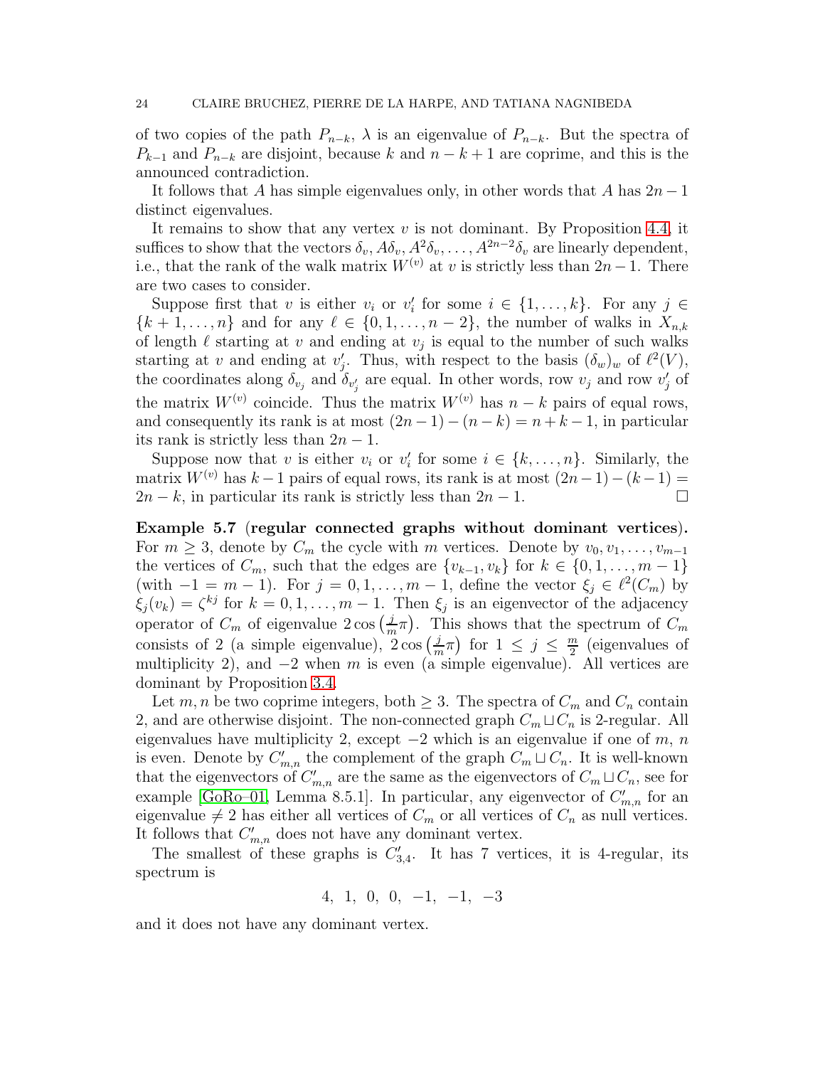of two copies of the path $P_{n-k}$, $\lambda$ is an eigenvalue of $P_{n-k}$. But the spectra of $P_{k-1}$ and $P_{n-k}$ are disjoint, because $k$ and $n-k+1$ are coprime, and this is the announced contradiction.

It follows that $A$ has simple eigenvalues only, in other words that $A$ has $2n-1$ distinct eigenvalues.

It remains to show that any vertex $v$ is not dominant. By Proposition 4.4, it suffices to show that the vectors $\delta_v, A\delta_v, A^2\delta_v, \dots, A^{2n-2}\delta_v$ are linearly dependent, i.e., that the rank of the walk matrix $W^{(v)}$ at $v$ is strictly less than $2n-1$. There are two cases to consider.

Suppose first that $v$ is either $v_i$ or $v'_i$ for some $i \in \{1, \dots, k\}$. For any $j \in \{k+1, \dots, n\}$ and for any $\ell \in \{0, 1, \dots, n-2\}$, the number of walks in $X_{n,k}$ of length $\ell$ starting at $v$ and ending at $v_j$ is equal to the number of such walks starting at $v$ and ending at $v'_j$. Thus, with respect to the basis $(\delta_w)_w$ of $\ell^2(V)$, the coordinates along $\delta_{v_j}$ and $\delta_{v'_j}$ are equal. In other words, row $v_j$ and row $v'_j$ of the matrix $W^{(v)}$ coincide. Thus the matrix $W^{(v)}$ has $n-k$ pairs of equal rows, and consequently its rank is at most $(2n-1)-(n-k) = n+k-1$, in particular its rank is strictly less than $2n-1$.

Suppose now that $v$ is either $v_i$ or $v'_i$ for some $i \in \{k, \dots, n\}$. Similarly, the matrix $W^{(v)}$ has $k-1$ pairs of equal rows, its rank is at most $(2n-1)-(k-1) = 2n-k$, in particular its rank is strictly less than $2n-1$. □

**Example 5.7 (regular connected graphs without dominant vertices).** For $m \geq 3$, denote by $C_m$ the cycle with $m$ vertices. Denote by $v_0, v_1, \dots, v_{m-1}$ the vertices of $C_m$, such that the edges are $\{v_{k-1}, v_k\}$ for $k \in \{0, 1, \dots, m-1\}$ (with $-1 = m-1$). For $j = 0, 1, \dots, m-1$, define the vector $\xi_j \in \ell^2(C_m)$ by $\xi_j(v_k) = \zeta^{kj}$ for $k = 0, 1, \dots, m-1$. Then $\xi_j$ is an eigenvector of the adjacency operator of $C_m$ of eigenvalue $2\cos\left(\frac{j}{m}\pi\right)$. This shows that the spectrum of $C_m$ consists of 2 (a simple eigenvalue), $2\cos\left(\frac{j}{m}\pi\right)$ for $1 \leq j \leq \frac{m}{2}$ (eigenvalues of multiplicity 2), and $-2$ when $m$ is even (a simple eigenvalue). All vertices are dominant by Proposition 3.4.

Let $m, n$ be two coprime integers, both $\geq 3$. The spectra of $C_m$ and $C_n$ contain 2, and are otherwise disjoint. The non-connected graph $C_m \sqcup C_n$ is 2-regular. All eigenvalues have multiplicity 2, except $-2$ which is an eigenvalue if one of $m$, $n$ is even. Denote by $C'_{m,n}$ the complement of the graph $C_m \sqcup C_n$. It is well-known that the eigenvectors of $C'_{m,n}$ are the same as the eigenvectors of $C_m \sqcup C_n$, see for example [GoRo–01, Lemma 8.5.1]. In particular, any eigenvector of $C'_{m,n}$ for an eigenvalue $\neq 2$ has either all vertices of $C_m$ or all vertices of $C_n$ as null vertices. It follows that $C'_{m,n}$ does not have any dominant vertex.

The smallest of these graphs is $C'_{3,4}$. It has 7 vertices, it is 4-regular, its spectrum is

$$4, \ 1, \ 0, \ 0, \ -1, \ -1, \ -3$$

and it does not have any dominant vertex.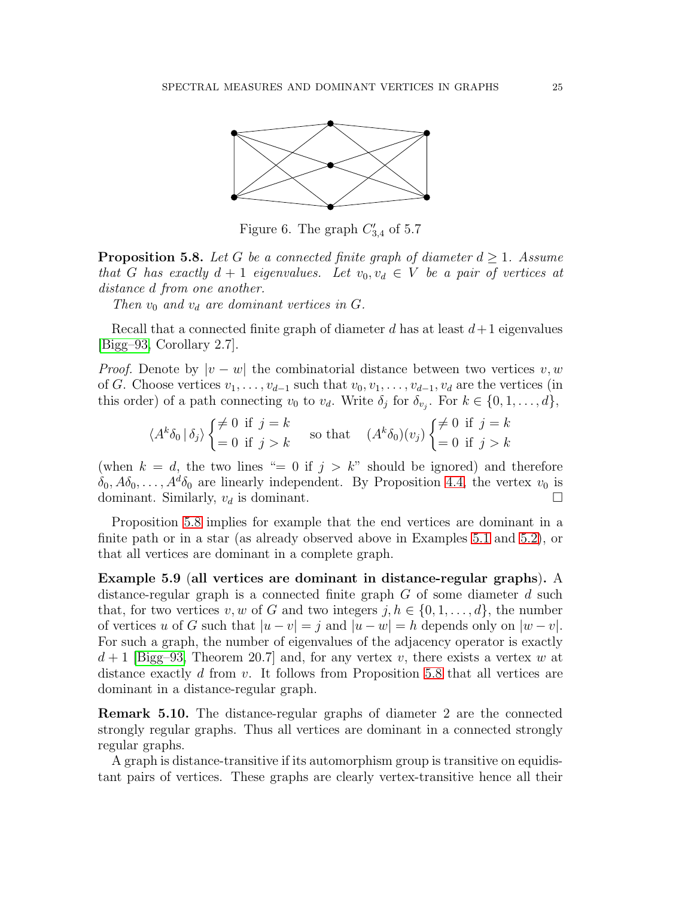Figure 6. The graph $C'_{3,4}$ of 5.7

**Proposition 5.8.** *Let $G$ be a connected finite graph of diameter $d \geq 1$. Assume that $G$ has exactly $d+1$ eigenvalues. Let $v_0, v_d \in V$ be a pair of vertices at distance $d$ from one another.*

*Then $v_0$ and $v_d$ are dominant vertices in $G$.*

Recall that a connected finite graph of diameter $d$ has at least $d+1$ eigenvalues [Bigg–93, Corollary 2.7].

*Proof.* Denote by $|v - w|$ the combinatorial distance between two vertices $v, w$ of $G$. Choose vertices $v_1, \dots, v_{d-1}$ such that $v_0, v_1, \dots, v_{d-1}, v_d$ are the vertices (in this order) of a path connecting $v_0$ to $v_d$. Write $\delta_j$ for $\delta_{v_j}$. For $k \in \{0, 1, \dots, d\}$,

$$\langle A^k \delta_0 \mid \delta_j \rangle \begin{cases} \neq 0 & \text{if } j = k \\ = 0 & \text{if } j > k \end{cases} \quad \text{so that} \quad (A^k \delta_0)(v_j) \begin{cases} \neq 0 & \text{if } j = k \\ = 0 & \text{if } j > k \end{cases}$$

(when $k = d$, the two lines "$= 0$ if $j > k$" should be ignored) and therefore $\delta_0, A\delta_0, \dots, A^d \delta_0$ are linearly independent. By Proposition 4.4, the vertex $v_0$ is dominant. Similarly, $v_d$ is dominant. □

Proposition 5.8 implies for example that the end vertices are dominant in a finite path or in a star (as already observed above in Examples 5.1 and 5.2), or that all vertices are dominant in a complete graph.

**Example 5.9** (**all vertices are dominant in distance-regular graphs**). A distance-regular graph is a connected finite graph $G$ of some diameter $d$ such that, for two vertices $v, w$ of $G$ and two integers $j, h \in \{0, 1, \dots, d\}$, the number of vertices $u$ of $G$ such that $|u - v| = j$ and $|u - w| = h$ depends only on $|w - v|$. For such a graph, the number of eigenvalues of the adjacency operator is exactly $d + 1$ [Bigg–93, Theorem 20.7] and, for any vertex $v$, there exists a vertex $w$ at distance exactly $d$ from $v$. It follows from Proposition 5.8 that all vertices are dominant in a distance-regular graph.

**Remark 5.10.** The distance-regular graphs of diameter 2 are the connected strongly regular graphs. Thus all vertices are dominant in a connected strongly regular graphs.

A graph is distance-transitive if its automorphism group is transitive on equidistant pairs of vertices. These graphs are clearly vertex-transitive hence all their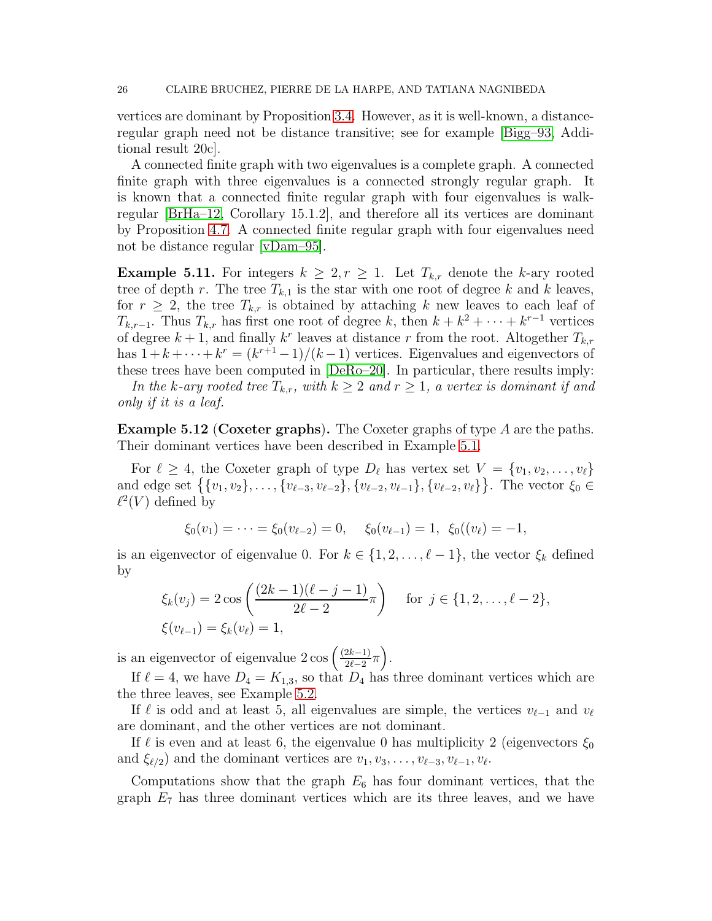vertices are dominant by Proposition 3.4. However, as it is well-known, a distance-regular graph need not be distance transitive; see for example [Bigg–93, Additional result 20c].

A connected finite graph with two eigenvalues is a complete graph. A connected finite graph with three eigenvalues is a connected strongly regular graph. It is known that a connected finite regular graph with four eigenvalues is walk-regular [BrHa–12, Corollary 15.1.2], and therefore all its vertices are dominant by Proposition 4.7. A connected finite regular graph with four eigenvalues need not be distance regular [vDam–95].

**Example 5.11.** For integers $k \geq 2, r \geq 1$. Let $T_{k,r}$ denote the $k$-ary rooted tree of depth $r$. The tree $T_{k,1}$ is the star with one root of degree $k$ and $k$ leaves, for $r \geq 2$, the tree $T_{k,r}$ is obtained by attaching $k$ new leaves to each leaf of $T_{k,r-1}$. Thus $T_{k,r}$ has first one root of degree $k$, then $k + k^2 + \cdots + k^{r-1}$ vertices of degree $k+1$, and finally $k^r$ leaves at distance $r$ from the root. Altogether $T_{k,r}$ has $1 + k + \cdots + k^r = (k^{r+1} - 1)/(k-1)$ vertices. Eigenvalues and eigenvectors of these trees have been computed in [DeRo–20]. In particular, there results imply:

*In the $k$-ary rooted tree $T_{k,r}$, with $k \geq 2$ and $r \geq 1$, a vertex is dominant if and only if it is a leaf.*

**Example 5.12 (Coxeter graphs).** The Coxeter graphs of type $A$ are the paths. Their dominant vertices have been described in Example 5.1.

For $\ell \geq 4$, the Coxeter graph of type $D_\ell$ has vertex set $V = \{v_1, v_2, \dots, v_\ell\}$ and edge set $\big\{\{v_1, v_2\}, \dots, \{v_{\ell-3}, v_{\ell-2}\}, \{v_{\ell-2}, v_{\ell-1}\}, \{v_{\ell-2}, v_\ell\}\big\}$. The vector $\xi_0 \in \ell^2(V)$ defined by

$$\xi_0(v_1) = \cdots = \xi_0(v_{\ell-2}) = 0, \quad \xi_0(v_{\ell-1}) = 1, \;\; \xi_0((v_\ell) = -1,$$

is an eigenvector of eigenvalue 0. For $k \in \{1, 2, \dots, \ell - 1\}$, the vector $\xi_k$ defined by

$$\begin{aligned}
&\xi_k(v_j) = 2\cos\left(\frac{(2k-1)(\ell-j-1)}{2\ell-2}\pi\right) \quad \text{ for } j \in \{1, 2, \dots, \ell-2\}, \\
&\xi(v_{\ell-1}) = \xi_k(v_\ell) = 1,
\end{aligned}$$

is an eigenvector of eigenvalue $2\cos\left(\frac{(2k-1)}{2\ell-2}\pi\right)$.

If $\ell = 4$, we have $D_4 = K_{1,3}$, so that $D_4$ has three dominant vertices which are the three leaves, see Example 5.2.

If $\ell$ is odd and at least 5, all eigenvalues are simple, the vertices $v_{\ell-1}$ and $v_\ell$ are dominant, and the other vertices are not dominant.

If $\ell$ is even and at least 6, the eigenvalue 0 has multiplicity 2 (eigenvectors $\xi_0$ and $\xi_{\ell/2}$) and the dominant vertices are $v_1, v_3, \dots, v_{\ell-3}, v_{\ell-1}, v_\ell$.

Computations show that the graph $E_6$ has four dominant vertices, that the graph $E_7$ has three dominant vertices which are its three leaves, and we have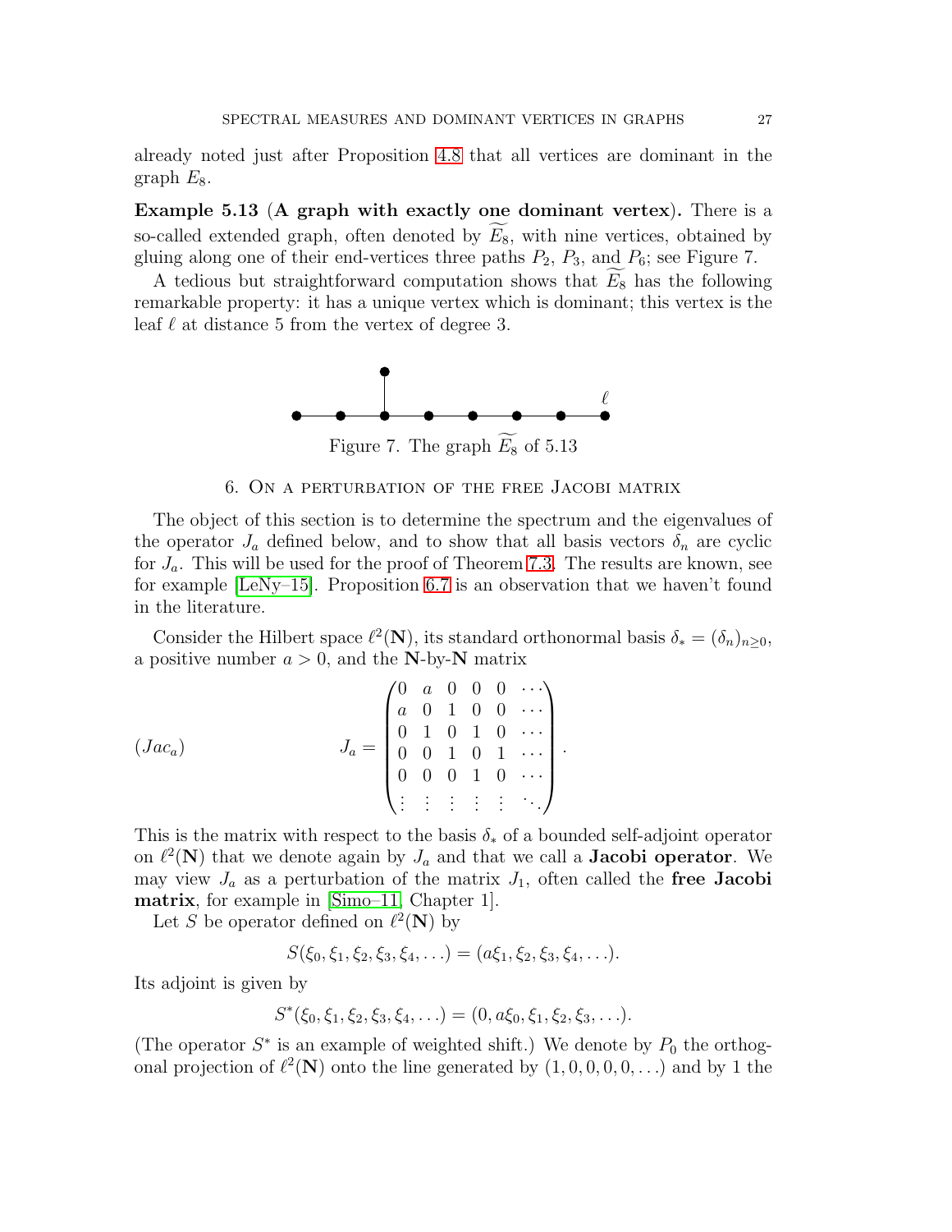already noted just after Proposition 4.8 that all vertices are dominant in the graph $E_8$.

**Example 5.13** (**A graph with exactly one dominant vertex**)**.** There is a so-called extended graph, often denoted by $\widetilde{E_8}$, with nine vertices, obtained by gluing along one of their end-vertices three paths $P_2$, $P_3$, and $P_6$; see Figure 7.

A tedious but straightforward computation shows that $\widetilde{E_8}$ has the following remarkable property: it has a unique vertex which is dominant; this vertex is the leaf $\ell$ at distance 5 from the vertex of degree 3.

Figure 7. The graph $\widetilde{E_8}$ of 5.13

## 6. On a perturbation of the free Jacobi matrix

The object of this section is to determine the spectrum and the eigenvalues of the operator $J_a$ defined below, and to show that all basis vectors $\delta_n$ are cyclic for $J_a$. This will be used for the proof of Theorem 7.3. The results are known, see for example [LeNy–15]. Proposition 6.7 is an observation that we haven't found in the literature.

Consider the Hilbert space $\ell^2(\mathbf{N})$, its standard orthonormal basis $\delta_* = (\delta_n)_{n\geq 0}$, a positive number $a > 0$, and the $\mathbf{N}$-by-$\mathbf{N}$ matrix

$$(Jac_a) \qquad\qquad J_a = \begin{pmatrix} 0 & a & 0 & 0 & 0 & \cdots \\ a & 0 & 1 & 0 & 0 & \cdots \\ 0 & 1 & 0 & 1 & 0 & \cdots \\ 0 & 0 & 1 & 0 & 1 & \cdots \\ 0 & 0 & 0 & 1 & 0 & \cdots \\ \vdots & \vdots & \vdots & \vdots & \vdots & \ddots \end{pmatrix}.$$

This is the matrix with respect to the basis $\delta_*$ of a bounded self-adjoint operator on $\ell^2(\mathbf{N})$ that we denote again by $J_a$ and that we call a **Jacobi operator**. We may view $J_a$ as a perturbation of the matrix $J_1$, often called the **free Jacobi matrix**, for example in [Simo–11, Chapter 1].

Let $S$ be operator defined on $\ell^2(\mathbf{N})$ by

$$S(\xi_0, \xi_1, \xi_2, \xi_3, \xi_4, \ldots) = (a\xi_1, \xi_2, \xi_3, \xi_4, \ldots).$$

Its adjoint is given by

$$S^*(\xi_0, \xi_1, \xi_2, \xi_3, \xi_4, \ldots) = (0, a\xi_0, \xi_1, \xi_2, \xi_3, \ldots).$$

(The operator $S^*$ is an example of weighted shift.) We denote by $P_0$ the orthogonal projection of $\ell^2(\mathbf{N})$ onto the line generated by $(1, 0, 0, 0, 0, \ldots)$ and by 1 the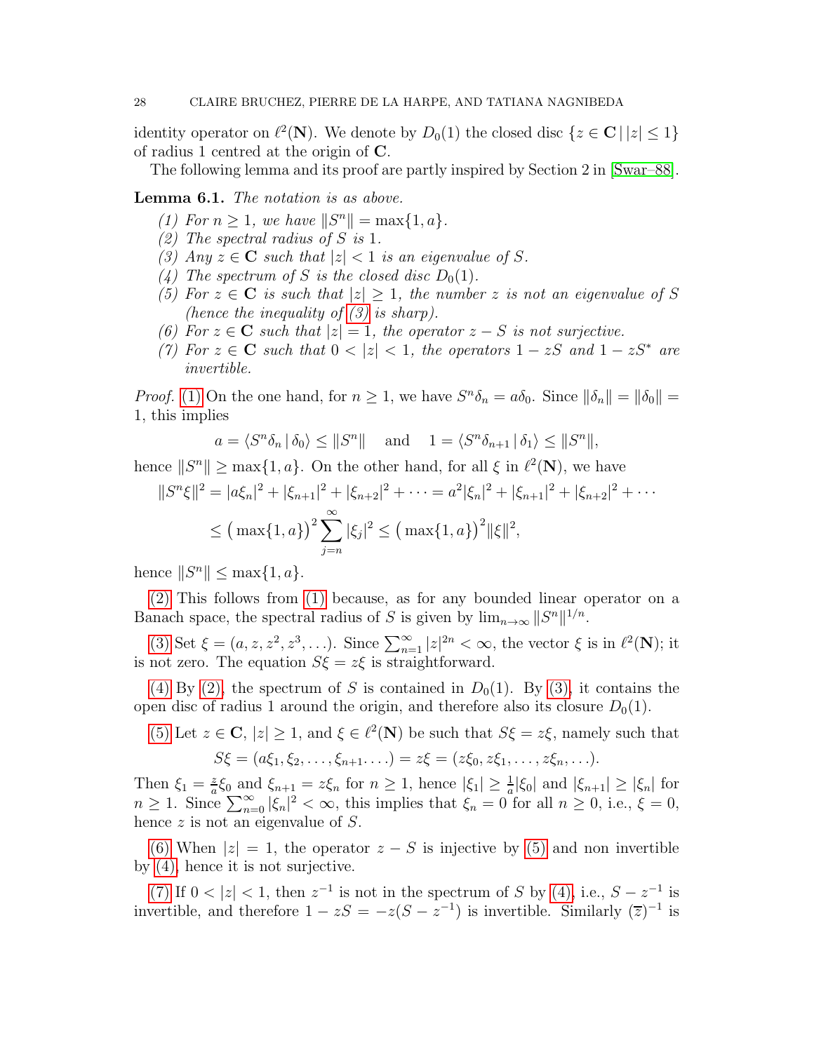identity operator on $\ell^2(\mathbf{N})$. We denote by $D_0(1)$ the closed disc $\{z \in \mathbf{C} \mid |z| \leq 1\}$ of radius 1 centred at the origin of $\mathbf{C}$.

The following lemma and its proof are partly inspired by Section 2 in [Swar–88].

**Lemma 6.1.** *The notation is as above.*

1. *For $n \geq 1$, we have $\|S^n\| = \max\{1, a\}$.*
2. *The spectral radius of $S$ is 1.*
3. *Any $z \in \mathbf{C}$ such that $|z| < 1$ is an eigenvalue of $S$.*
4. *The spectrum of $S$ is the closed disc $D_0(1)$.*
5. *For $z \in \mathbf{C}$ is such that $|z| \geq 1$, the number $z$ is not an eigenvalue of $S$ (hence the inequality of (3) is sharp).*
6. *For $z \in \mathbf{C}$ such that $|z| = 1$, the operator $z - S$ is not surjective.*
7. *For $z \in \mathbf{C}$ such that $0 < |z| < 1$, the operators $1 - zS$ and $1 - zS^*$ are invertible.*

*Proof.* (1) On the one hand, for $n \geq 1$, we have $S^n \delta_n = a\delta_0$. Since $\|\delta_n\| = \|\delta_0\| = 1$, this implies

$$a = \langle S^n \delta_n \mid \delta_0 \rangle \leq \|S^n\| \quad \text{and} \quad 1 = \langle S^n \delta_{n+1} \mid \delta_1 \rangle \leq \|S^n\|,$$

hence $\|S^n\| \geq \max\{1, a\}$. On the other hand, for all $\xi$ in $\ell^2(\mathbf{N})$, we have

$$\begin{aligned}\|S^n \xi\|^2 &= |a\xi_n|^2 + |\xi_{n+1}|^2 + |\xi_{n+2}|^2 + \cdots = a^2|\xi_n|^2 + |\xi_{n+1}|^2 + |\xi_{n+2}|^2 + \cdots \\ &\leq \big(\max\{1, a\}\big)^2 \sum_{j=n}^{\infty} |\xi_j|^2 \leq \big(\max\{1, a\}\big)^2 \|\xi\|^2,\end{aligned}$$

hence $\|S^n\| \leq \max\{1, a\}$.

(2) This follows from (1) because, as for any bounded linear operator on a Banach space, the spectral radius of $S$ is given by $\lim_{n\to\infty} \|S^n\|^{1/n}$.

(3) Set $\xi = (a, z, z^2, z^3, \ldots)$. Since $\sum_{n=1}^{\infty} |z|^{2n} < \infty$, the vector $\xi$ is in $\ell^2(\mathbf{N})$; it is not zero. The equation $S\xi = z\xi$ is straightforward.

(4) By (2), the spectrum of $S$ is contained in $D_0(1)$. By (3), it contains the open disc of radius 1 around the origin, and therefore also its closure $D_0(1)$.

(5) Let $z \in \mathbf{C}$, $|z| \geq 1$, and $\xi \in \ell^2(\mathbf{N})$ be such that $S\xi = z\xi$, namely such that

$$S\xi = (a\xi_1, \xi_2, \ldots, \xi_{n+1} \ldots) = z\xi = (z\xi_0, z\xi_1, \ldots, z\xi_n, \ldots).$$

Then $\xi_1 = \frac{z}{a}\xi_0$ and $\xi_{n+1} = z\xi_n$ for $n \geq 1$, hence $|\xi_1| \geq \frac{1}{a}|\xi_0|$ and $|\xi_{n+1}| \geq |\xi_n|$ for $n \geq 1$. Since $\sum_{n=0}^{\infty} |\xi_n|^2 < \infty$, this implies that $\xi_n = 0$ for all $n \geq 0$, i.e., $\xi = 0$, hence $z$ is not an eigenvalue of $S$.

(6) When $|z| = 1$, the operator $z - S$ is injective by (5) and non invertible by (4), hence it is not surjective.

(7) If $0 < |z| < 1$, then $z^{-1}$ is not in the spectrum of $S$ by (4), i.e., $S - z^{-1}$ is invertible, and therefore $1 - zS = -z(S - z^{-1})$ is invertible. Similarly $(\overline{z})^{-1}$ is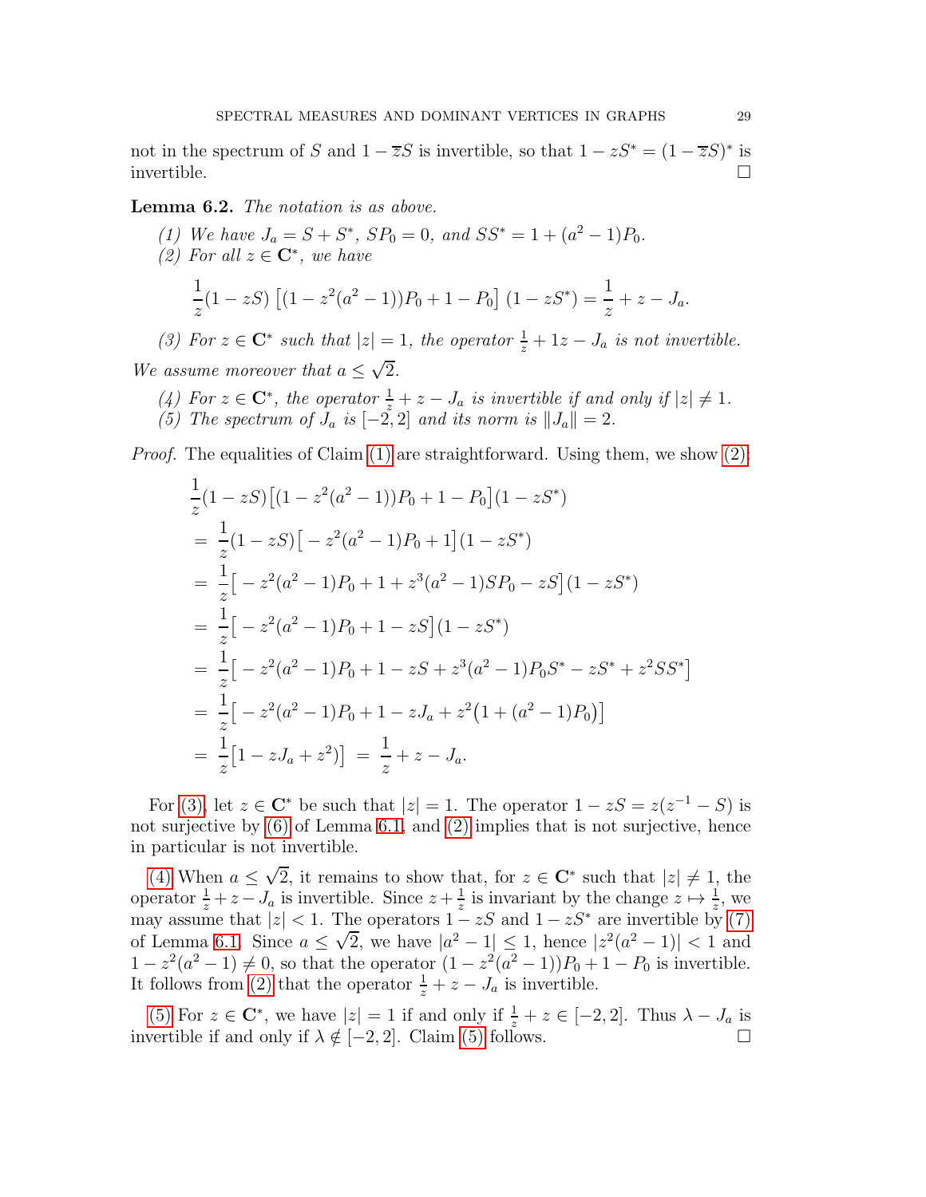not in the spectrum of $S$ and $1 - \overline{z}S$ is invertible, so that $1 - zS^* = (1 - \overline{z}S)^*$ is invertible. $\square$

**Lemma 6.2.** *The notation is as above.*

*(1) We have $J_a = S + S^*$, $SP_0 = 0$, and $SS^* = 1 + (a^2 - 1)P_0$.*

*(2) For all $z \in \mathbf{C}^*$, we have*

$$\frac{1}{z}(1 - zS)\left[(1 - z^2(a^2 - 1))P_0 + 1 - P_0\right](1 - zS^*) = \frac{1}{z} + z - J_a.$$

*(3) For $z \in \mathbf{C}^*$ such that $|z| = 1$, the operator $\frac{1}{z} + 1z - J_a$ is not invertible.*

*We assume moreover that $a \leq \sqrt{2}$.*

*(4) For $z \in \mathbf{C}^*$, the operator $\frac{1}{z} + z - J_a$ is invertible if and only if $|z| \neq 1$.*

*(5) The spectrum of $J_a$ is $[-2, 2]$ and its norm is $\|J_a\| = 2$.*

*Proof.* The equalities of Claim (1) are straightforward. Using them, we show (2):

$$
\begin{aligned}
&\frac{1}{z}(1 - zS)\big[(1 - z^2(a^2 - 1))P_0 + 1 - P_0\big](1 - zS^*) \\
&= \frac{1}{z}(1 - zS)\big[-z^2(a^2 - 1)P_0 + 1\big](1 - zS^*) \\
&= \frac{1}{z}\big[-z^2(a^2 - 1)P_0 + 1 + z^3(a^2 - 1)SP_0 - zS\big](1 - zS^*) \\
&= \frac{1}{z}\big[-z^2(a^2 - 1)P_0 + 1 - zS\big](1 - zS^*) \\
&= \frac{1}{z}\big[-z^2(a^2 - 1)P_0 + 1 - zS + z^3(a^2 - 1)P_0S^* - zS^* + z^2SS^*\big] \\
&= \frac{1}{z}\big[-z^2(a^2 - 1)P_0 + 1 - zJ_a + z^2\big(1 + (a^2 - 1)P_0\big)\big] \\
&= \frac{1}{z}\big[1 - zJ_a + z^2)\big] \;=\; \frac{1}{z} + z - J_a.
\end{aligned}
$$

For (3), let $z \in \mathbf{C}^*$ be such that $|z| = 1$. The operator $1 - zS = z(z^{-1} - S)$ is not surjective by (6) of Lemma 6.1, and (2) implies that is not surjective, hence in particular is not invertible.

(4) When $a \leq \sqrt{2}$, it remains to show that, for $z \in \mathbf{C}^*$ such that $|z| \neq 1$, the operator $\frac{1}{z} + z - J_a$ is invertible. Since $z + \frac{1}{z}$ is invariant by the change $z \mapsto \frac{1}{z}$, we may assume that $|z| < 1$. The operators $1 - zS$ and $1 - zS^*$ are invertible by (7) of Lemma 6.1. Since $a \leq \sqrt{2}$, we have $|a^2 - 1| \leq 1$, hence $|z^2(a^2 - 1)| < 1$ and $1 - z^2(a^2 - 1) \neq 0$, so that the operator $(1 - z^2(a^2 - 1))P_0 + 1 - P_0$ is invertible. It follows from (2) that the operator $\frac{1}{z} + z - J_a$ is invertible.

(5) For $z \in \mathbf{C}^*$, we have $|z| = 1$ if and only if $\frac{1}{z} + z \in [-2, 2]$. Thus $\lambda - J_a$ is invertible if and only if $\lambda \notin [-2, 2]$. Claim (5) follows. $\square$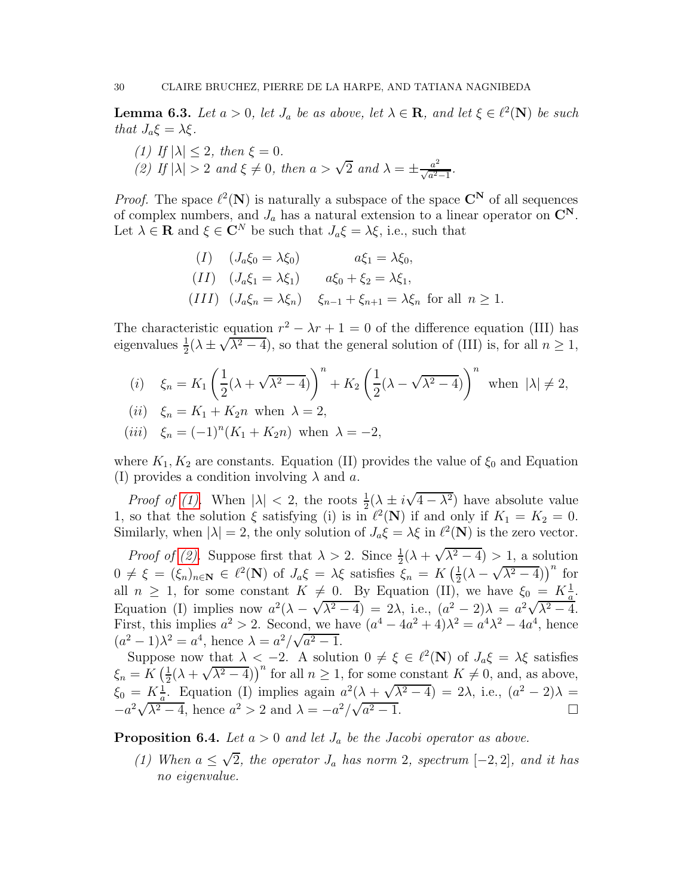**Lemma 6.3.** *Let $a > 0$, let $J_a$ be as above, let $\lambda \in \mathbf{R}$, and let $\xi \in \ell^2(\mathbf{N})$ be such that $J_a\xi = \lambda\xi$.*

*(1) If $|\lambda| \leq 2$, then $\xi = 0$.*
*(2) If $|\lambda| > 2$ and $\xi \neq 0$, then $a > \sqrt{2}$ and $\lambda = \pm\frac{a^2}{\sqrt{a^2-1}}$.*

*Proof.* The space $\ell^2(\mathbf{N})$ is naturally a subspace of the space $\mathbf{C}^{\mathbf{N}}$ of all sequences of complex numbers, and $J_a$ has a natural extension to a linear operator on $\mathbf{C}^{\mathbf{N}}$. Let $\lambda \in \mathbf{R}$ and $\xi \in \mathbf{C}^N$ be such that $J_a\xi = \lambda\xi$, i.e., such that

$$
\begin{array}{lll}
(I) & (J_a\xi_0 = \lambda\xi_0) & a\xi_1 = \lambda\xi_0, \\
(II) & (J_a\xi_1 = \lambda\xi_1) & a\xi_0 + \xi_2 = \lambda\xi_1, \\
(III) & (J_a\xi_n = \lambda\xi_n) & \xi_{n-1} + \xi_{n+1} = \lambda\xi_n \text{ for all } n \geq 1.
\end{array}
$$

The characteristic equation $r^2 - \lambda r + 1 = 0$ of the difference equation (III) has eigenvalues $\frac{1}{2}(\lambda \pm \sqrt{\lambda^2 - 4})$, so that the general solution of (III) is, for all $n \geq 1$,

$$
(i) \quad \xi_n = K_1\left(\frac{1}{2}(\lambda + \sqrt{\lambda^2-4})\right)^n + K_2\left(\frac{1}{2}(\lambda - \sqrt{\lambda^2-4})\right)^n \text{ when } |\lambda| \neq 2,
$$

$$
(ii) \quad \xi_n = K_1 + K_2 n \text{ when } \lambda = 2,
$$

$$
(iii) \quad \xi_n = (-1)^n(K_1 + K_2 n) \text{ when } \lambda = -2,
$$

where $K_1, K_2$ are constants. Equation (II) provides the value of $\xi_0$ and Equation (I) provides a condition involving $\lambda$ and $a$.

*Proof of (1).* When $|\lambda| < 2$, the roots $\frac{1}{2}(\lambda \pm i\sqrt{4-\lambda^2})$ have absolute value 1, so that the solution $\xi$ satisfying (i) is in $\ell^2(\mathbf{N})$ if and only if $K_1 = K_2 = 0$. Similarly, when $|\lambda| = 2$, the only solution of $J_a\xi = \lambda\xi$ in $\ell^2(\mathbf{N})$ is the zero vector.

*Proof of (2).* Suppose first that $\lambda > 2$. Since $\frac{1}{2}(\lambda + \sqrt{\lambda^2-4}) > 1$, a solution $0 \neq \xi = (\xi_n)_{n\in\mathbf{N}} \in \ell^2(\mathbf{N})$ of $J_a\xi = \lambda\xi$ satisfies $\xi_n = K\left(\frac{1}{2}(\lambda - \sqrt{\lambda^2-4})\right)^n$ for all $n \geq 1$, for some constant $K \neq 0$. By Equation (II), we have $\xi_0 = K\frac{1}{a}$. Equation (I) implies now $a^2(\lambda - \sqrt{\lambda^2-4}) = 2\lambda$, i.e., $(a^2-2)\lambda = a^2\sqrt{\lambda^2-4}$. First, this implies $a^2 > 2$. Second, we have $(a^4 - 4a^2 + 4)\lambda^2 = a^4\lambda^2 - 4a^4$, hence $(a^2-1)\lambda^2 = a^4$, hence $\lambda = a^2/\sqrt{a^2-1}$.

Suppose now that $\lambda < -2$. A solution $0 \neq \xi \in \ell^2(\mathbf{N})$ of $J_a\xi = \lambda\xi$ satisfies $\xi_n = K\left(\frac{1}{2}(\lambda + \sqrt{\lambda^2-4})\right)^n$ for all $n \geq 1$, for some constant $K \neq 0$, and, as above, $\xi_0 = K\frac{1}{a}$. Equation (I) implies again $a^2(\lambda + \sqrt{\lambda^2-4}) = 2\lambda$, i.e., $(a^2-2)\lambda = -a^2\sqrt{\lambda^2-4}$, hence $a^2 > 2$ and $\lambda = -a^2/\sqrt{a^2-1}$. $\square$

**Proposition 6.4.** *Let $a > 0$ and let $J_a$ be the Jacobi operator as above.*

*(1) When $a \leq \sqrt{2}$, the operator $J_a$ has norm 2, spectrum $[-2, 2]$, and it has no eigenvalue.*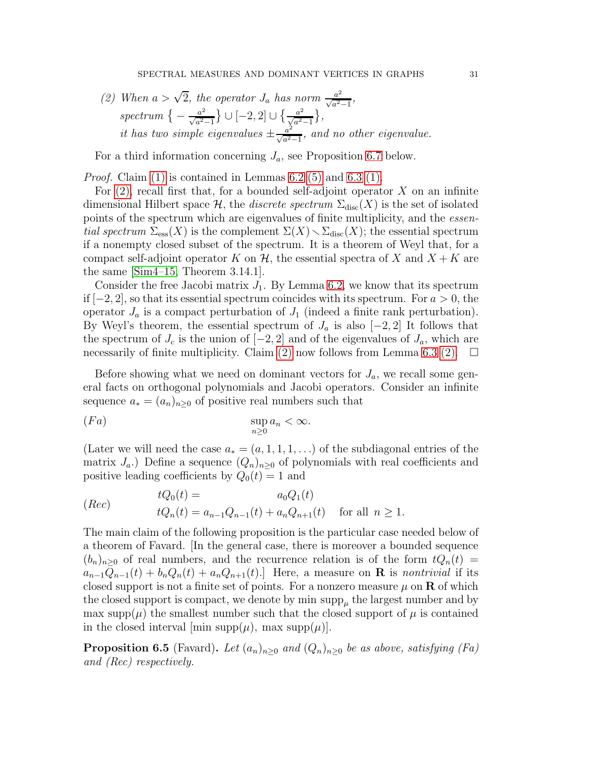*(2) When $a > \sqrt{2}$, the operator $J_a$ has norm $\frac{a^2}{\sqrt{a^2-1}}$,*
*spectrum $\big\{ -\frac{a^2}{\sqrt{a^2-1}} \big\} \cup [-2, 2] \cup \big\{ \frac{a^2}{\sqrt{a^2-1}} \big\}$,*
*it has two simple eigenvalues $\pm \frac{a^2}{\sqrt{a^2-1}}$, and no other eigenvalue.*

For a third information concerning $J_a$, see Proposition 6.7 below.

*Proof.* Claim (1) is contained in Lemmas 6.2 (5) and 6.3 (1).

For (2), recall first that, for a bounded self-adjoint operator $X$ on an infinite dimensional Hilbert space $\mathcal{H}$, the *discrete spectrum* $\Sigma_{\text{disc}}(X)$ is the set of isolated points of the spectrum which are eigenvalues of finite multiplicity, and the *essential spectrum* $\Sigma_{\text{ess}}(X)$ is the complement $\Sigma(X) \smallsetminus \Sigma_{\text{disc}}(X)$; the essential spectrum if a nonempty closed subset of the spectrum. It is a theorem of Weyl that, for a compact self-adjoint operator $K$ on $\mathcal{H}$, the essential spectra of $X$ and $X + K$ are the same [Sim4–15, Theorem 3.14.1].

Consider the free Jacobi matrix $J_1$. By Lemma 6.2, we know that its spectrum if $[-2, 2]$, so that its essential spectrum coincides with its spectrum. For $a > 0$, the operator $J_a$ is a compact perturbation of $J_1$ (indeed a finite rank perturbation). By Weyl's theorem, the essential spectrum of $J_a$ is also $[-2, 2]$ It follows that the spectrum of $J_c$ is the union of $[-2, 2]$ and of the eigenvalues of $J_a$, which are necessarily of finite multiplicity. Claim (2) now follows from Lemma 6.3 (2). $\square$

Before showing what we need on dominant vectors for $J_a$, we recall some general facts on orthogonal polynomials and Jacobi operators. Consider an infinite sequence $a_* = (a_n)_{n \ge 0}$ of positive real numbers such that

$$(Fa) \qquad\qquad \sup_{n \ge 0} a_n < \infty.$$

(Later we will need the case $a_* = (a, 1, 1, 1, \ldots)$ of the subdiagonal entries of the matrix $J_a$.) Define a sequence $(Q_n)_{n \ge 0}$ of polynomials with real coefficients and positive leading coefficients by $Q_0(t) = 1$ and

$$(Rec) \qquad \begin{aligned} tQ_0(t) &= a_0 Q_1(t) \\ tQ_n(t) &= a_{n-1} Q_{n-1}(t) + a_n Q_{n+1}(t) \quad \text{for all } n \ge 1. \end{aligned}$$

The main claim of the following proposition is the particular case needed below of a theorem of Favard. [In the general case, there is moreover a bounded sequence $(b_n)_{n \ge 0}$ of real numbers, and the recurrence relation is of the form $tQ_n(t) = a_{n-1}Q_{n-1}(t) + b_n Q_n(t) + a_n Q_{n+1}(t)$.] Here, a measure on $\mathbf{R}$ is *nontrivial* if its closed support is not a finite set of points. For a nonzero measure $\mu$ on $\mathbf{R}$ of which the closed support is compact, we denote by $\min \text{supp}_\mu$ the largest number and by $\max \text{supp}(\mu)$ the smallest number such that the closed support of $\mu$ is contained in the closed interval $[\min \text{supp}(\mu), \max \text{supp}(\mu)]$.

**Proposition 6.5** (Favard)**.** *Let $(a_n)_{n \ge 0}$ and $(Q_n)_{n \ge 0}$ be as above, satisfying (Fa) and (Rec) respectively.*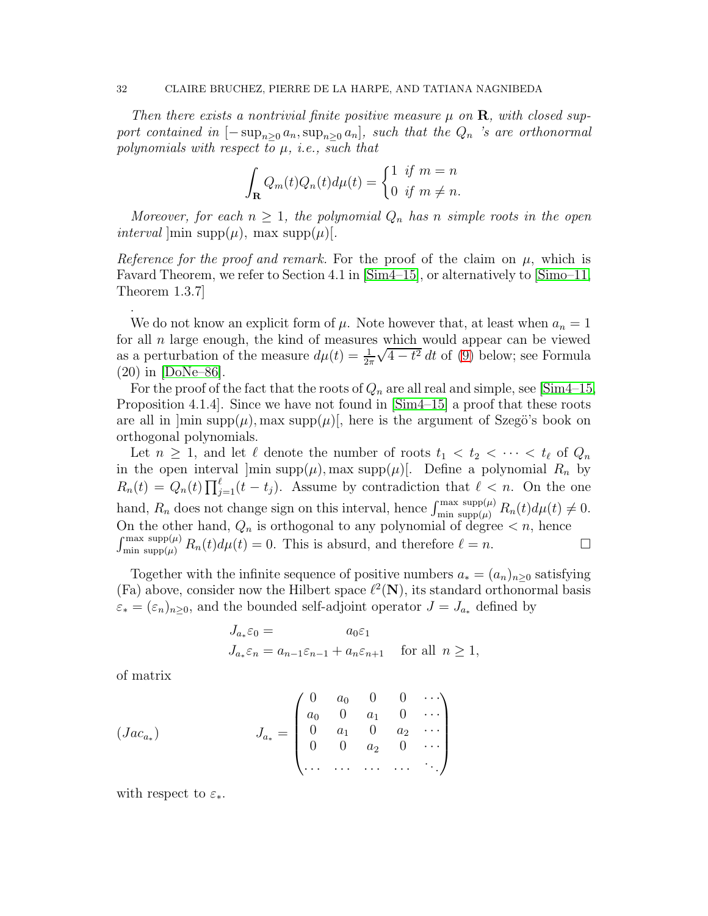*Then there exists a nontrivial finite positive measure $\mu$ on $\mathbf{R}$, with closed support contained in $[-\sup_{n\geq 0} a_n, \sup_{n\geq 0} a_n]$, such that the $Q_n$ 's are orthonormal polynomials with respect to $\mu$, i.e., such that*

$$\int_{\mathbf{R}} Q_m(t)Q_n(t)d\mu(t) = \begin{cases} 1 & \text{if } m = n \\ 0 & \text{if } m \neq n. \end{cases}$$

*Moreover, for each $n \geq 1$, the polynomial $Q_n$ has $n$ simple roots in the open interval* $]\min \operatorname{supp}(\mu), \max \operatorname{supp}(\mu)[$.

*Reference for the proof and remark.* For the proof of the claim on $\mu$, which is Favard Theorem, we refer to Section 4.1 in [Sim4–15], or alternatively to [Simo–11, Theorem 1.3.7]

.

We do not know an explicit form of $\mu$. Note however that, at least when $a_n = 1$ for all $n$ large enough, the kind of measures which would appear can be viewed as a perturbation of the measure $d\mu(t) = \frac{1}{2\pi}\sqrt{4-t^2}\, dt$ of (9) below; see Formula (20) in [DoNe–86].

For the proof of the fact that the roots of $Q_n$ are all real and simple, see [Sim4–15, Proposition 4.1.4]. Since we have not found in [Sim4–15] a proof that these roots are all in $]\min \operatorname{supp}(\mu), \max \operatorname{supp}(\mu)[$, here is the argument of Szegö's book on orthogonal polynomials.

Let $n \geq 1$, and let $\ell$ denote the number of roots $t_1 < t_2 < \cdots < t_\ell$ of $Q_n$ in the open interval $]\min \operatorname{supp}(\mu), \max \operatorname{supp}(\mu)[$. Define a polynomial $R_n$ by $R_n(t) = Q_n(t)\prod_{j=1}^{\ell}(t - t_j)$. Assume by contradiction that $\ell < n$. On the one hand, $R_n$ does not change sign on this interval, hence $\int_{\min \operatorname{supp}(\mu)}^{\max \operatorname{supp}(\mu)} R_n(t)d\mu(t) \neq 0$. On the other hand, $Q_n$ is orthogonal to any polynomial of degree $< n$, hence $\int_{\min \operatorname{supp}(\mu)}^{\max \operatorname{supp}(\mu)} R_n(t)d\mu(t) = 0$. This is absurd, and therefore $\ell = n$. $\square$

Together with the infinite sequence of positive numbers $a_* = (a_n)_{n\geq 0}$ satisfying (Fa) above, consider now the Hilbert space $\ell^2(\mathbf{N})$, its standard orthonormal basis $\varepsilon_* = (\varepsilon_n)_{n\geq 0}$, and the bounded self-adjoint operator $J = J_{a_*}$ defined by

$$\begin{aligned} J_{a_*}\varepsilon_0 &= a_0\varepsilon_1 \\ J_{a_*}\varepsilon_n &= a_{n-1}\varepsilon_{n-1} + a_n\varepsilon_{n+1} \quad \text{for all } n \geq 1, \end{aligned}$$

of matrix

$$(Jac_{a_*}) \qquad J_{a_*} = \begin{pmatrix} 0 & a_0 & 0 & 0 & \cdots \\ a_0 & 0 & a_1 & 0 & \cdots \\ 0 & a_1 & 0 & a_2 & \cdots \\ 0 & 0 & a_2 & 0 & \cdots \\ \cdots & \cdots & \cdots & \cdots & \ddots \end{pmatrix}$$

with respect to $\varepsilon_*$.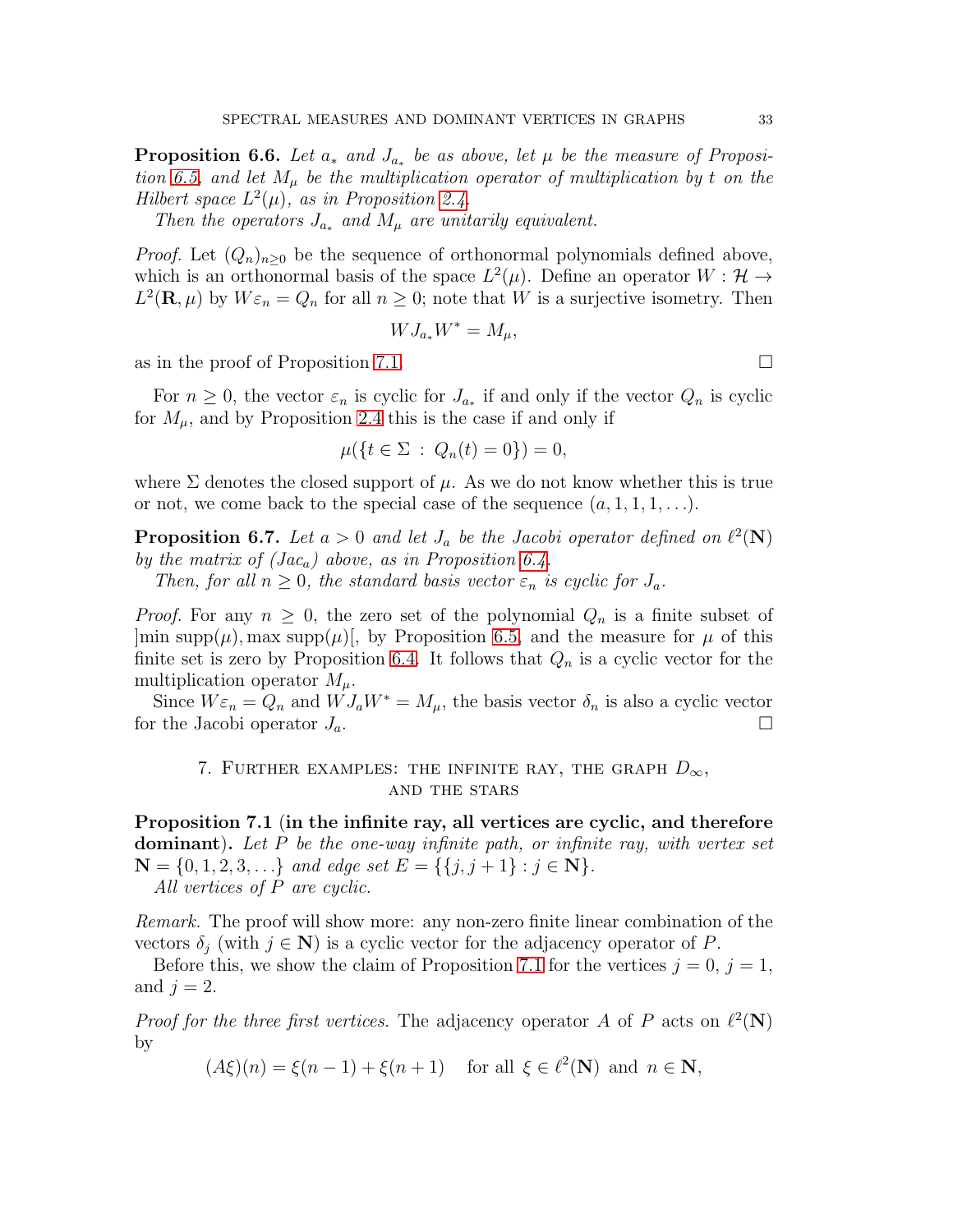**Proposition 6.6.** *Let $a_*$ and $J_{a_*}$ be as above, let $\mu$ be the measure of Proposition 6.5, and let $M_\mu$ be the multiplication operator of multiplication by $t$ on the Hilbert space $L^2(\mu)$, as in Proposition 2.4.*

*Then the operators $J_{a_*}$ and $M_\mu$ are unitarily equivalent.*

*Proof.* Let $(Q_n)_{n \geq 0}$ be the sequence of orthonormal polynomials defined above, which is an orthonormal basis of the space $L^2(\mu)$. Define an operator $W : \mathcal{H} \to L^2(\mathbf{R}, \mu)$ by $W\varepsilon_n = Q_n$ for all $n \geq 0$; note that $W$ is a surjective isometry. Then

$$W J_{a_*} W^* = M_\mu,$$

as in the proof of Proposition 7.1. □

For $n \geq 0$, the vector $\varepsilon_n$ is cyclic for $J_{a_*}$ if and only if the vector $Q_n$ is cyclic for $M_\mu$, and by Proposition 2.4 this is the case if and only if

$$\mu(\{t \in \Sigma \, : \, Q_n(t) = 0\}) = 0,$$

where $\Sigma$ denotes the closed support of $\mu$. As we do not know whether this is true or not, we come back to the special case of the sequence $(a, 1, 1, 1, \ldots)$.

**Proposition 6.7.** *Let $a > 0$ and let $J_a$ be the Jacobi operator defined on $\ell^2(\mathbf{N})$ by the matrix of (Jac$_a$) above, as in Proposition 6.4.*

*Then, for all $n \geq 0$, the standard basis vector $\varepsilon_n$ is cyclic for $J_a$.*

*Proof.* For any $n \geq 0$, the zero set of the polynomial $Q_n$ is a finite subset of $]\min \operatorname{supp}(\mu), \max \operatorname{supp}(\mu)[$, by Proposition 6.5, and the measure for $\mu$ of this finite set is zero by Proposition 6.4. It follows that $Q_n$ is a cyclic vector for the multiplication operator $M_\mu$.

Since $W\varepsilon_n = Q_n$ and $W J_a W^* = M_\mu$, the basis vector $\delta_n$ is also a cyclic vector for the Jacobi operator $J_a$. □

## 7. Further examples: the infinite ray, the graph $D_\infty$, and the stars

**Proposition 7.1** (**in the infinite ray, all vertices are cyclic, and therefore dominant**)**.** *Let $P$ be the one-way infinite path, or infinite ray, with vertex set $\mathbf{N} = \{0, 1, 2, 3, \ldots\}$ and edge set $E = \{\{j, j+1\} : j \in \mathbf{N}\}$.*

*All vertices of $P$ are cyclic.*

*Remark.* The proof will show more: any non-zero finite linear combination of the vectors $\delta_j$ (with $j \in \mathbf{N}$) is a cyclic vector for the adjacency operator of $P$.

Before this, we show the claim of Proposition 7.1 for the vertices $j = 0$, $j = 1$, and $j = 2$.

*Proof for the three first vertices.* The adjacency operator $A$ of $P$ acts on $\ell^2(\mathbf{N})$ by

$$(A\xi)(n) = \xi(n-1) + \xi(n+1) \quad \text{for all } \xi \in \ell^2(\mathbf{N}) \text{ and } n \in \mathbf{N},$$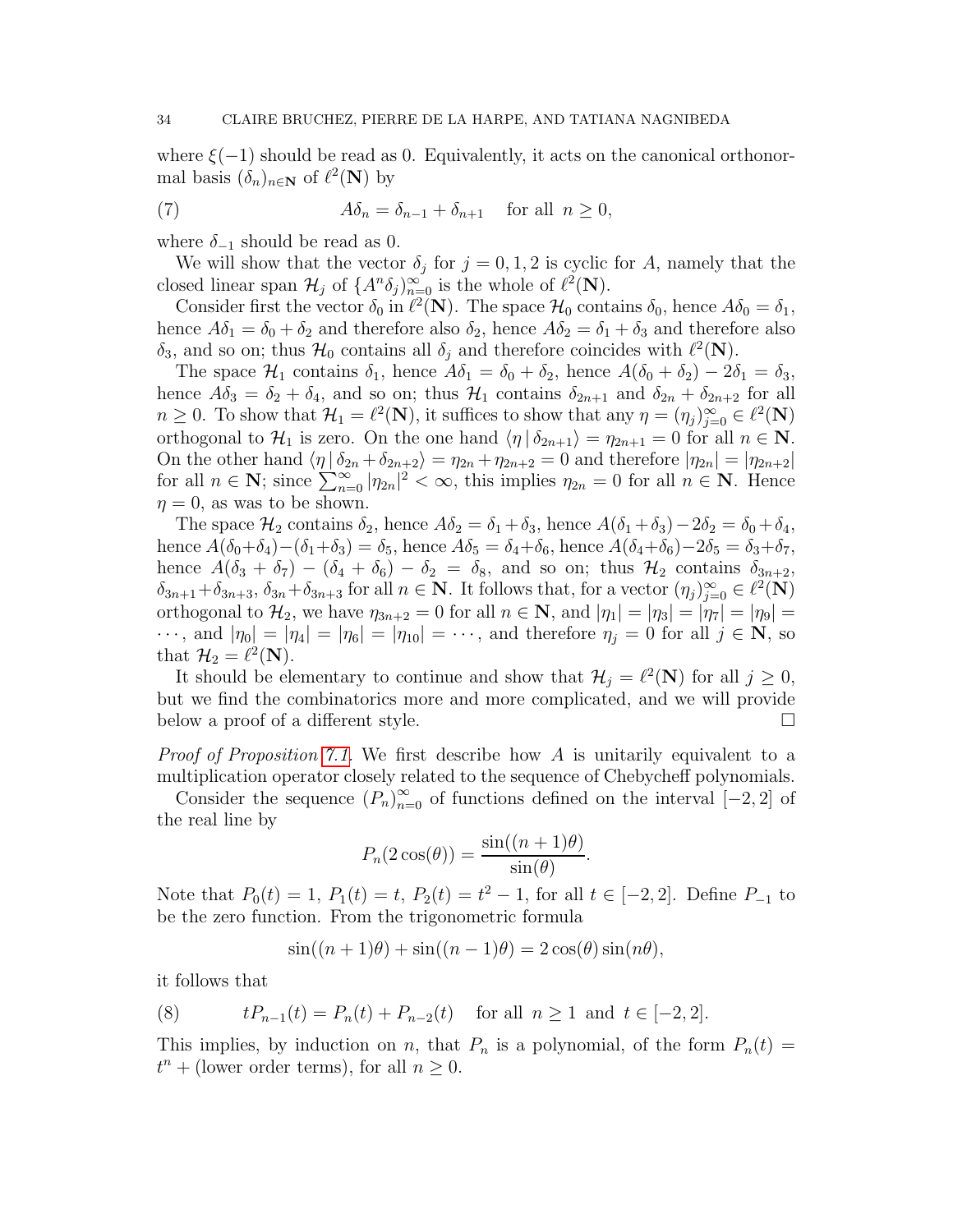where $\xi(-1)$ should be read as 0. Equivalently, it acts on the canonical orthonormal basis $(\delta_n)_{n\in\mathbf{N}}$ of $\ell^2(\mathbf{N})$ by

$$A\delta_n = \delta_{n-1} + \delta_{n+1} \quad \text{for all } n \geq 0, \tag{7}$$

where $\delta_{-1}$ should be read as 0.

We will show that the vector $\delta_j$ for $j = 0, 1, 2$ is cyclic for $A$, namely that the closed linear span $\mathcal{H}_j$ of $\{A^n \delta_j\}_{n=0}^\infty$ is the whole of $\ell^2(\mathbf{N})$.

Consider first the vector $\delta_0$ in $\ell^2(\mathbf{N})$. The space $\mathcal{H}_0$ contains $\delta_0$, hence $A\delta_0 = \delta_1$, hence $A\delta_1 = \delta_0 + \delta_2$ and therefore also $\delta_2$, hence $A\delta_2 = \delta_1 + \delta_3$ and therefore also $\delta_3$, and so on; thus $\mathcal{H}_0$ contains all $\delta_j$ and therefore coincides with $\ell^2(\mathbf{N})$.

The space $\mathcal{H}_1$ contains $\delta_1$, hence $A\delta_1 = \delta_0 + \delta_2$, hence $A(\delta_0 + \delta_2) - 2\delta_1 = \delta_3$, hence $A\delta_3 = \delta_2 + \delta_4$, and so on; thus $\mathcal{H}_1$ contains $\delta_{2n+1}$ and $\delta_{2n} + \delta_{2n+2}$ for all $n \geq 0$. To show that $\mathcal{H}_1 = \ell^2(\mathbf{N})$, it suffices to show that any $\eta = (\eta_j)_{j=0}^\infty \in \ell^2(\mathbf{N})$ orthogonal to $\mathcal{H}_1$ is zero. On the one hand $\langle \eta \,|\, \delta_{2n+1} \rangle = \eta_{2n+1} = 0$ for all $n \in \mathbf{N}$. On the other hand $\langle \eta \,|\, \delta_{2n} + \delta_{2n+2} \rangle = \eta_{2n} + \eta_{2n+2} = 0$ and therefore $|\eta_{2n}| = |\eta_{2n+2}|$ for all $n \in \mathbf{N}$; since $\sum_{n=0}^\infty |\eta_{2n}|^2 < \infty$, this implies $\eta_{2n} = 0$ for all $n \in \mathbf{N}$. Hence $\eta = 0$, as was to be shown.

The space $\mathcal{H}_2$ contains $\delta_2$, hence $A\delta_2 = \delta_1 + \delta_3$, hence $A(\delta_1 + \delta_3) - 2\delta_2 = \delta_0 + \delta_4$, hence $A(\delta_0 + \delta_4) - (\delta_1 + \delta_3) = \delta_5$, hence $A\delta_5 = \delta_4 + \delta_6$, hence $A(\delta_4 + \delta_6) - 2\delta_5 = \delta_3 + \delta_7$, hence $A(\delta_3 + \delta_7) - (\delta_4 + \delta_6) - \delta_2 = \delta_8$, and so on; thus $\mathcal{H}_2$ contains $\delta_{3n+2}$, $\delta_{3n+1} + \delta_{3n+3}$, $\delta_{3n} + \delta_{3n+3}$ for all $n \in \mathbf{N}$. It follows that, for a vector $(\eta_j)_{j=0}^\infty \in \ell^2(\mathbf{N})$ orthogonal to $\mathcal{H}_2$, we have $\eta_{3n+2} = 0$ for all $n \in \mathbf{N}$, and $|\eta_1| = |\eta_3| = |\eta_7| = |\eta_9| = \cdots$, and $|\eta_0| = |\eta_4| = |\eta_6| = |\eta_{10}| = \cdots$, and therefore $\eta_j = 0$ for all $j \in \mathbf{N}$, so that $\mathcal{H}_2 = \ell^2(\mathbf{N})$.

It should be elementary to continue and show that $\mathcal{H}_j = \ell^2(\mathbf{N})$ for all $j \geq 0$, but we find the combinatorics more and more complicated, and we will provide below a proof of a different style. $\square$

*Proof of Proposition 7.1.* We first describe how $A$ is unitarily equivalent to a multiplication operator closely related to the sequence of Chebycheff polynomials.

Consider the sequence $(P_n)_{n=0}^\infty$ of functions defined on the interval $[-2, 2]$ of the real line by

$$P_n(2\cos(\theta)) = \frac{\sin((n+1)\theta)}{\sin(\theta)}.$$

Note that $P_0(t) = 1$, $P_1(t) = t$, $P_2(t) = t^2 - 1$, for all $t \in [-2, 2]$. Define $P_{-1}$ to be the zero function. From the trigonometric formula

$$\sin((n+1)\theta) + \sin((n-1)\theta) = 2\cos(\theta)\sin(n\theta),$$

it follows that

$$tP_{n-1}(t) = P_n(t) + P_{n-2}(t) \quad \text{for all } n \geq 1 \text{ and } t \in [-2, 2]. \tag{8}$$

This implies, by induction on $n$, that $P_n$ is a polynomial, of the form $P_n(t) = t^n + (\text{lower order terms})$, for all $n \geq 0$.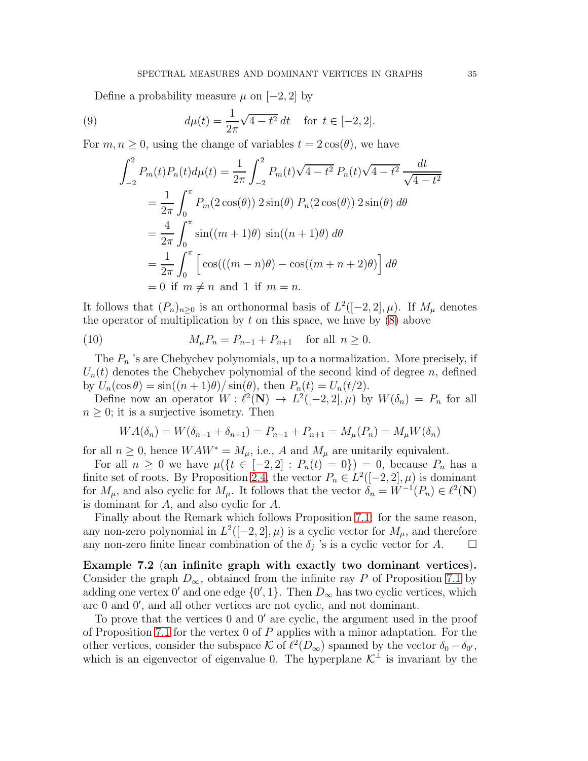Define a probability measure $\mu$ on $[-2, 2]$ by

$$d\mu(t) = \frac{1}{2\pi}\sqrt{4-t^2}\,dt \quad \text{for } t \in [-2,2]. \tag{9}$$

For $m, n \geq 0$, using the change of variables $t = 2\cos(\theta)$, we have

$$\begin{aligned}
\int_{-2}^{2} P_m(t)P_n(t)d\mu(t) &= \frac{1}{2\pi}\int_{-2}^{2} P_m(t)\sqrt{4-t^2}\,P_n(t)\sqrt{4-t^2}\,\frac{dt}{\sqrt{4-t^2}} \\
&= \frac{1}{2\pi}\int_0^{\pi} P_m(2\cos(\theta))\,2\sin(\theta)\,P_n(2\cos(\theta))\,2\sin(\theta)\,d\theta \\
&= \frac{4}{2\pi}\int_0^{\pi} \sin((m+1)\theta)\,\sin((n+1)\theta)\,d\theta \\
&= \frac{1}{2\pi}\int_0^{\pi}\Big[\cos(((m-n)\theta) - \cos((m+n+2)\theta)\Big]\,d\theta \\
&= 0 \text{ if } m \neq n \text{ and } 1 \text{ if } m = n.
\end{aligned}$$

It follows that $(P_n)_{n\geq 0}$ is an orthonormal basis of $L^2([-2,2],\mu)$. If $M_\mu$ denotes the operator of multiplication by $t$ on this space, we have by (8) above

$$M_\mu P_n = P_{n-1} + P_{n+1} \quad \text{for all } n \geq 0. \tag{10}$$

The $P_n$ 's are Chebychev polynomials, up to a normalization. More precisely, if $U_n(t)$ denotes the Chebychev polynomial of the second kind of degree $n$, defined by $U_n(\cos\theta) = \sin((n+1)\theta)/\sin(\theta)$, then $P_n(t) = U_n(t/2)$.

Define now an operator $W : \ell^2(\mathbf{N}) \to L^2([-2,2],\mu)$ by $W(\delta_n) = P_n$ for all $n \geq 0$; it is a surjective isometry. Then

$$WA(\delta_n) = W(\delta_{n-1} + \delta_{n+1}) = P_{n-1} + P_{n+1} = M_\mu(P_n) = M_\mu W(\delta_n)$$

for all $n \geq 0$, hence $WAW^* = M_\mu$, i.e., $A$ and $M_\mu$ are unitarily equivalent.

For all $n \geq 0$ we have $\mu(\{t \in [-2,2] : P_n(t) = 0\}) = 0$, because $P_n$ has a finite set of roots. By Proposition 2.4, the vector $P_n \in L^2([-2,2],\mu)$ is dominant for $M_\mu$, and also cyclic for $M_\mu$. It follows that the vector $\delta_n = W^{-1}(P_n) \in \ell^2(\mathbf{N})$ is dominant for $A$, and also cyclic for $A$.

Finally about the Remark which follows Proposition 7.1: for the same reason, any non-zero polynomial in $L^2([-2,2],\mu)$ is a cyclic vector for $M_\mu$, and therefore any non-zero finite linear combination of the $\delta_j$ 's is a cyclic vector for $A$. $\square$

**Example 7.2 (an infinite graph with exactly two dominant vertices).** Consider the graph $D_\infty$, obtained from the infinite ray $P$ of Proposition 7.1 by adding one vertex $0'$ and one edge $\{0', 1\}$. Then $D_\infty$ has two cyclic vertices, which are $0$ and $0'$, and all other vertices are not cyclic, and not dominant.

To prove that the vertices $0$ and $0'$ are cyclic, the argument used in the proof of Proposition 7.1 for the vertex $0$ of $P$ applies with a minor adaptation. For the other vertices, consider the subspace $\mathcal{K}$ of $\ell^2(D_\infty)$ spanned by the vector $\delta_0 - \delta_{0'}$, which is an eigenvector of eigenvalue $0$. The hyperplane $\mathcal{K}^\perp$ is invariant by the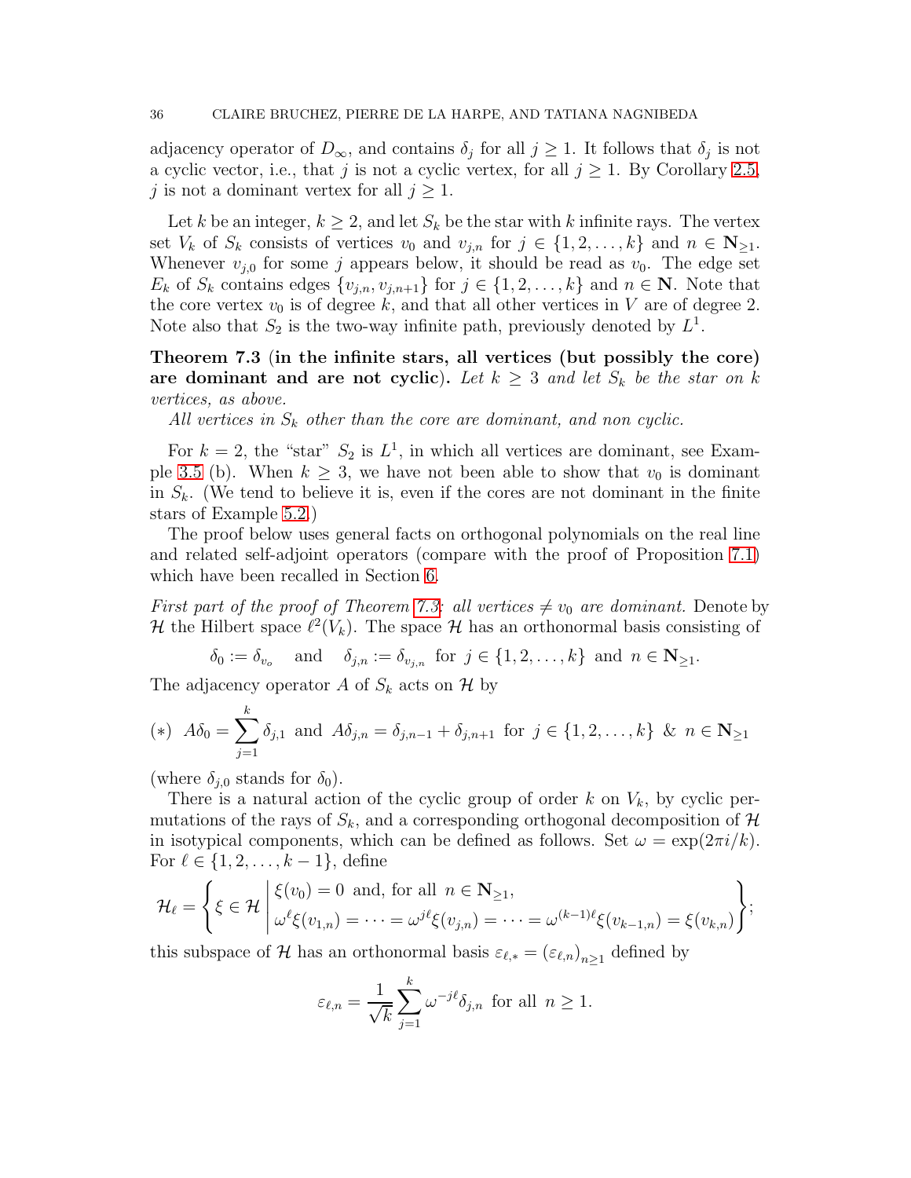adjacency operator of $D_\infty$, and contains $\delta_j$ for all $j \geq 1$. It follows that $\delta_j$ is not a cyclic vector, i.e., that $j$ is not a cyclic vertex, for all $j \geq 1$. By Corollary 2.5, $j$ is not a dominant vertex for all $j \geq 1$.

Let $k$ be an integer, $k \geq 2$, and let $S_k$ be the star with $k$ infinite rays. The vertex set $V_k$ of $S_k$ consists of vertices $v_0$ and $v_{j,n}$ for $j \in \{1, 2, \dots, k\}$ and $n \in \mathbf{N}_{\geq 1}$. Whenever $v_{j,0}$ for some $j$ appears below, it should be read as $v_0$. The edge set $E_k$ of $S_k$ contains edges $\{v_{j,n}, v_{j,n+1}\}$ for $j \in \{1, 2, \dots, k\}$ and $n \in \mathbf{N}$. Note that the core vertex $v_0$ is of degree $k$, and that all other vertices in $V$ are of degree 2. Note also that $S_2$ is the two-way infinite path, previously denoted by $L^1$.

**Theorem 7.3** (**in the infinite stars, all vertices (but possibly the core) are dominant and are not cyclic**)**.** *Let $k \geq 3$ and let $S_k$ be the star on $k$ vertices, as above.*

*All vertices in $S_k$ other than the core are dominant, and non cyclic.*

For $k = 2$, the "star" $S_2$ is $L^1$, in which all vertices are dominant, see Example 3.5 (b). When $k \geq 3$, we have not been able to show that $v_0$ is dominant in $S_k$. (We tend to believe it is, even if the cores are not dominant in the finite stars of Example 5.2.)

The proof below uses general facts on orthogonal polynomials on the real line and related self-adjoint operators (compare with the proof of Proposition 7.1) which have been recalled in Section 6.

*First part of the proof of Theorem 7.3: all vertices $\neq v_0$ are dominant.* Denote by $\mathcal{H}$ the Hilbert space $\ell^2(V_k)$. The space $\mathcal{H}$ has an orthonormal basis consisting of

$$\delta_0 := \delta_{v_o} \quad \text{and} \quad \delta_{j,n} := \delta_{v_{j,n}} \ \text{ for } \ j \in \{1, 2, \dots, k\} \ \text{ and } \ n \in \mathbf{N}_{\geq 1}.$$

The adjacency operator $A$ of $S_k$ acts on $\mathcal{H}$ by

$$(*) \quad A\delta_0 = \sum_{j=1}^{k} \delta_{j,1} \ \text{ and } \ A\delta_{j,n} = \delta_{j,n-1} + \delta_{j,n+1} \ \text{ for } \ j \in \{1, 2, \dots, k\} \ \& \ n \in \mathbf{N}_{\geq 1}$$

(where $\delta_{j,0}$ stands for $\delta_0$).

There is a natural action of the cyclic group of order $k$ on $V_k$, by cyclic permutations of the rays of $S_k$, and a corresponding orthogonal decomposition of $\mathcal{H}$ in isotypical components, which can be defined as follows. Set $\omega = \exp(2\pi i/k)$. For $\ell \in \{1, 2, \dots, k-1\}$, define

$$\mathcal{H}_\ell = \left\{ \xi \in \mathcal{H} \,\middle|\, \begin{array}{l} \xi(v_0) = 0 \ \text{ and, for all } \ n \in \mathbf{N}_{\geq 1}, \\ \omega^\ell \xi(v_{1,n}) = \cdots = \omega^{j\ell} \xi(v_{j,n}) = \cdots = \omega^{(k-1)\ell} \xi(v_{k-1,n}) = \xi(v_{k,n}) \end{array} \right\};$$

this subspace of $\mathcal{H}$ has an orthonormal basis $\varepsilon_{\ell,*} = (\varepsilon_{\ell,n})_{n \geq 1}$ defined by

$$\varepsilon_{\ell,n} = \frac{1}{\sqrt{k}} \sum_{j=1}^{k} \omega^{-j\ell} \delta_{j,n} \ \text{ for all } \ n \geq 1.$$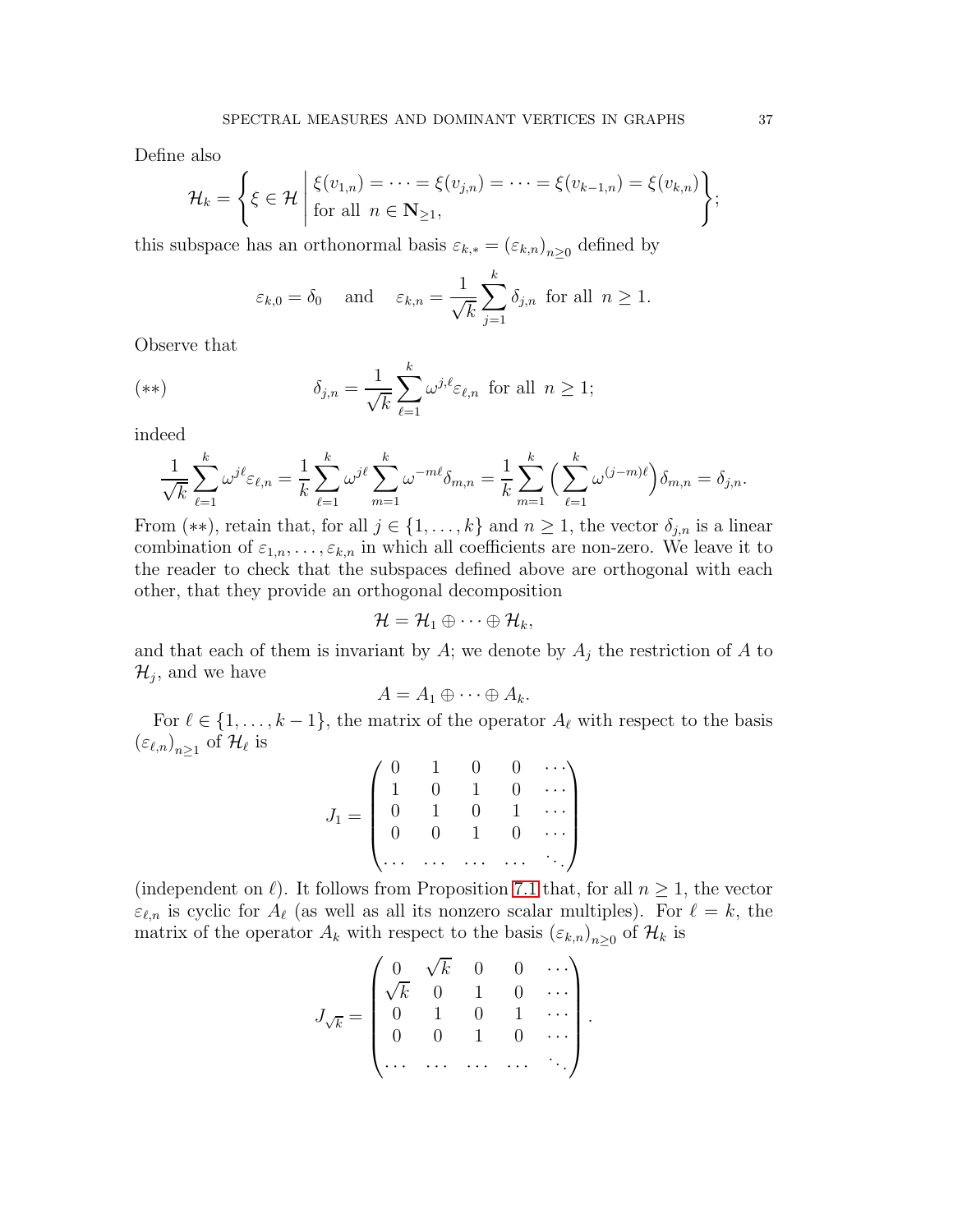Define also

$$\mathcal{H}_k = \left\{ \xi \in \mathcal{H} \;\middle|\; \begin{array}{l} \xi(v_{1,n}) = \cdots = \xi(v_{j,n}) = \cdots = \xi(v_{k-1,n}) = \xi(v_{k,n}) \\ \text{for all } \; n \in \mathbf{N}_{\geq 1}, \end{array} \right\};$$

this subspace has an orthonormal basis $\varepsilon_{k,*} = (\varepsilon_{k,n})_{n \geq 0}$ defined by

$$\varepsilon_{k,0} = \delta_0 \quad \text{and} \quad \varepsilon_{k,n} = \frac{1}{\sqrt{k}} \sum_{j=1}^{k} \delta_{j,n} \; \text{ for all } \; n \geq 1.$$

Observe that

$$(**) \qquad \delta_{j,n} = \frac{1}{\sqrt{k}} \sum_{\ell=1}^{k} \omega^{j,\ell} \varepsilon_{\ell,n} \; \text{ for all } \; n \geq 1;$$

indeed

$$\frac{1}{\sqrt{k}} \sum_{\ell=1}^{k} \omega^{j\ell} \varepsilon_{\ell,n} = \frac{1}{k} \sum_{\ell=1}^{k} \omega^{j\ell} \sum_{m=1}^{k} \omega^{-m\ell} \delta_{m,n} = \frac{1}{k} \sum_{m=1}^{k} \Big( \sum_{\ell=1}^{k} \omega^{(j-m)\ell} \Big) \delta_{m,n} = \delta_{j,n}.$$

From $(**)$, retain that, for all $j \in \{1, \ldots, k\}$ and $n \geq 1$, the vector $\delta_{j,n}$ is a linear combination of $\varepsilon_{1,n}, \ldots, \varepsilon_{k,n}$ in which all coefficients are non-zero. We leave it to the reader to check that the subspaces defined above are orthogonal with each other, that they provide an orthogonal decomposition

$$\mathcal{H} = \mathcal{H}_1 \oplus \cdots \oplus \mathcal{H}_k,$$

and that each of them is invariant by $A$; we denote by $A_j$ the restriction of $A$ to $\mathcal{H}_j$, and we have

$$A = A_1 \oplus \cdots \oplus A_k.$$

For $\ell \in \{1, \ldots, k-1\}$, the matrix of the operator $A_\ell$ with respect to the basis $(\varepsilon_{\ell,n})_{n \geq 1}$ of $\mathcal{H}_\ell$ is

$$J_1 = \begin{pmatrix} 0 & 1 & 0 & 0 & \cdots \\ 1 & 0 & 1 & 0 & \cdots \\ 0 & 1 & 0 & 1 & \cdots \\ 0 & 0 & 1 & 0 & \cdots \\ \cdots & \cdots & \cdots & \cdots & \ddots \end{pmatrix}$$

(independent on $\ell$). It follows from Proposition 7.1 that, for all $n \geq 1$, the vector $\varepsilon_{\ell,n}$ is cyclic for $A_\ell$ (as well as all its nonzero scalar multiples). For $\ell = k$, the matrix of the operator $A_k$ with respect to the basis $(\varepsilon_{k,n})_{n \geq 0}$ of $\mathcal{H}_k$ is

$$J_{\sqrt{k}} = \begin{pmatrix} 0 & \sqrt{k} & 0 & 0 & \cdots \\ \sqrt{k} & 0 & 1 & 0 & \cdots \\ 0 & 1 & 0 & 1 & \cdots \\ 0 & 0 & 1 & 0 & \cdots \\ \cdots & \cdots & \cdots & \cdots & \ddots \end{pmatrix}.$$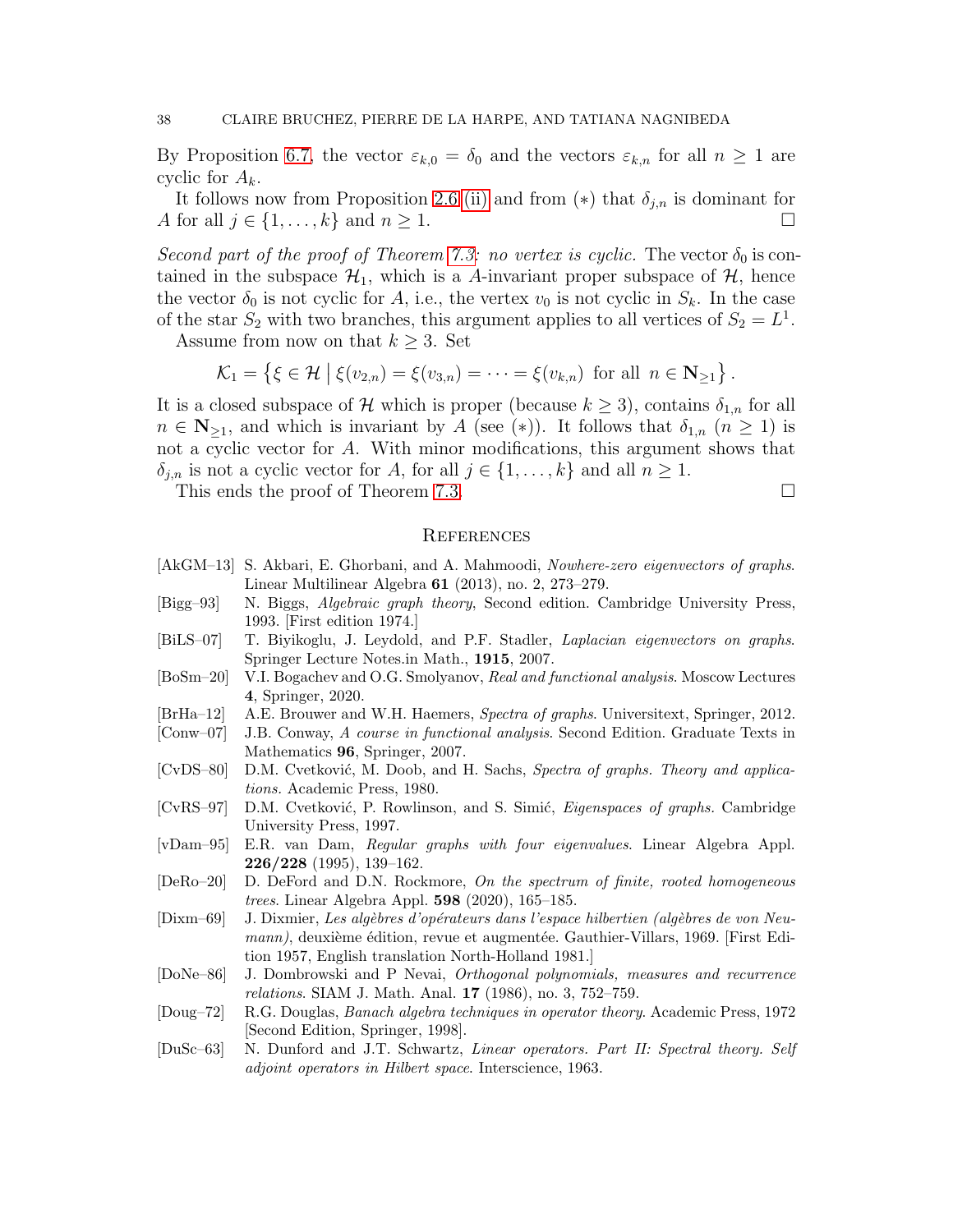By Proposition 6.7, the vector $\varepsilon_{k,0} = \delta_0$ and the vectors $\varepsilon_{k,n}$ for all $n \geq 1$ are cyclic for $A_k$.

It follows now from Proposition 2.6 (ii) and from $(*)$ that $\delta_{j,n}$ is dominant for $A$ for all $j \in \{1, \dots, k\}$ and $n \geq 1$. □

*Second part of the proof of Theorem 7.3: no vertex is cyclic.* The vector $\delta_0$ is contained in the subspace $\mathcal{H}_1$, which is a $A$-invariant proper subspace of $\mathcal{H}$, hence the vector $\delta_0$ is not cyclic for $A$, i.e., the vertex $v_0$ is not cyclic in $S_k$. In the case of the star $S_2$ with two branches, this argument applies to all vertices of $S_2 = L^1$.

Assume from now on that $k \geq 3$. Set

$$\mathcal{K}_1 = \left\{ \xi \in \mathcal{H} \mid \xi(v_{2,n}) = \xi(v_{3,n}) = \cdots = \xi(v_{k,n}) \text{ for all } n \in \mathbf{N}_{\geq 1} \right\}.$$

It is a closed subspace of $\mathcal{H}$ which is proper (because $k \geq 3$), contains $\delta_{1,n}$ for all $n \in \mathbf{N}_{\geq 1}$, and which is invariant by $A$ (see $(*)$). It follows that $\delta_{1,n}$ ($n \geq 1$) is not a cyclic vector for $A$. With minor modifications, this argument shows that $\delta_{j,n}$ is not a cyclic vector for $A$, for all $j \in \{1, \dots, k\}$ and all $n \geq 1$.

This ends the proof of Theorem 7.3. □

## References

[AkGM–13] S. Akbari, E. Ghorbani, and A. Mahmoodi, *Nowhere-zero eigenvectors of graphs*. Linear Multilinear Algebra **61** (2013), no. 2, 273–279.

[Bigg–93] N. Biggs, *Algebraic graph theory*, Second edition. Cambridge University Press, 1993. [First edition 1974.]

[BiLS–07] T. Biyikoglu, J. Leydold, and P.F. Stadler, *Laplacian eigenvectors on graphs*. Springer Lecture Notes.in Math., **1915**, 2007.

[BoSm–20] V.I. Bogachev and O.G. Smolyanov, *Real and functional analysis*. Moscow Lectures **4**, Springer, 2020.

[BrHa–12] A.E. Brouwer and W.H. Haemers, *Spectra of graphs*. Universitext, Springer, 2012.

[Conw–07] J.B. Conway, *A course in functional analysis*. Second Edition. Graduate Texts in Mathematics **96**, Springer, 2007.

[CvDS–80] D.M. Cvetković, M. Doob, and H. Sachs, *Spectra of graphs. Theory and applications.* Academic Press, 1980.

[CvRS–97] D.M. Cvetković, P. Rowlinson, and S. Simić, *Eigenspaces of graphs*. Cambridge University Press, 1997.

[vDam–95] E.R. van Dam, *Regular graphs with four eigenvalues*. Linear Algebra Appl. **226/228** (1995), 139–162.

[DeRo–20] D. DeFord and D.N. Rockmore, *On the spectrum of finite, rooted homogeneous trees*. Linear Algebra Appl. **598** (2020), 165–185.

[Dixm–69] J. Dixmier, *Les algèbres d'opérateurs dans l'espace hilbertien (algèbres de von Neumann)*, deuxième édition, revue et augmentée. Gauthier-Villars, 1969. [First Edition 1957, English translation North-Holland 1981.]

[DoNe–86] J. Dombrowski and P Nevai, *Orthogonal polynomials, measures and recurrence relations*. SIAM J. Math. Anal. **17** (1986), no. 3, 752–759.

[Doug–72] R.G. Douglas, *Banach algebra techniques in operator theory*. Academic Press, 1972 [Second Edition, Springer, 1998].

[DuSc–63] N. Dunford and J.T. Schwartz, *Linear operators. Part II: Spectral theory. Self adjoint operators in Hilbert space*. Interscience, 1963.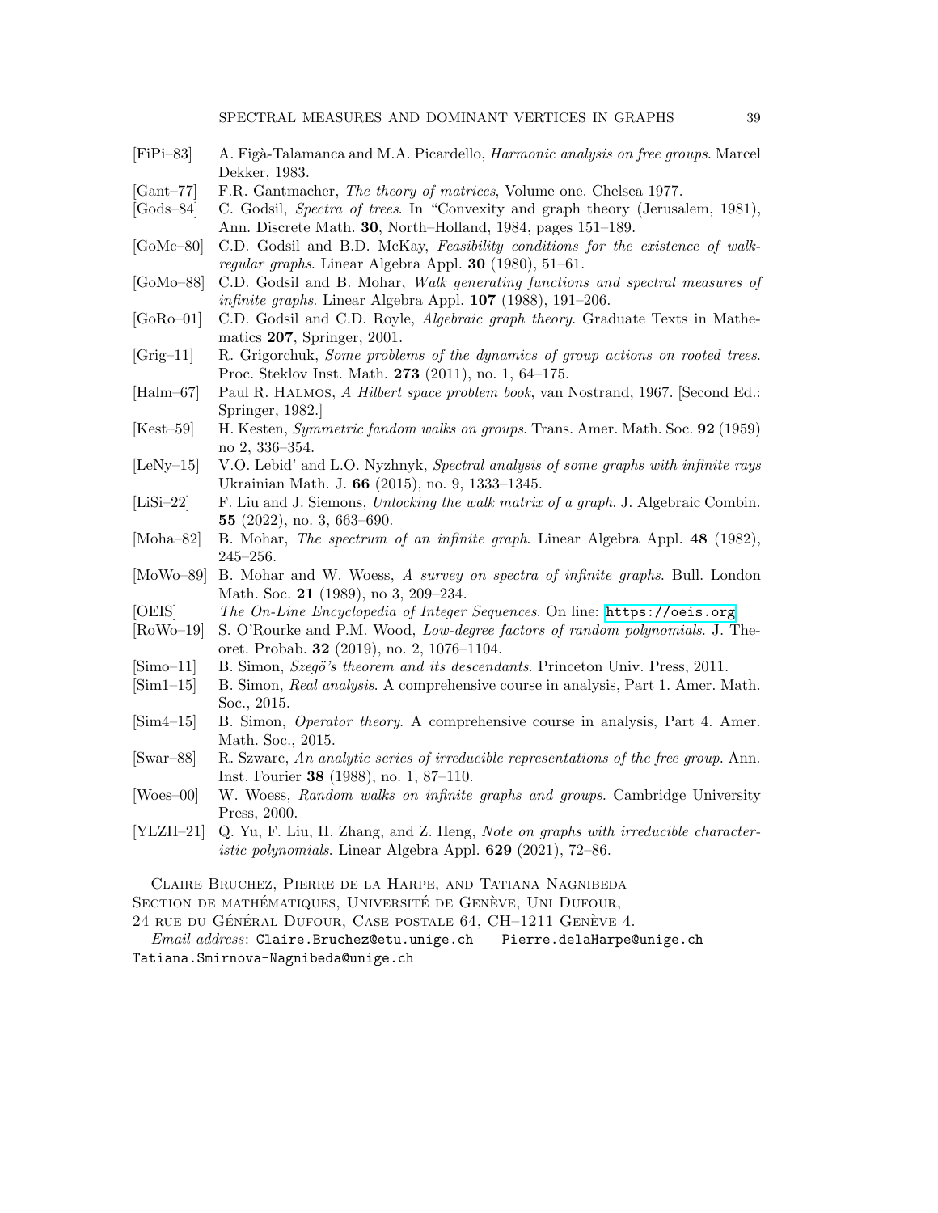[FiPi–83] A. Figà-Talamanca and M.A. Picardello, *Harmonic analysis on free groups*. Marcel Dekker, 1983.

[Gant–77] F.R. Gantmacher, *The theory of matrices*, Volume one. Chelsea 1977.

[Gods–84] C. Godsil, *Spectra of trees*. In "Convexity and graph theory (Jerusalem, 1981), Ann. Discrete Math. **30**, North–Holland, 1984, pages 151–189.

[GoMc–80] C.D. Godsil and B.D. McKay, *Feasibility conditions for the existence of walk-regular graphs*. Linear Algebra Appl. **30** (1980), 51–61.

[GoMo–88] C.D. Godsil and B. Mohar, *Walk generating functions and spectral measures of infinite graphs*. Linear Algebra Appl. **107** (1988), 191–206.

[GoRo–01] C.D. Godsil and C.D. Royle, *Algebraic graph theory*. Graduate Texts in Mathematics **207**, Springer, 2001.

[Grig–11] R. Grigorchuk, *Some problems of the dynamics of group actions on rooted trees*. Proc. Steklov Inst. Math. **273** (2011), no. 1, 64–175.

[Halm–67] Paul R. Halmos, *A Hilbert space problem book*, van Nostrand, 1967. [Second Ed.: Springer, 1982.]

[Kest–59] H. Kesten, *Symmetric fandom walks on groups*. Trans. Amer. Math. Soc. **92** (1959) no 2, 336–354.

[LeNy–15] V.O. Lebid' and L.O. Nyzhnyk, *Spectral analysis of some graphs with infinite rays* Ukrainian Math. J. **66** (2015), no. 9, 1333–1345.

[LiSi–22] F. Liu and J. Siemons, *Unlocking the walk matrix of a graph*. J. Algebraic Combin. **55** (2022), no. 3, 663–690.

[Moha–82] B. Mohar, *The spectrum of an infinite graph*. Linear Algebra Appl. **48** (1982), 245–256.

[MoWo–89] B. Mohar and W. Woess, *A survey on spectra of infinite graphs*. Bull. London Math. Soc. **21** (1989), no 3, 209–234.

[OEIS] *The On-Line Encyclopedia of Integer Sequences*. On line: https://oeis.org

[RoWo–19] S. O'Rourke and P.M. Wood, *Low-degree factors of random polynomials*. J. Theoret. Probab. **32** (2019), no. 2, 1076–1104.

[Simo–11] B. Simon, *Szegö's theorem and its descendants*. Princeton Univ. Press, 2011.

[Sim1–15] B. Simon, *Real analysis*. A comprehensive course in analysis, Part 1. Amer. Math. Soc., 2015.

[Sim4–15] B. Simon, *Operator theory*. A comprehensive course in analysis, Part 4. Amer. Math. Soc., 2015.

[Swar–88] R. Szwarc, *An analytic series of irreducible representations of the free group*. Ann. Inst. Fourier **38** (1988), no. 1, 87–110.

[Woes–00] W. Woess, *Random walks on infinite graphs and groups*. Cambridge University Press, 2000.

[YLZH–21] Q. Yu, F. Liu, H. Zhang, and Z. Heng, *Note on graphs with irreducible characteristic polynomials*. Linear Algebra Appl. **629** (2021), 72–86.

Claire Bruchez, Pierre de la Harpe, and Tatiana Nagnibeda
Section de mathématiques, Université de Genève, Uni Dufour,
24 rue du Général Dufour, Case postale 64, CH–1211 Genève 4.

*Email address*: Claire.Bruchez@etu.unige.ch Pierre.delaHarpe@unige.ch Tatiana.Smirnova-Nagnibeda@unige.ch